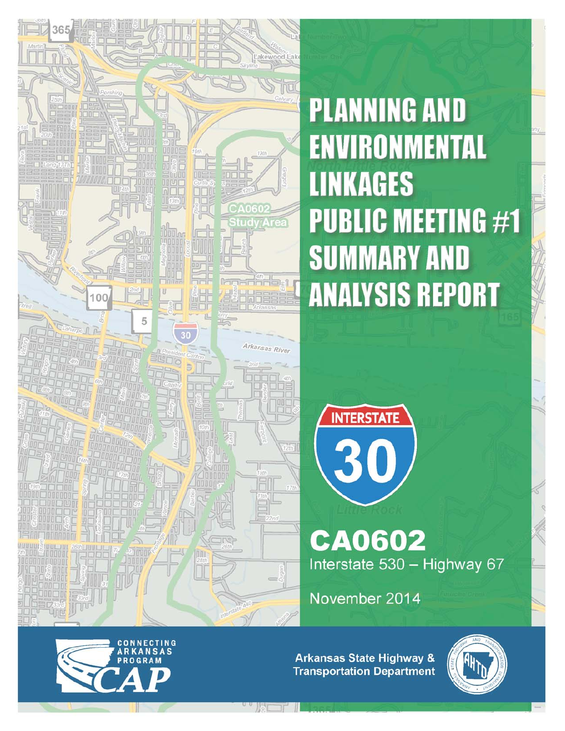# PLANNING AND ENVIRONMENTAL LINKAGES PUBLIC MEETING #1 SUMMARY AND ANALYSIS REPORT

INTERSTATE 30

## CA0602

Interstate 530 – Highway 67

November 2014

CONNECTING ARKANSAS PROGRAM CAP

Arkansas State Highway & Transportation Department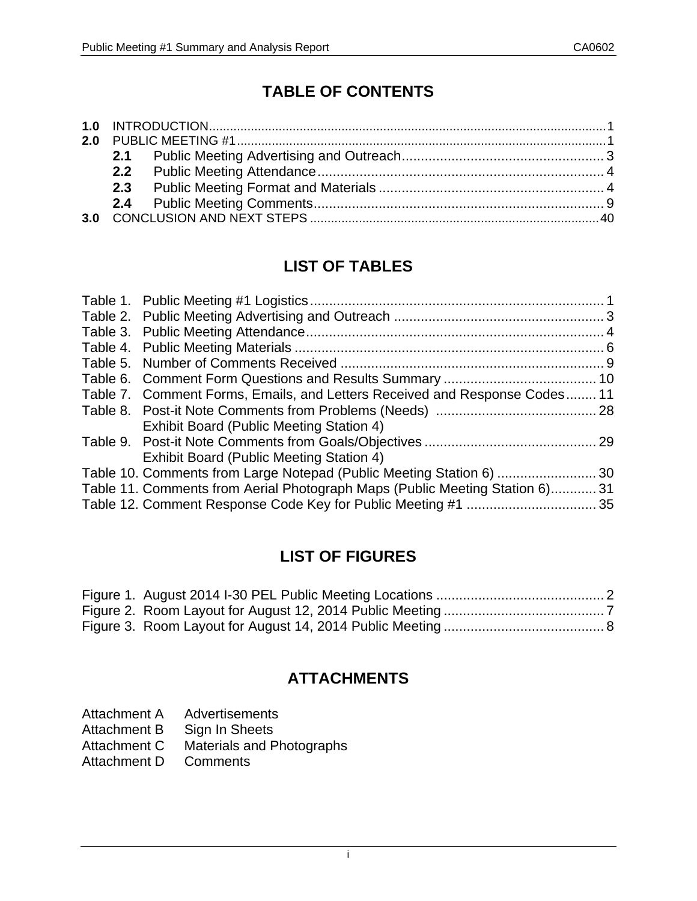# TABLE OF CONTENTS

**1.0** INTRODUCTION.................................................................................................................1

**2.0** PUBLIC MEETING #1.........................................................................................................1

- **2.1** Public Meeting Advertising and Outreach..................................................... 3
- **2.2** Public Meeting Attendance........................................................................... 4
- **2.3** Public Meeting Format and Materials ........................................................... 4
- **2.4** Public Meeting Comments............................................................................. 9

**3.0** CONCLUSION AND NEXT STEPS .................................................................................40

# LIST OF TABLES

Table 1. Public Meeting #1 Logistics............................................................................. 1
Table 2. Public Meeting Advertising and Outreach ....................................................... 3
Table 3. Public Meeting Attendance.............................................................................. 4
Table 4. Public Meeting Materials ................................................................................. 6
Table 5. Number of Comments Received ..................................................................... 9
Table 6. Comment Form Questions and Results Summary ........................................ 10
Table 7. Comment Forms, Emails, and Letters Received and Response Codes........ 11
Table 8. Post-it Note Comments from Problems (Needs) Exhibit Board (Public Meeting Station 4) .......................................... 28
Table 9. Post-it Note Comments from Goals/Objectives Exhibit Board (Public Meeting Station 4) ............................................. 29
Table 10. Comments from Large Notepad (Public Meeting Station 6) .......................... 30
Table 11. Comments from Aerial Photograph Maps (Public Meeting Station 6)............ 31
Table 12. Comment Response Code Key for Public Meeting #1 .................................. 35

# LIST OF FIGURES

Figure 1. August 2014 I-30 PEL Public Meeting Locations ............................................ 2
Figure 2. Room Layout for August 12, 2014 Public Meeting .......................................... 7
Figure 3. Room Layout for August 14, 2014 Public Meeting .......................................... 8

# ATTACHMENTS

Attachment A Advertisements
Attachment B Sign In Sheets
Attachment C Materials and Photographs
Attachment D Comments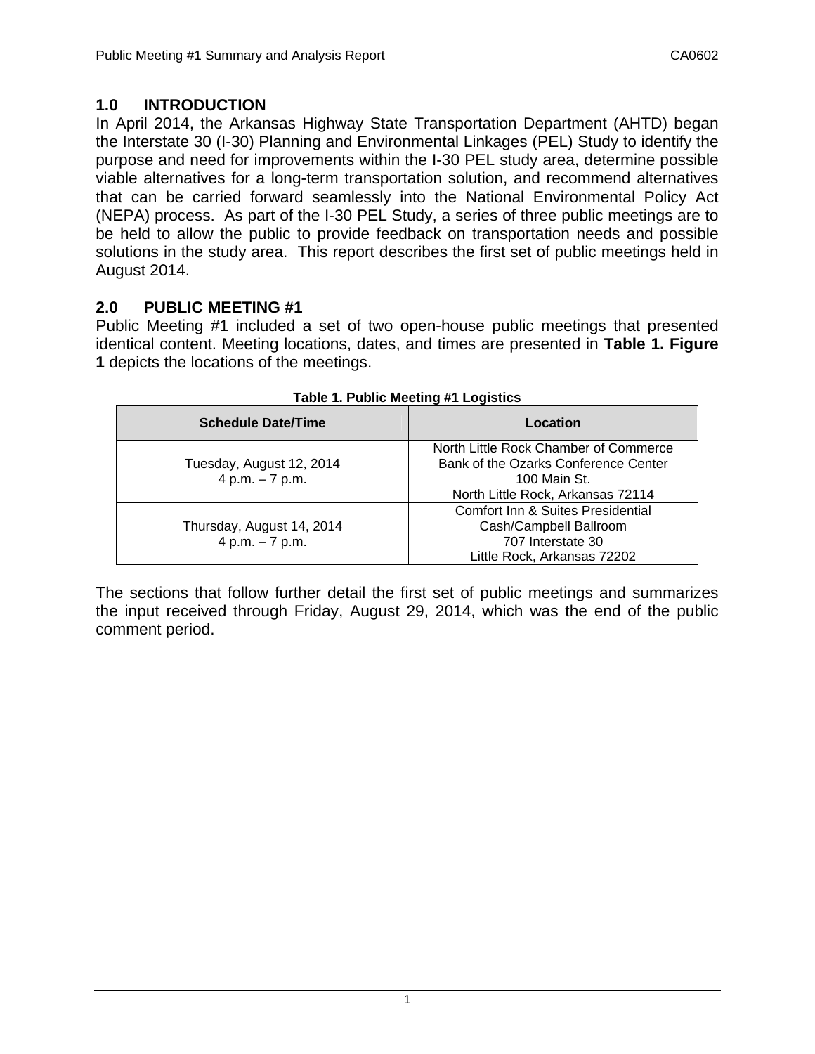## 1.0 INTRODUCTION

In April 2014, the Arkansas Highway State Transportation Department (AHTD) began the Interstate 30 (I-30) Planning and Environmental Linkages (PEL) Study to identify the purpose and need for improvements within the I-30 PEL study area, determine possible viable alternatives for a long-term transportation solution, and recommend alternatives that can be carried forward seamlessly into the National Environmental Policy Act (NEPA) process. As part of the I-30 PEL Study, a series of three public meetings are to be held to allow the public to provide feedback on transportation needs and possible solutions in the study area. This report describes the first set of public meetings held in August 2014.

## 2.0 PUBLIC MEETING #1

Public Meeting #1 included a set of two open-house public meetings that presented identical content. Meeting locations, dates, and times are presented in **Table 1. Figure 1** depicts the locations of the meetings.

**Table 1. Public Meeting #1 Logistics**

| Schedule Date/Time | Location |
|---|---|
| Tuesday, August 12, 2014<br>4 p.m. – 7 p.m. | North Little Rock Chamber of Commerce<br>Bank of the Ozarks Conference Center<br>100 Main St.<br>North Little Rock, Arkansas 72114 |
| Thursday, August 14, 2014<br>4 p.m. – 7 p.m. | Comfort Inn & Suites Presidential<br>Cash/Campbell Ballroom<br>707 Interstate 30<br>Little Rock, Arkansas 72202 |

The sections that follow further detail the first set of public meetings and summarizes the input received through Friday, August 29, 2014, which was the end of the public comment period.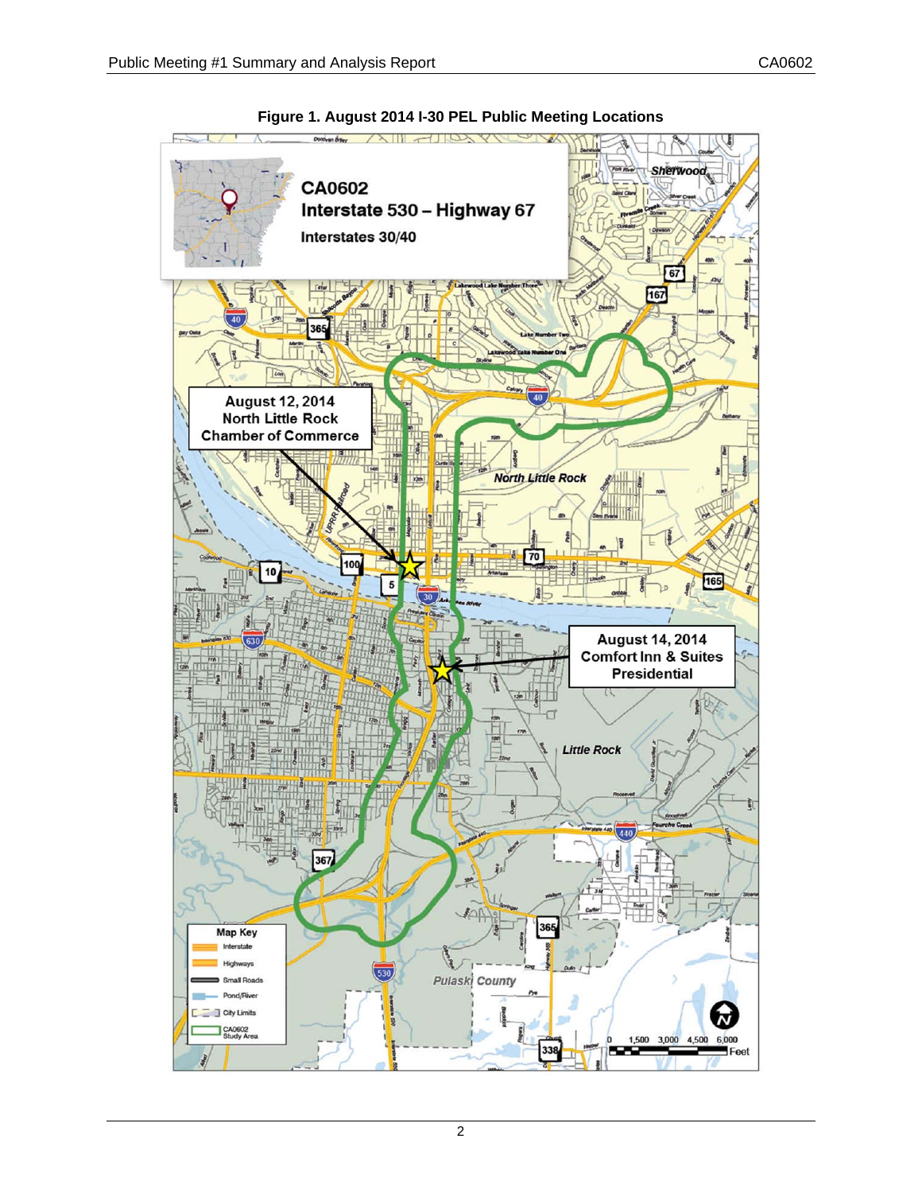**Figure 1. August 2014 I-30 PEL Public Meeting Locations**

CA0602
Interstate 530 – Highway 67
Interstates 30/40

August 12, 2014
North Little Rock
Chamber of Commerce

August 14, 2014
Comfort Inn & Suites
Presidential

Map Key
- Interstate
- Highways
- Small Roads
- Pond/River
- City Limits
- CA0602 Study Area

0 1,500 3,000 4,500 6,000 Feet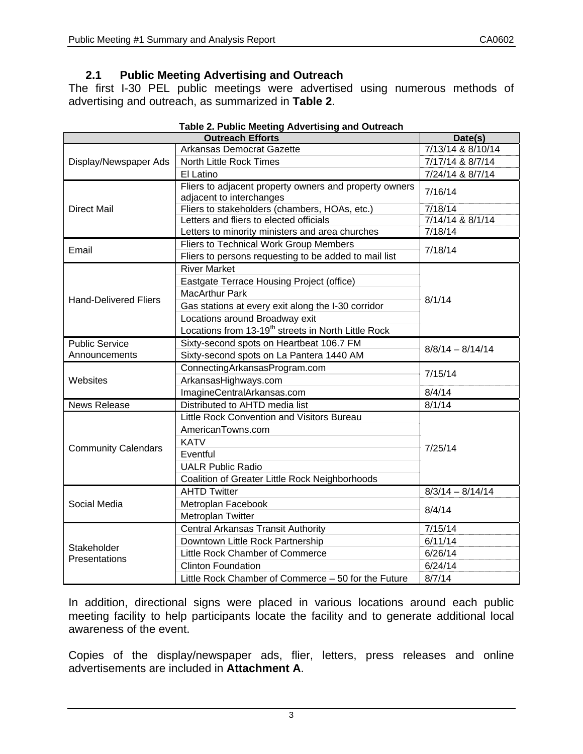## 2.1 Public Meeting Advertising and Outreach

The first I-30 PEL public meetings were advertised using numerous methods of advertising and outreach, as summarized in **Table 2**.

**Table 2. Public Meeting Advertising and Outreach**

| Outreach Efforts | | Date(s) |
|---|---|---|
| Display/Newspaper Ads | Arkansas Democrat Gazette | 7/13/14 & 8/10/14 |
| | North Little Rock Times | 7/17/14 & 8/7/14 |
| | El Latino | 7/24/14 & 8/7/14 |
| Direct Mail | Fliers to adjacent property owners and property owners adjacent to interchanges | 7/16/14 |
| | Fliers to stakeholders (chambers, HOAs, etc.) | 7/18/14 |
| | Letters and fliers to elected officials | 7/14/14 & 8/1/14 |
| | Letters to minority ministers and area churches | 7/18/14 |
| Email | Fliers to Technical Work Group Members | 7/18/14 |
| | Fliers to persons requesting to be added to mail list | |
| Hand-Delivered Fliers | River Market | 8/1/14 |
| | Eastgate Terrace Housing Project (office) | |
| | MacArthur Park | |
| | Gas stations at every exit along the I-30 corridor | |
| | Locations around Broadway exit | |
| | Locations from 13-19th streets in North Little Rock | |
| Public Service Announcements | Sixty-second spots on Heartbeat 106.7 FM | 8/8/14 – 8/14/14 |
| | Sixty-second spots on La Pantera 1440 AM | |
| Websites | ConnectingArkansasProgram.com | 7/15/14 |
| | ArkansasHighways.com | |
| | ImagineCentralArkansas.com | 8/4/14 |
| News Release | Distributed to AHTD media list | 8/1/14 |
| Community Calendars | Little Rock Convention and Visitors Bureau | 7/25/14 |
| | AmericanTowns.com | |
| | KATV | |
| | Eventful | |
| | UALR Public Radio | |
| | Coalition of Greater Little Rock Neighborhoods | |
| Social Media | AHTD Twitter | 8/3/14 – 8/14/14 |
| | Metroplan Facebook | 8/4/14 |
| | Metroplan Twitter | |
| Stakeholder Presentations | Central Arkansas Transit Authority | 7/15/14 |
| | Downtown Little Rock Partnership | 6/11/14 |
| | Little Rock Chamber of Commerce | 6/26/14 |
| | Clinton Foundation | 6/24/14 |
| | Little Rock Chamber of Commerce – 50 for the Future | 8/7/14 |

In addition, directional signs were placed in various locations around each public meeting facility to help participants locate the facility and to generate additional local awareness of the event.

Copies of the display/newspaper ads, flier, letters, press releases and online advertisements are included in **Attachment A**.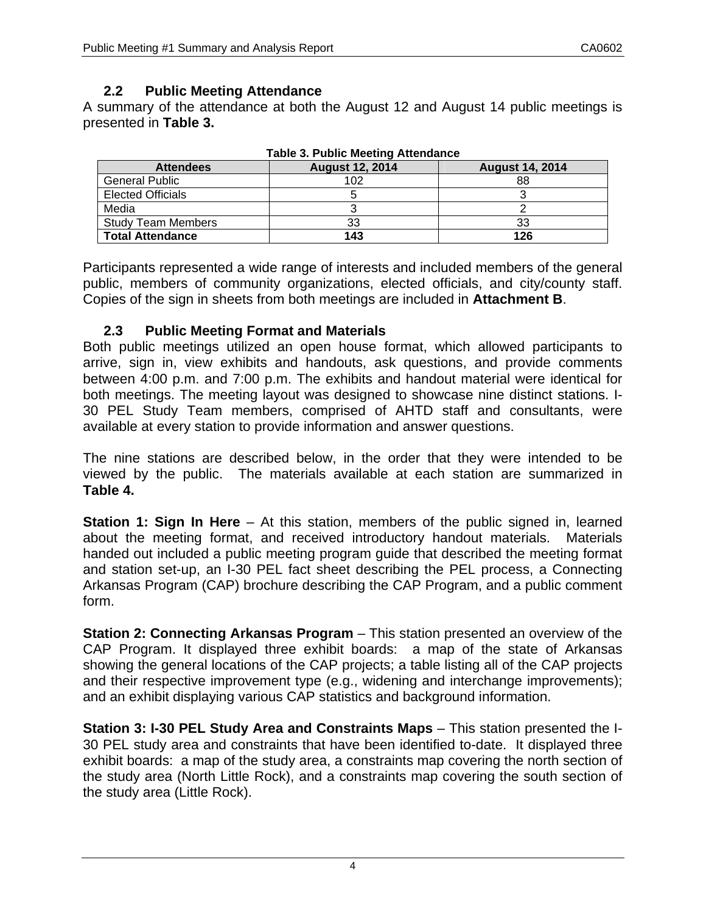## 2.2 Public Meeting Attendance

A summary of the attendance at both the August 12 and August 14 public meetings is presented in **Table 3.**

**Table 3. Public Meeting Attendance**

| Attendees | August 12, 2014 | August 14, 2014 |
|---|---|---|
| General Public | 102 | 88 |
| Elected Officials | 5 | 3 |
| Media | 3 | 2 |
| Study Team Members | 33 | 33 |
| **Total Attendance** | **143** | **126** |

Participants represented a wide range of interests and included members of the general public, members of community organizations, elected officials, and city/county staff. Copies of the sign in sheets from both meetings are included in **Attachment B**.

## 2.3 Public Meeting Format and Materials

Both public meetings utilized an open house format, which allowed participants to arrive, sign in, view exhibits and handouts, ask questions, and provide comments between 4:00 p.m. and 7:00 p.m. The exhibits and handout material were identical for both meetings. The meeting layout was designed to showcase nine distinct stations. I-30 PEL Study Team members, comprised of AHTD staff and consultants, were available at every station to provide information and answer questions.

The nine stations are described below, in the order that they were intended to be viewed by the public. The materials available at each station are summarized in **Table 4.**

**Station 1: Sign In Here** – At this station, members of the public signed in, learned about the meeting format, and received introductory handout materials. Materials handed out included a public meeting program guide that described the meeting format and station set-up, an I-30 PEL fact sheet describing the PEL process, a Connecting Arkansas Program (CAP) brochure describing the CAP Program, and a public comment form.

**Station 2: Connecting Arkansas Program** – This station presented an overview of the CAP Program. It displayed three exhibit boards: a map of the state of Arkansas showing the general locations of the CAP projects; a table listing all of the CAP projects and their respective improvement type (e.g., widening and interchange improvements); and an exhibit displaying various CAP statistics and background information.

**Station 3: I-30 PEL Study Area and Constraints Maps** – This station presented the I-30 PEL study area and constraints that have been identified to-date. It displayed three exhibit boards: a map of the study area, a constraints map covering the north section of the study area (North Little Rock), and a constraints map covering the south section of the study area (Little Rock).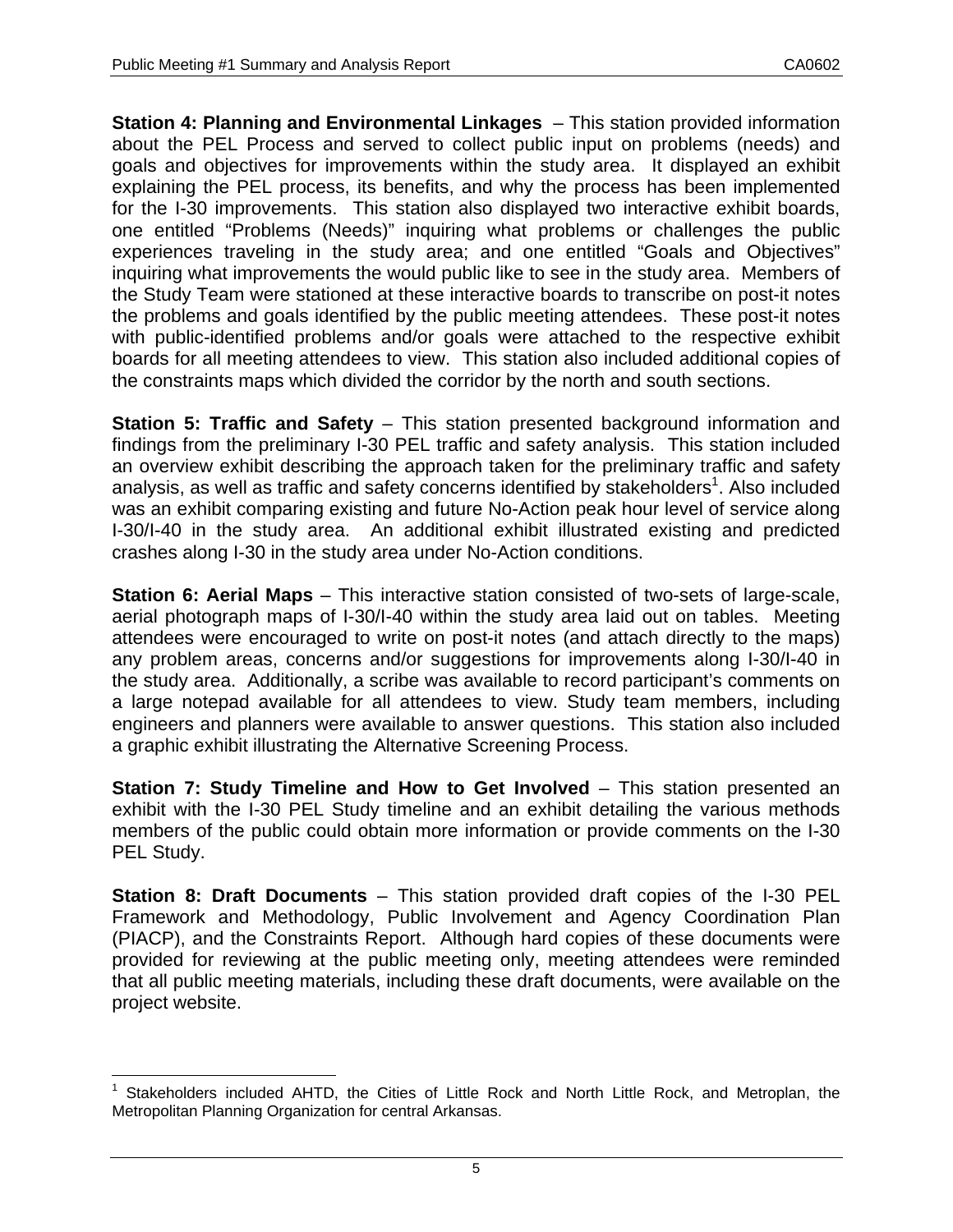**Station 4: Planning and Environmental Linkages** – This station provided information about the PEL Process and served to collect public input on problems (needs) and goals and objectives for improvements within the study area. It displayed an exhibit explaining the PEL process, its benefits, and why the process has been implemented for the I-30 improvements. This station also displayed two interactive exhibit boards, one entitled "Problems (Needs)" inquiring what problems or challenges the public experiences traveling in the study area; and one entitled "Goals and Objectives" inquiring what improvements the would public like to see in the study area. Members of the Study Team were stationed at these interactive boards to transcribe on post-it notes the problems and goals identified by the public meeting attendees. These post-it notes with public-identified problems and/or goals were attached to the respective exhibit boards for all meeting attendees to view. This station also included additional copies of the constraints maps which divided the corridor by the north and south sections.

**Station 5: Traffic and Safety** – This station presented background information and findings from the preliminary I-30 PEL traffic and safety analysis. This station included an overview exhibit describing the approach taken for the preliminary traffic and safety analysis, as well as traffic and safety concerns identified by stakeholders[1]. Also included was an exhibit comparing existing and future No-Action peak hour level of service along I-30/I-40 in the study area. An additional exhibit illustrated existing and predicted crashes along I-30 in the study area under No-Action conditions.

**Station 6: Aerial Maps** – This interactive station consisted of two-sets of large-scale, aerial photograph maps of I-30/I-40 within the study area laid out on tables. Meeting attendees were encouraged to write on post-it notes (and attach directly to the maps) any problem areas, concerns and/or suggestions for improvements along I-30/I-40 in the study area. Additionally, a scribe was available to record participant's comments on a large notepad available for all attendees to view. Study team members, including engineers and planners were available to answer questions. This station also included a graphic exhibit illustrating the Alternative Screening Process.

**Station 7: Study Timeline and How to Get Involved** – This station presented an exhibit with the I-30 PEL Study timeline and an exhibit detailing the various methods members of the public could obtain more information or provide comments on the I-30 PEL Study.

**Station 8: Draft Documents** – This station provided draft copies of the I-30 PEL Framework and Methodology, Public Involvement and Agency Coordination Plan (PIACP), and the Constraints Report. Although hard copies of these documents were provided for reviewing at the public meeting only, meeting attendees were reminded that all public meeting materials, including these draft documents, were available on the project website.

---

[1] Stakeholders included AHTD, the Cities of Little Rock and North Little Rock, and Metroplan, the Metropolitan Planning Organization for central Arkansas.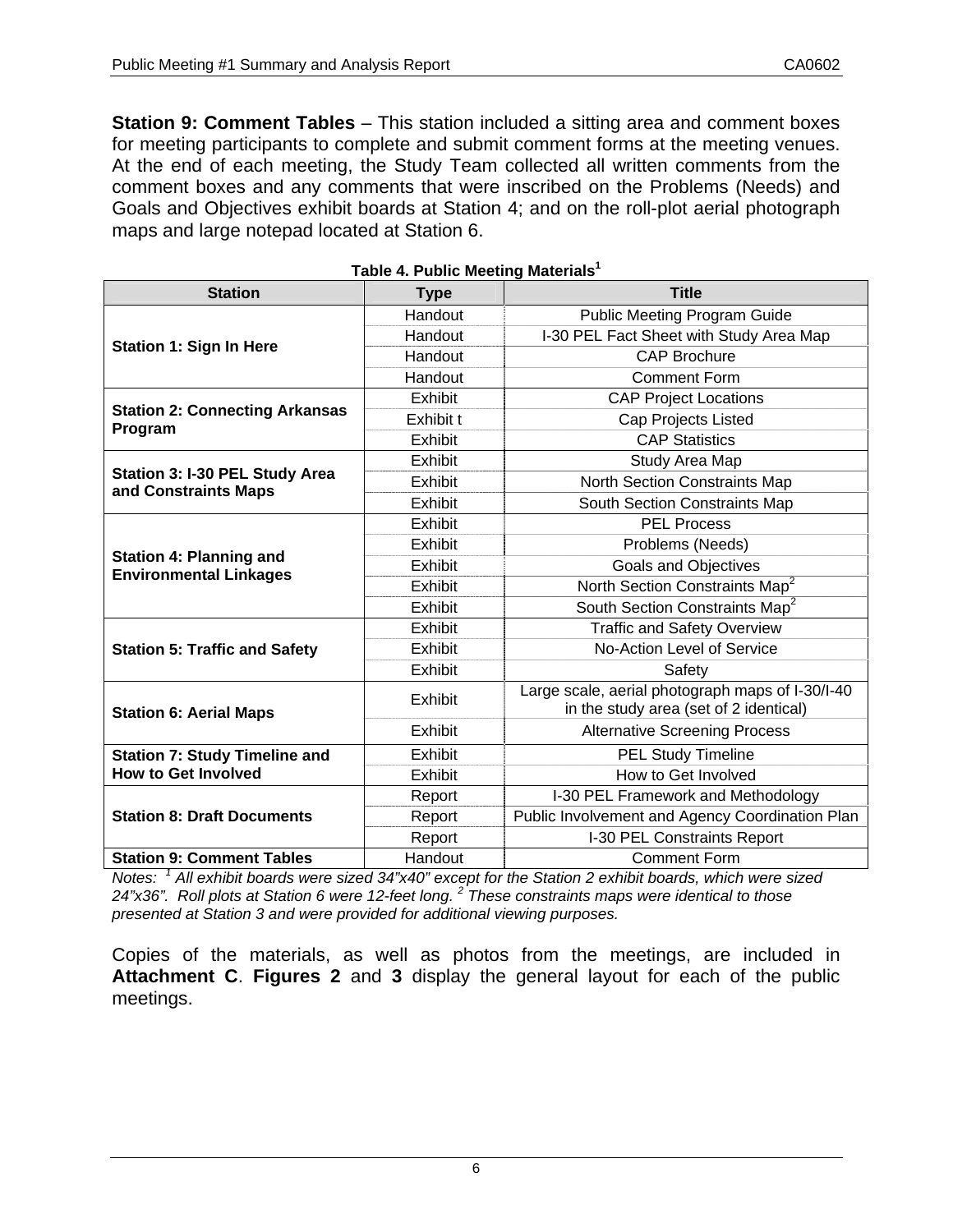**Station 9: Comment Tables** – This station included a sitting area and comment boxes for meeting participants to complete and submit comment forms at the meeting venues. At the end of each meeting, the Study Team collected all written comments from the comment boxes and any comments that were inscribed on the Problems (Needs) and Goals and Objectives exhibit boards at Station 4; and on the roll-plot aerial photograph maps and large notepad located at Station 6.

**Table 4. Public Meeting Materials[1]**

| Station | Type | Title |
|---|---|---|
| **Station 1: Sign In Here** | Handout | Public Meeting Program Guide |
| | Handout | I-30 PEL Fact Sheet with Study Area Map |
| | Handout | CAP Brochure |
| | Handout | Comment Form |
| **Station 2: Connecting Arkansas Program** | Exhibit | CAP Project Locations |
| | Exhibit t | Cap Projects Listed |
| | Exhibit | CAP Statistics |
| **Station 3: I-30 PEL Study Area and Constraints Maps** | Exhibit | Study Area Map |
| | Exhibit | North Section Constraints Map |
| | Exhibit | South Section Constraints Map |
| **Station 4: Planning and Environmental Linkages** | Exhibit | PEL Process |
| | Exhibit | Problems (Needs) |
| | Exhibit | Goals and Objectives |
| | Exhibit | North Section Constraints Map[2] |
| | Exhibit | South Section Constraints Map[2] |
| **Station 5: Traffic and Safety** | Exhibit | Traffic and Safety Overview |
| | Exhibit | No-Action Level of Service |
| | Exhibit | Safety |
| **Station 6: Aerial Maps** | Exhibit | Large scale, aerial photograph maps of I-30/I-40 in the study area (set of 2 identical) |
| | Exhibit | Alternative Screening Process |
| **Station 7: Study Timeline and How to Get Involved** | Exhibit | PEL Study Timeline |
| | Exhibit | How to Get Involved |
| **Station 8: Draft Documents** | Report | I-30 PEL Framework and Methodology |
| | Report | Public Involvement and Agency Coordination Plan |
| | Report | I-30 PEL Constraints Report |
| **Station 9: Comment Tables** | Handout | Comment Form |

*Notes: [1] All exhibit boards were sized 34"x40" except for the Station 2 exhibit boards, which were sized 24"x36". Roll plots at Station 6 were 12-feet long. [2] These constraints maps were identical to those presented at Station 3 and were provided for additional viewing purposes.*

Copies of the materials, as well as photos from the meetings, are included in **Attachment C**. **Figures 2** and **3** display the general layout for each of the public meetings.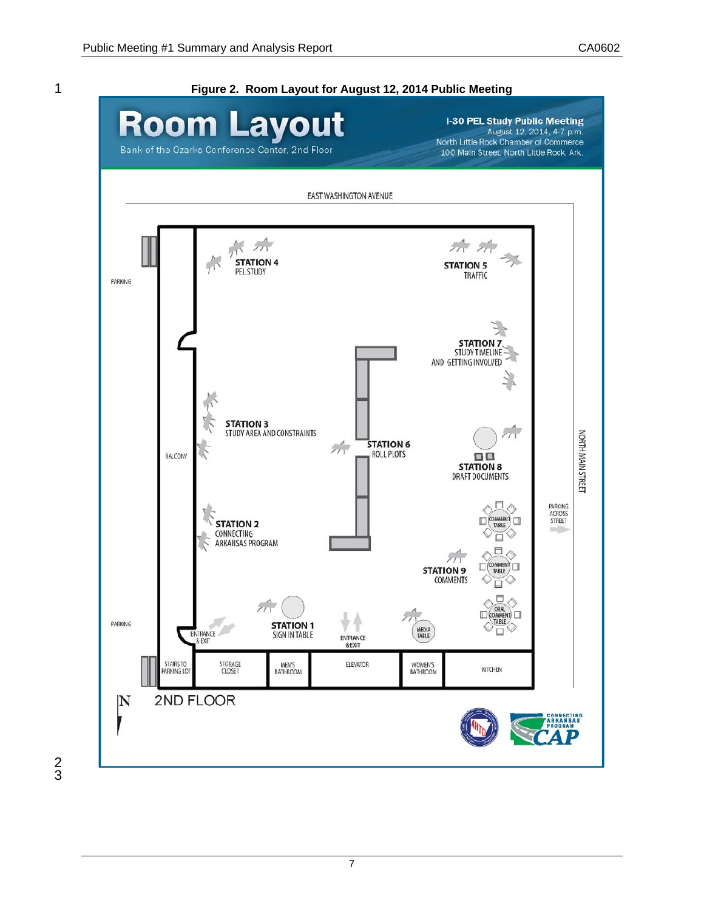**Figure 2. Room Layout for August 12, 2014 Public Meeting**

# Room Layout

Bank of the Ozarks Conference Center, 2nd Floor

**I-30 PEL Study Public Meeting**
August 12, 2014, 4-7 p.m.
North Little Rock Chamber of Commerce
100 Main Street, North Little Rock, Ark.

EAST WASHINGTON AVENUE

PARKING

**STATION 4**
PEL STUDY

**STATION 5**
TRAFFIC

**STATION 7**
STUDY TIMELINE AND GETTING INVOLVED

**STATION 3**
STUDY AREA AND CONSTRAINTS

**STATION 6**
ROLL PLOTS

**STATION 8**
DRAFT DOCUMENTS

BALCONY

NORTH MAIN STREET

PARKING ACROSS STREET

COMMENT TABLE

**STATION 2**
CONNECTING ARKANSAS PROGRAM

COMMENT TABLE

**STATION 9**
COMMENTS

ORAL COMMENT TABLE

PARKING

ENTRANCE & EXIT

**STATION 1**
SIGN IN TABLE

ENTRANCE & EXIT

MEDIA TABLE

STAIRS TO PARKING LOT | STORAGE CLOSET | MEN'S BATHROOM | ELEVATOR | WOMEN'S BATHROOM | KITCHEN

N

2ND FLOOR

CONNECTING ARKANSAS PROGRAM CAP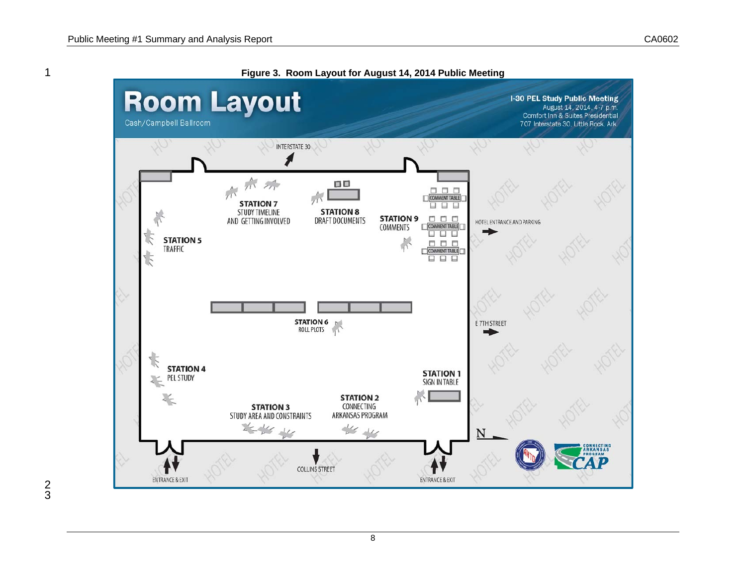**Figure 3. Room Layout for August 14, 2014 Public Meeting**

# Room Layout

Cash/Campbell Ballroom

**I-30 PEL Study Public Meeting**
August 14, 2014, 4-7 p.m.
Comfort Inn & Suites Presidential
707 Interstate 30, Little Rock, Ark.

INTERSTATE 30

**STATION 7**
STUDY TIMELINE AND GETTING INVOLVED

**STATION 8**
DRAFT DOCUMENTS

**STATION 9**
COMMENTS

COMMENT TABLE

COMMENT TABLE

COMMENT TABLE

HOTEL ENTRANCE AND PARKING

**STATION 5**
TRAFFIC

**STATION 6**
ROLL PLOTS

E 7TH STREET

**STATION 4**
PEL STUDY

**STATION 1**
SIGN IN TABLE

**STATION 2**
CONNECTING ARKANSAS PROGRAM

**STATION 3**
STUDY AREA AND CONSTRAINTS

N

ENTRANCE & EXIT

COLLINS STREET

ENTRANCE & EXIT

CONNECTING ARKANSAS PROGRAM CAP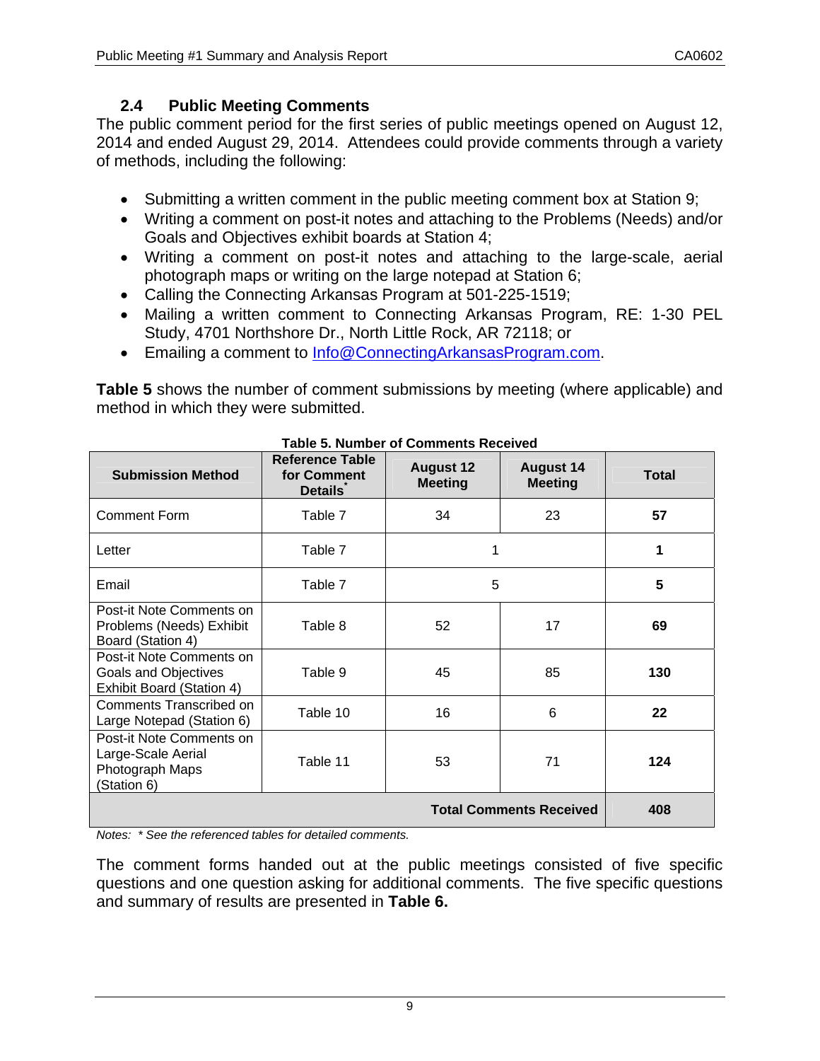### 2.4 Public Meeting Comments

The public comment period for the first series of public meetings opened on August 12, 2014 and ended August 29, 2014. Attendees could provide comments through a variety of methods, including the following:

- Submitting a written comment in the public meeting comment box at Station 9;
- Writing a comment on post-it notes and attaching to the Problems (Needs) and/or Goals and Objectives exhibit boards at Station 4;
- Writing a comment on post-it notes and attaching to the large-scale, aerial photograph maps or writing on the large notepad at Station 6;
- Calling the Connecting Arkansas Program at 501-225-1519;
- Mailing a written comment to Connecting Arkansas Program, RE: 1-30 PEL Study, 4701 Northshore Dr., North Little Rock, AR 72118; or
- Emailing a comment to Info@ConnectingArkansasProgram.com.

**Table 5** shows the number of comment submissions by meeting (where applicable) and method in which they were submitted.

**Table 5. Number of Comments Received**

| Submission Method | Reference Table for Comment Details* | August 12 Meeting | August 14 Meeting | Total |
|---|---|---|---|---|
| Comment Form | Table 7 | 34 | 23 | **57** |
| Letter | Table 7 | 1 | | **1** |
| Email | Table 7 | 5 | | **5** |
| Post-it Note Comments on Problems (Needs) Exhibit Board (Station 4) | Table 8 | 52 | 17 | **69** |
| Post-it Note Comments on Goals and Objectives Exhibit Board (Station 4) | Table 9 | 45 | 85 | **130** |
| Comments Transcribed on Large Notepad (Station 6) | Table 10 | 16 | 6 | **22** |
| Post-it Note Comments on Large-Scale Aerial Photograph Maps (Station 6) | Table 11 | 53 | 71 | **124** |
| | | | **Total Comments Received** | **408** |

*Notes: * See the referenced tables for detailed comments.*

The comment forms handed out at the public meetings consisted of five specific questions and one question asking for additional comments. The five specific questions and summary of results are presented in **Table 6.**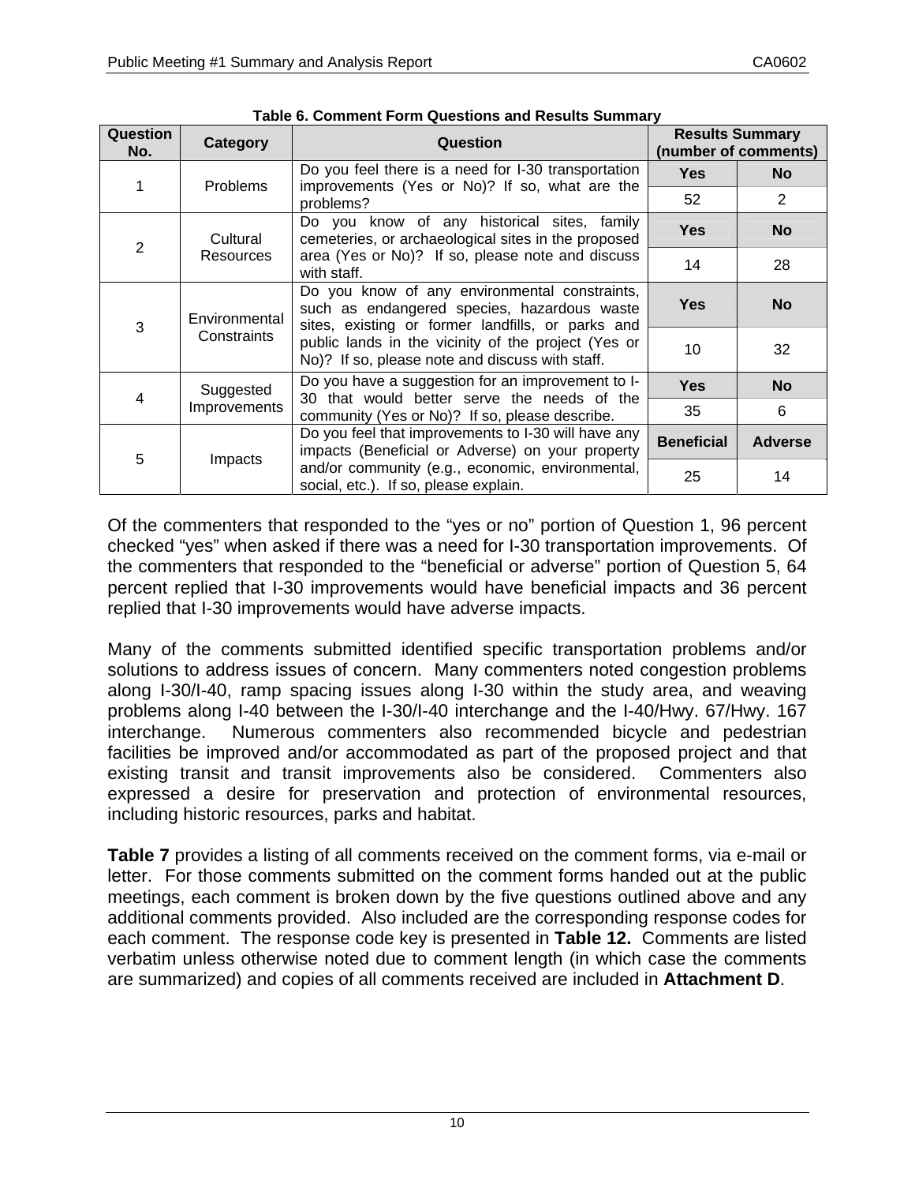**Table 6. Comment Form Questions and Results Summary**

| Question No. | Category | Question | Results Summary (number of comments) | |
|---|---|---|---|---|
| | | | **Yes** | **No** |
| 1 | Problems | Do you feel there is a need for I-30 transportation improvements (Yes or No)? If so, what are the problems? | 52 | 2 |
| | | | **Yes** | **No** |
| 2 | Cultural Resources | Do you know of any historical sites, family cemeteries, or archaeological sites in the proposed area (Yes or No)? If so, please note and discuss with staff. | 14 | 28 |
| | | | **Yes** | **No** |
| 3 | Environmental Constraints | Do you know of any environmental constraints, such as endangered species, hazardous waste sites, existing or former landfills, or parks and public lands in the vicinity of the project (Yes or No)? If so, please note and discuss with staff. | 10 | 32 |
| | | | **Yes** | **No** |
| 4 | Suggested Improvements | Do you have a suggestion for an improvement to I-30 that would better serve the needs of the community (Yes or No)? If so, please describe. | 35 | 6 |
| | | | **Beneficial** | **Adverse** |
| 5 | Impacts | Do you feel that improvements to I-30 will have any impacts (Beneficial or Adverse) on your property and/or community (e.g., economic, environmental, social, etc.). If so, please explain. | 25 | 14 |

Of the commenters that responded to the "yes or no" portion of Question 1, 96 percent checked "yes" when asked if there was a need for I-30 transportation improvements. Of the commenters that responded to the "beneficial or adverse" portion of Question 5, 64 percent replied that I-30 improvements would have beneficial impacts and 36 percent replied that I-30 improvements would have adverse impacts.

Many of the comments submitted identified specific transportation problems and/or solutions to address issues of concern. Many commenters noted congestion problems along I-30/I-40, ramp spacing issues along I-30 within the study area, and weaving problems along I-40 between the I-30/I-40 interchange and the I-40/Hwy. 67/Hwy. 167 interchange. Numerous commenters also recommended bicycle and pedestrian facilities be improved and/or accommodated as part of the proposed project and that existing transit and transit improvements also be considered. Commenters also expressed a desire for preservation and protection of environmental resources, including historic resources, parks and habitat.

**Table 7** provides a listing of all comments received on the comment forms, via e-mail or letter. For those comments submitted on the comment forms handed out at the public meetings, each comment is broken down by the five questions outlined above and any additional comments provided. Also included are the corresponding response codes for each comment. The response code key is presented in **Table 12.** Comments are listed verbatim unless otherwise noted due to comment length (in which case the comments are summarized) and copies of all comments received are included in **Attachment D**.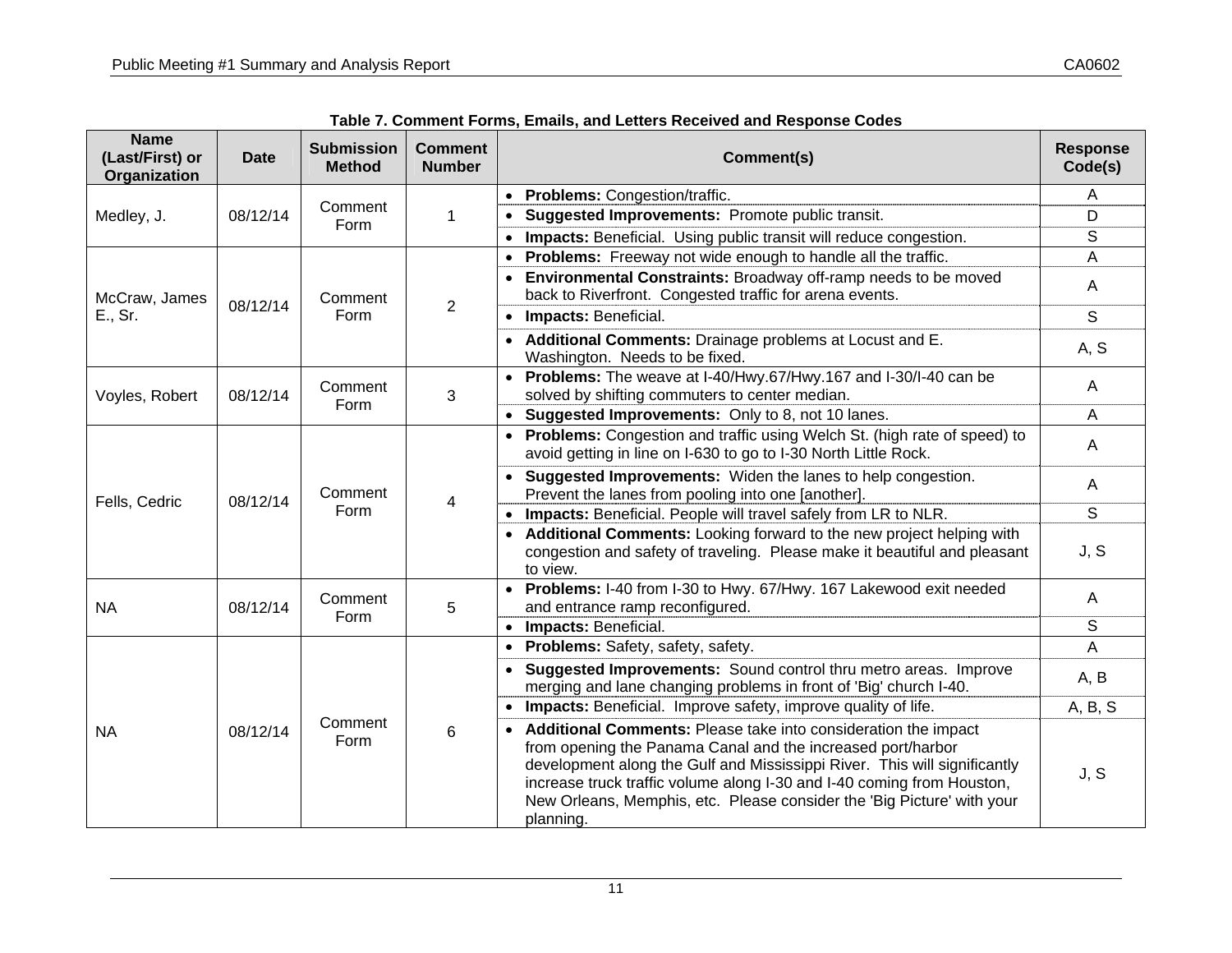**Table 7. Comment Forms, Emails, and Letters Received and Response Codes**

| Name (Last/First) or Organization | Date | Submission Method | Comment Number | Comment(s) | Response Code(s) |
|---|---|---|---|---|---|
| Medley, J. | 08/12/14 | Comment Form | 1 | • **Problems:** Congestion/traffic. | A |
| | | | | • **Suggested Improvements:** Promote public transit. | D |
| | | | | • **Impacts:** Beneficial. Using public transit will reduce congestion. | S |
| McCraw, James E., Sr. | 08/12/14 | Comment Form | 2 | • **Problems:** Freeway not wide enough to handle all the traffic. | A |
| | | | | • **Environmental Constraints:** Broadway off-ramp needs to be moved back to Riverfront. Congested traffic for arena events. | A |
| | | | | • **Impacts:** Beneficial. | S |
| | | | | • **Additional Comments:** Drainage problems at Locust and E. Washington. Needs to be fixed. | A, S |
| Voyles, Robert | 08/12/14 | Comment Form | 3 | • **Problems:** The weave at I-40/Hwy.67/Hwy.167 and I-30/I-40 can be solved by shifting commuters to center median. | A |
| | | | | • **Suggested Improvements:** Only to 8, not 10 lanes. | A |
| Fells, Cedric | 08/12/14 | Comment Form | 4 | • **Problems:** Congestion and traffic using Welch St. (high rate of speed) to avoid getting in line on I-630 to go to I-30 North Little Rock. | A |
| | | | | • **Suggested Improvements:** Widen the lanes to help congestion. Prevent the lanes from pooling into one [another]. | A |
| | | | | • **Impacts:** Beneficial. People will travel safely from LR to NLR. | S |
| | | | | • **Additional Comments:** Looking forward to the new project helping with congestion and safety of traveling. Please make it beautiful and pleasant to view. | J, S |
| NA | 08/12/14 | Comment Form | 5 | • **Problems:** I-40 from I-30 to Hwy. 67/Hwy. 167 Lakewood exit needed and entrance ramp reconfigured. | A |
| | | | | • **Impacts:** Beneficial. | S |
| NA | 08/12/14 | Comment Form | 6 | • **Problems:** Safety, safety, safety. | A |
| | | | | • **Suggested Improvements:** Sound control thru metro areas. Improve merging and lane changing problems in front of 'Big' church I-40. | A, B |
| | | | | • **Impacts:** Beneficial. Improve safety, improve quality of life. | A, B, S |
| | | | | • **Additional Comments:** Please take into consideration the impact from opening the Panama Canal and the increased port/harbor development along the Gulf and Mississippi River. This will significantly increase truck traffic volume along I-30 and I-40 coming from Houston, New Orleans, Memphis, etc. Please consider the 'Big Picture' with your planning. | J, S |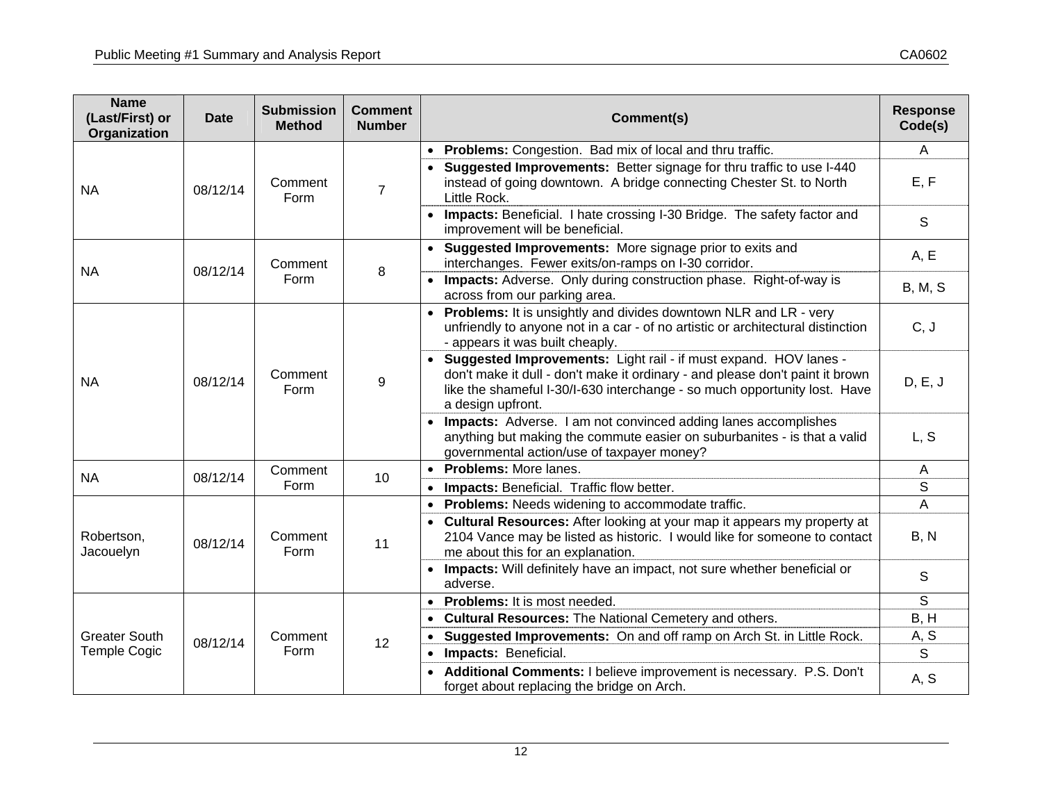| Name (Last/First) or Organization | Date | Submission Method | Comment Number | Comment(s) | Response Code(s) |
|---|---|---|---|---|---|
| NA | 08/12/14 | Comment Form | 7 | • **Problems:** Congestion. Bad mix of local and thru traffic. | A |
| | | | | • **Suggested Improvements:** Better signage for thru traffic to use I-440 instead of going downtown. A bridge connecting Chester St. to North Little Rock. | E, F |
| | | | | • **Impacts:** Beneficial. I hate crossing I-30 Bridge. The safety factor and improvement will be beneficial. | S |
| NA | 08/12/14 | Comment Form | 8 | • **Suggested Improvements:** More signage prior to exits and interchanges. Fewer exits/on-ramps on I-30 corridor. | A, E |
| | | | | • **Impacts:** Adverse. Only during construction phase. Right-of-way is across from our parking area. | B, M, S |
| NA | 08/12/14 | Comment Form | 9 | • **Problems:** It is unsightly and divides downtown NLR and LR - very unfriendly to anyone not in a car - of no artistic or architectural distinction - appears it was built cheaply. | C, J |
| | | | | • **Suggested Improvements:** Light rail - if must expand. HOV lanes - don't make it dull - don't make it ordinary - and please don't paint it brown like the shameful I-30/I-630 interchange - so much opportunity lost. Have a design upfront. | D, E, J |
| | | | | • **Impacts:** Adverse. I am not convinced adding lanes accomplishes anything but making the commute easier on suburbanites - is that a valid governmental action/use of taxpayer money? | L, S |
| NA | 08/12/14 | Comment Form | 10 | • **Problems:** More lanes. | A |
| | | | | • **Impacts:** Beneficial. Traffic flow better. | S |
| Robertson, Jacouelyn | 08/12/14 | Comment Form | 11 | • **Problems:** Needs widening to accommodate traffic. | A |
| | | | | • **Cultural Resources:** After looking at your map it appears my property at 2104 Vance may be listed as historic. I would like for someone to contact me about this for an explanation. | B, N |
| | | | | • **Impacts:** Will definitely have an impact, not sure whether beneficial or adverse. | S |
| Greater South Temple Cogic | 08/12/14 | Comment Form | 12 | • **Problems:** It is most needed. | S |
| | | | | • **Cultural Resources:** The National Cemetery and others. | B, H |
| | | | | • **Suggested Improvements:** On and off ramp on Arch St. in Little Rock. | A, S |
| | | | | • **Impacts:** Beneficial. | S |
| | | | | • **Additional Comments:** I believe improvement is necessary. P.S. Don't forget about replacing the bridge on Arch. | A, S |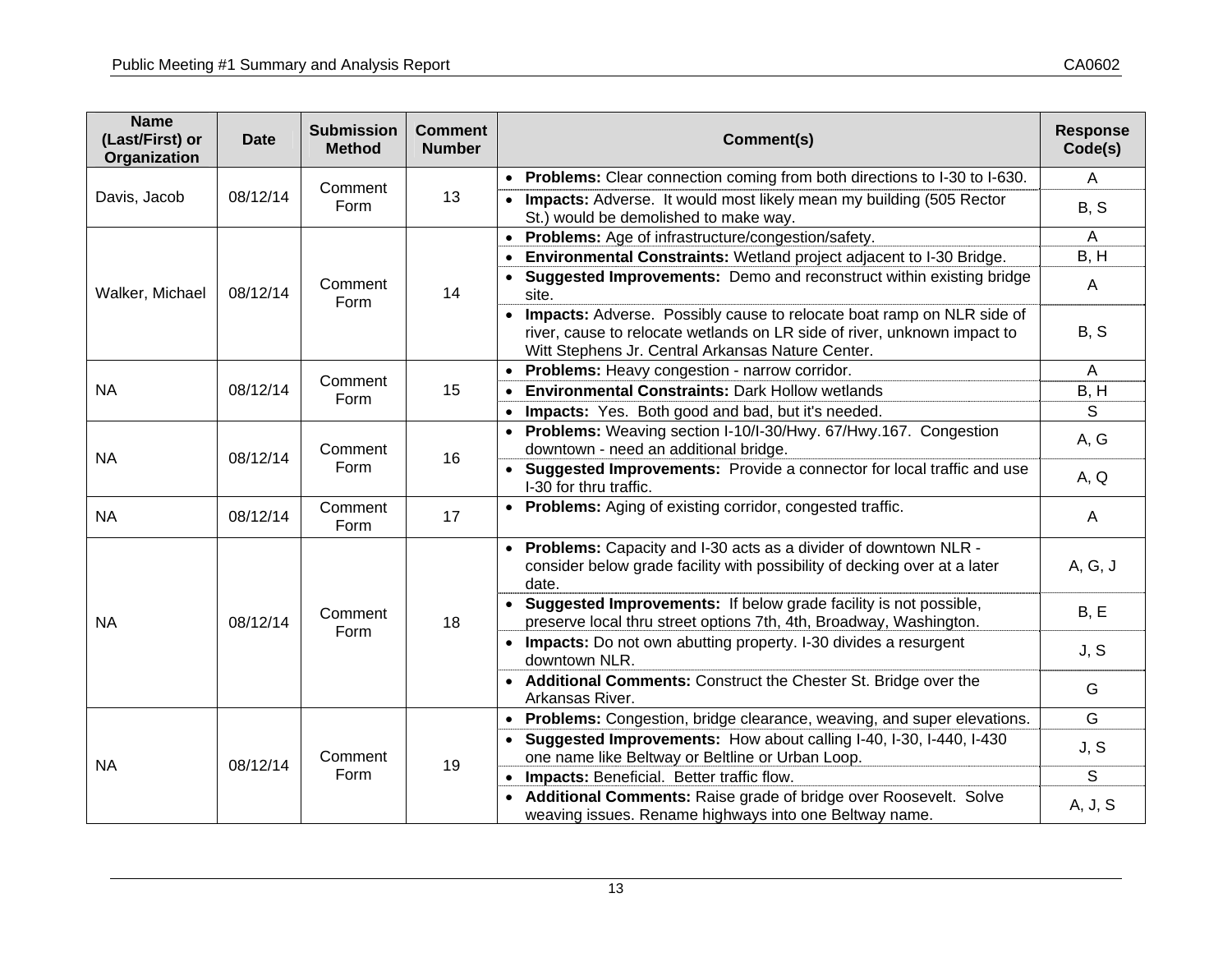| Name (Last/First) or Organization | Date | Submission Method | Comment Number | Comment(s) | Response Code(s) |
|---|---|---|---|---|---|
| Davis, Jacob | 08/12/14 | Comment Form | 13 | • **Problems:** Clear connection coming from both directions to I-30 to I-630. | A |
| | | | | • **Impacts:** Adverse. It would most likely mean my building (505 Rector St.) would be demolished to make way. | B, S |
| Walker, Michael | 08/12/14 | Comment Form | 14 | • **Problems:** Age of infrastructure/congestion/safety. | A |
| | | | | • **Environmental Constraints:** Wetland project adjacent to I-30 Bridge. | B, H |
| | | | | • **Suggested Improvements:** Demo and reconstruct within existing bridge site. | A |
| | | | | • **Impacts:** Adverse. Possibly cause to relocate boat ramp on NLR side of river, cause to relocate wetlands on LR side of river, unknown impact to Witt Stephens Jr. Central Arkansas Nature Center. | B, S |
| NA | 08/12/14 | Comment Form | 15 | • **Problems:** Heavy congestion - narrow corridor. | A |
| | | | | • **Environmental Constraints:** Dark Hollow wetlands | B, H |
| | | | | • **Impacts:** Yes. Both good and bad, but it's needed. | S |
| NA | 08/12/14 | Comment Form | 16 | • **Problems:** Weaving section I-10/I-30/Hwy. 67/Hwy.167. Congestion downtown - need an additional bridge. | A, G |
| | | | | • **Suggested Improvements:** Provide a connector for local traffic and use I-30 for thru traffic. | A, Q |
| NA | 08/12/14 | Comment Form | 17 | • **Problems:** Aging of existing corridor, congested traffic. | A |
| NA | 08/12/14 | Comment Form | 18 | • **Problems:** Capacity and I-30 acts as a divider of downtown NLR - consider below grade facility with possibility of decking over at a later date. | A, G, J |
| | | | | • **Suggested Improvements:** If below grade facility is not possible, preserve local thru street options 7th, 4th, Broadway, Washington. | B, E |
| | | | | • **Impacts:** Do not own abutting property. I-30 divides a resurgent downtown NLR. | J, S |
| | | | | • **Additional Comments:** Construct the Chester St. Bridge over the Arkansas River. | G |
| NA | 08/12/14 | Comment Form | 19 | • **Problems:** Congestion, bridge clearance, weaving, and super elevations. | G |
| | | | | • **Suggested Improvements:** How about calling I-40, I-30, I-440, I-430 one name like Beltway or Beltline or Urban Loop. | J, S |
| | | | | • **Impacts:** Beneficial. Better traffic flow. | S |
| | | | | • **Additional Comments:** Raise grade of bridge over Roosevelt. Solve weaving issues. Rename highways into one Beltway name. | A, J, S |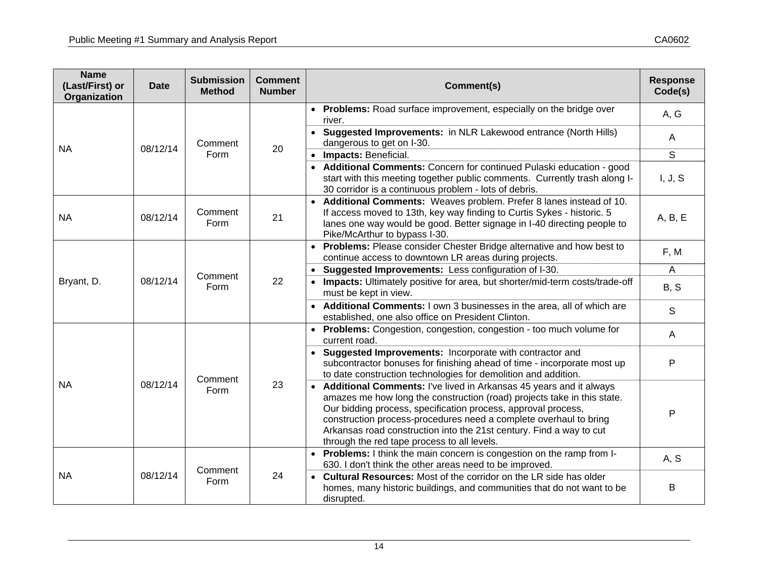| Name (Last/First) or Organization | Date | Submission Method | Comment Number | Comment(s) | Response Code(s) |
|---|---|---|---|---|---|
| NA | 08/12/14 | Comment Form | 20 | • **Problems:** Road surface improvement, especially on the bridge over river. | A, G |
| | | | | • **Suggested Improvements:** in NLR Lakewood entrance (North Hills) dangerous to get on I-30. | A |
| | | | | • **Impacts:** Beneficial. | S |
| | | | | • **Additional Comments:** Concern for continued Pulaski education - good start with this meeting together public comments. Currently trash along I-30 corridor is a continuous problem - lots of debris. | I, J, S |
| NA | 08/12/14 | Comment Form | 21 | • **Additional Comments:** Weaves problem. Prefer 8 lanes instead of 10. If access moved to 13th, key way finding to Curtis Sykes - historic. 5 lanes one way would be good. Better signage in I-40 directing people to Pike/McArthur to bypass I-30. | A, B, E |
| Bryant, D. | 08/12/14 | Comment Form | 22 | • **Problems:** Please consider Chester Bridge alternative and how best to continue access to downtown LR areas during projects. | F, M |
| | | | | • **Suggested Improvements:** Less configuration of I-30. | A |
| | | | | • **Impacts:** Ultimately positive for area, but shorter/mid-term costs/trade-off must be kept in view. | B, S |
| | | | | • **Additional Comments:** I own 3 businesses in the area, all of which are established, one also office on President Clinton. | S |
| NA | 08/12/14 | Comment Form | 23 | • **Problems:** Congestion, congestion, congestion - too much volume for current road. | A |
| | | | | • **Suggested Improvements:** Incorporate with contractor and subcontractor bonuses for finishing ahead of time - incorporate most up to date construction technologies for demolition and addition. | P |
| | | | | • **Additional Comments:** I've lived in Arkansas 45 years and it always amazes me how long the construction (road) projects take in this state. Our bidding process, specification process, approval process, construction process-procedures need a complete overhaul to bring Arkansas road construction into the 21st century. Find a way to cut through the red tape process to all levels. | P |
| NA | 08/12/14 | Comment Form | 24 | • **Problems:** I think the main concern is congestion on the ramp from I-630. I don't think the other areas need to be improved. | A, S |
| | | | | • **Cultural Resources:** Most of the corridor on the LR side has older homes, many historic buildings, and communities that do not want to be disrupted. | B |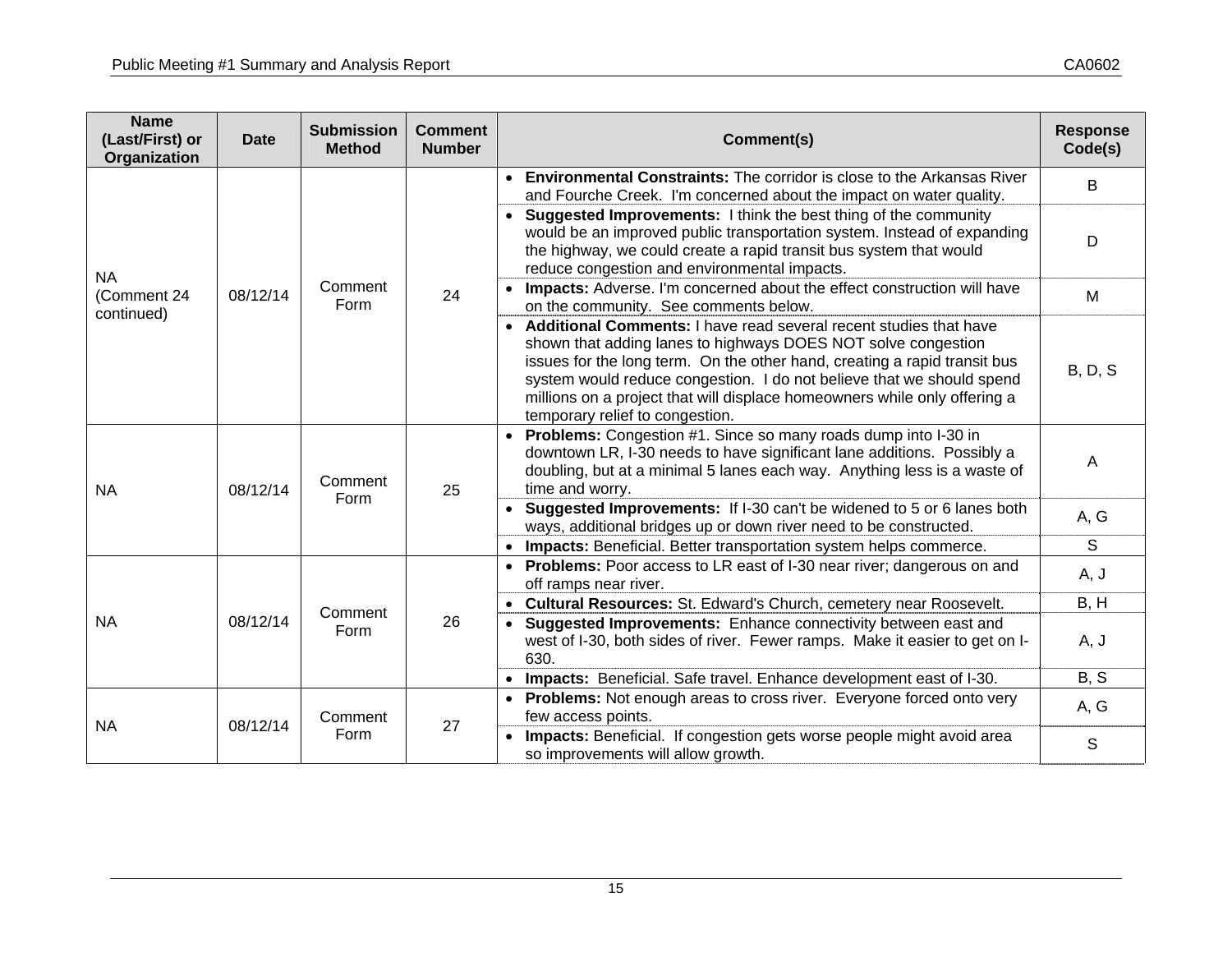| Name (Last/First) or Organization | Date | Submission Method | Comment Number | Comment(s) | Response Code(s) |
|---|---|---|---|---|---|
| NA (Comment 24 continued) | 08/12/14 | Comment Form | 24 | • **Environmental Constraints:** The corridor is close to the Arkansas River and Fourche Creek. I'm concerned about the impact on water quality. | B |
| | | | | • **Suggested Improvements:** I think the best thing of the community would be an improved public transportation system. Instead of expanding the highway, we could create a rapid transit bus system that would reduce congestion and environmental impacts. | D |
| | | | | • **Impacts:** Adverse. I'm concerned about the effect construction will have on the community. See comments below. | M |
| | | | | • **Additional Comments:** I have read several recent studies that have shown that adding lanes to highways DOES NOT solve congestion issues for the long term. On the other hand, creating a rapid transit bus system would reduce congestion. I do not believe that we should spend millions on a project that will displace homeowners while only offering a temporary relief to congestion. | B, D, S |
| NA | 08/12/14 | Comment Form | 25 | • **Problems:** Congestion #1. Since so many roads dump into I-30 in downtown LR, I-30 needs to have significant lane additions. Possibly a doubling, but at a minimal 5 lanes each way. Anything less is a waste of time and worry. | A |
| | | | | • **Suggested Improvements:** If I-30 can't be widened to 5 or 6 lanes both ways, additional bridges up or down river need to be constructed. | A, G |
| | | | | • **Impacts:** Beneficial. Better transportation system helps commerce. | S |
| NA | 08/12/14 | Comment Form | 26 | • **Problems:** Poor access to LR east of I-30 near river; dangerous on and off ramps near river. | A, J |
| | | | | • **Cultural Resources:** St. Edward's Church, cemetery near Roosevelt. | B, H |
| | | | | • **Suggested Improvements:** Enhance connectivity between east and west of I-30, both sides of river. Fewer ramps. Make it easier to get on I-630. | A, J |
| | | | | • **Impacts:** Beneficial. Safe travel. Enhance development east of I-30. | B, S |
| NA | 08/12/14 | Comment Form | 27 | • **Problems:** Not enough areas to cross river. Everyone forced onto very few access points. | A, G |
| | | | | • **Impacts:** Beneficial. If congestion gets worse people might avoid area so improvements will allow growth. | S |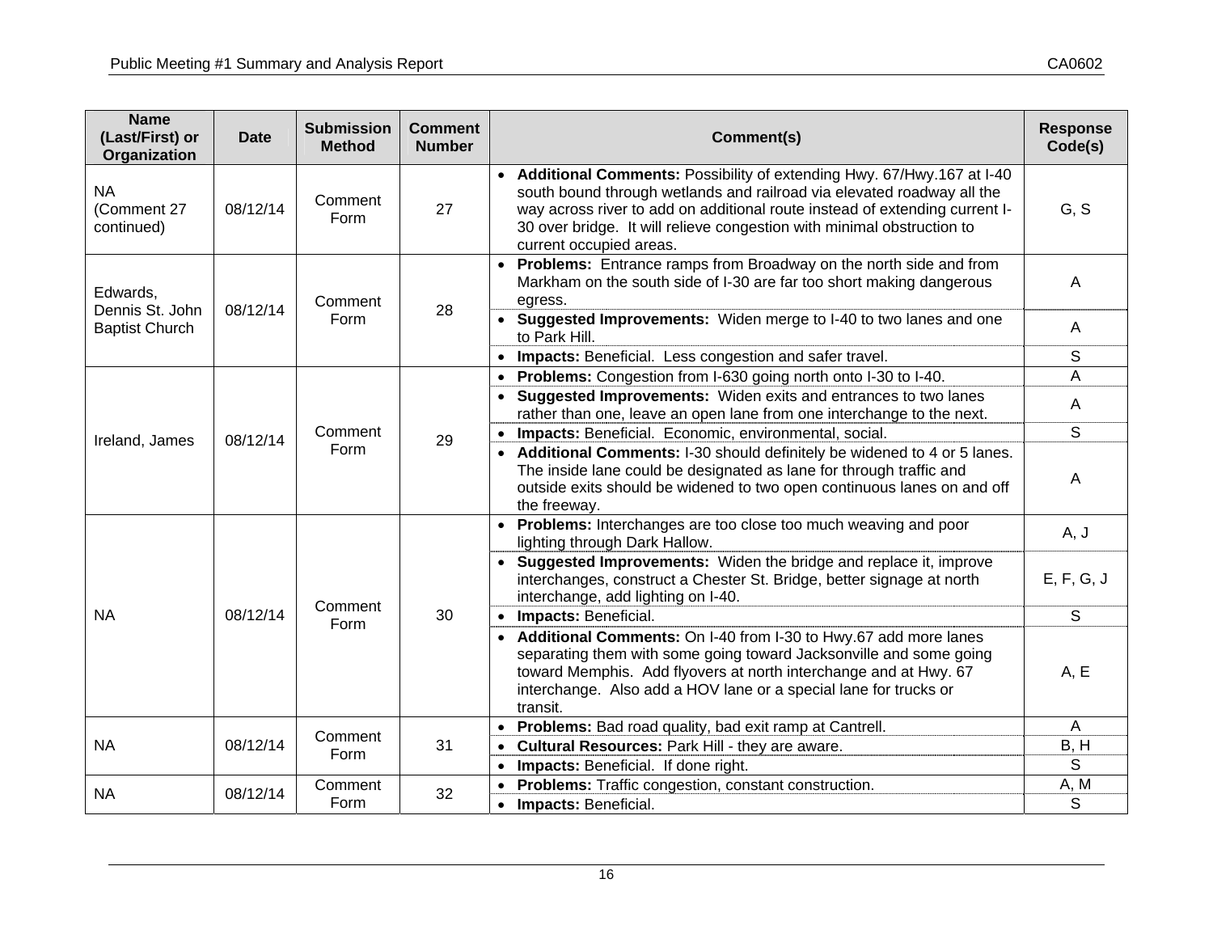| Name (Last/First) or Organization | Date | Submission Method | Comment Number | Comment(s) | Response Code(s) |
|---|---|---|---|---|---|
| NA (Comment 27 continued) | 08/12/14 | Comment Form | 27 | • **Additional Comments:** Possibility of extending Hwy. 67/Hwy.167 at I-40 south bound through wetlands and railroad via elevated roadway all the way across river to add on additional route instead of extending current I-30 over bridge. It will relieve congestion with minimal obstruction to current occupied areas. | G, S |
| Edwards, Dennis St. John Baptist Church | 08/12/14 | Comment Form | 28 | • **Problems:** Entrance ramps from Broadway on the north side and from Markham on the south side of I-30 are far too short making dangerous egress. | A |
| | | | | • **Suggested Improvements:** Widen merge to I-40 to two lanes and one to Park Hill. | A |
| | | | | • **Impacts:** Beneficial. Less congestion and safer travel. | S |
| Ireland, James | 08/12/14 | Comment Form | 29 | • **Problems:** Congestion from I-630 going north onto I-30 to I-40. | A |
| | | | | • **Suggested Improvements:** Widen exits and entrances to two lanes rather than one, leave an open lane from one interchange to the next. | A |
| | | | | • **Impacts:** Beneficial. Economic, environmental, social. | S |
| | | | | • **Additional Comments:** I-30 should definitely be widened to 4 or 5 lanes. The inside lane could be designated as lane for through traffic and outside exits should be widened to two open continuous lanes on and off the freeway. | A |
| NA | 08/12/14 | Comment Form | 30 | • **Problems:** Interchanges are too close too much weaving and poor lighting through Dark Hallow. | A, J |
| | | | | • **Suggested Improvements:** Widen the bridge and replace it, improve interchanges, construct a Chester St. Bridge, better signage at north interchange, add lighting on I-40. | E, F, G, J |
| | | | | • **Impacts:** Beneficial. | S |
| | | | | • **Additional Comments:** On I-40 from I-30 to Hwy.67 add more lanes separating them with some going toward Jacksonville and some going toward Memphis. Add flyovers at north interchange and at Hwy. 67 interchange. Also add a HOV lane or a special lane for trucks or transit. | A, E |
| NA | 08/12/14 | Comment Form | 31 | • **Problems:** Bad road quality, bad exit ramp at Cantrell. | A |
| | | | | • **Cultural Resources:** Park Hill - they are aware. | B, H |
| | | | | • **Impacts:** Beneficial. If done right. | S |
| NA | 08/12/14 | Comment Form | 32 | • **Problems:** Traffic congestion, constant construction. | A, M |
| | | | | • **Impacts:** Beneficial. | S |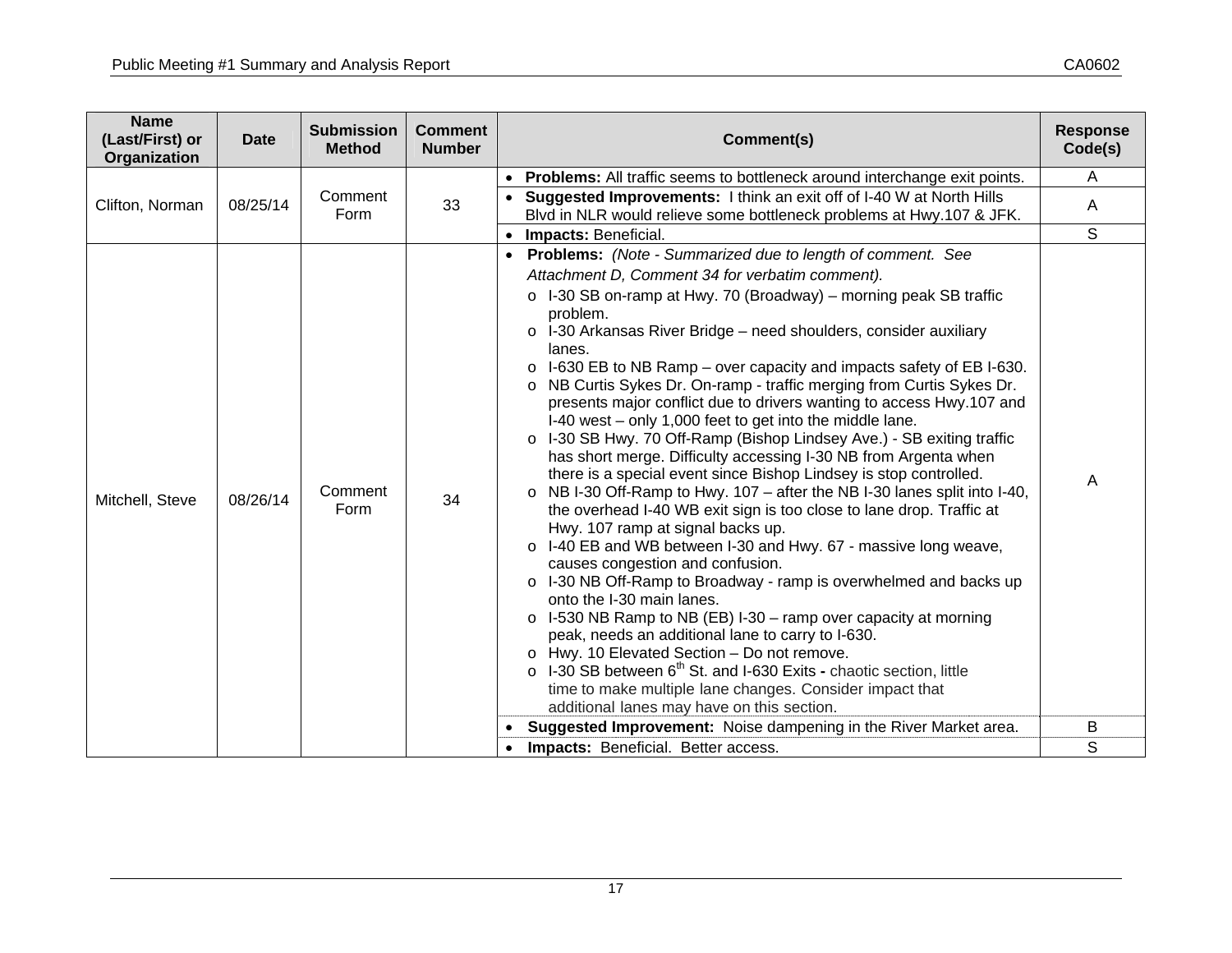| Name (Last/First) or Organization | Date | Submission Method | Comment Number | Comment(s) | Response Code(s) |
|---|---|---|---|---|---|
| Clifton, Norman | 08/25/14 | Comment Form | 33 | • **Problems:** All traffic seems to bottleneck around interchange exit points. | A |
| | | | | • **Suggested Improvements:** I think an exit off of I-40 W at North Hills Blvd in NLR would relieve some bottleneck problems at Hwy.107 & JFK. | A |
| | | | | • **Impacts:** Beneficial. | S |
| Mitchell, Steve | 08/26/14 | Comment Form | 34 | • **Problems:** *(Note - Summarized due to length of comment. See Attachment D, Comment 34 for verbatim comment).*<br>o I-30 SB on-ramp at Hwy. 70 (Broadway) – morning peak SB traffic problem.<br>o I-30 Arkansas River Bridge – need shoulders, consider auxiliary lanes.<br>o I-630 EB to NB Ramp – over capacity and impacts safety of EB I-630.<br>o NB Curtis Sykes Dr. On-ramp - traffic merging from Curtis Sykes Dr. presents major conflict due to drivers wanting to access Hwy.107 and I-40 west – only 1,000 feet to get into the middle lane.<br>o I-30 SB Hwy. 70 Off-Ramp (Bishop Lindsey Ave.) - SB exiting traffic has short merge. Difficulty accessing I-30 NB from Argenta when there is a special event since Bishop Lindsey is stop controlled.<br>o NB I-30 Off-Ramp to Hwy. 107 – after the NB I-30 lanes split into I-40, the overhead I-40 WB exit sign is too close to lane drop. Traffic at Hwy. 107 ramp at signal backs up.<br>o I-40 EB and WB between I-30 and Hwy. 67 - massive long weave, causes congestion and confusion.<br>o I-30 NB Off-Ramp to Broadway - ramp is overwhelmed and backs up onto the I-30 main lanes.<br>o I-530 NB Ramp to NB (EB) I-30 – ramp over capacity at morning peak, needs an additional lane to carry to I-630.<br>o Hwy. 10 Elevated Section – Do not remove.<br>o I-30 SB between 6th St. and I-630 Exits - chaotic section, little time to make multiple lane changes. Consider impact that additional lanes may have on this section. | A |
| | | | | • **Suggested Improvement:** Noise dampening in the River Market area. | B |
| | | | | • **Impacts:** Beneficial. Better access. | S |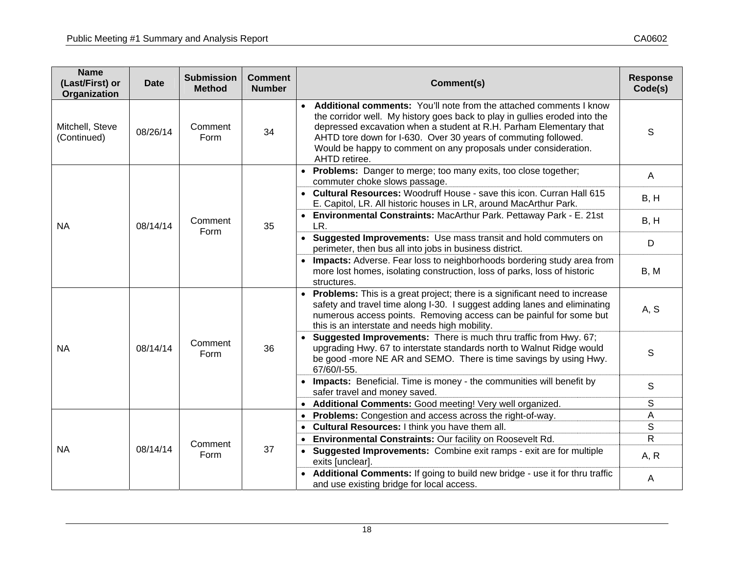| Name (Last/First) or Organization | Date | Submission Method | Comment Number | Comment(s) | Response Code(s) |
|---|---|---|---|---|---|
| Mitchell, Steve (Continued) | 08/26/14 | Comment Form | 34 | • **Additional comments:** You'll note from the attached comments I know the corridor well. My history goes back to play in gullies eroded into the depressed excavation when a student at R.H. Parham Elementary that AHTD tore down for I-630. Over 30 years of commuting followed. Would be happy to comment on any proposals under consideration. AHTD retiree. | S |
| NA | 08/14/14 | Comment Form | 35 | • **Problems:** Danger to merge; too many exits, too close together; commuter choke slows passage. | A |
| | | | | • **Cultural Resources:** Woodruff House - save this icon. Curran Hall 615 E. Capitol, LR. All historic houses in LR, around MacArthur Park. | B, H |
| | | | | • **Environmental Constraints:** MacArthur Park. Pettaway Park - E. 21st LR. | B, H |
| | | | | • **Suggested Improvements:** Use mass transit and hold commuters on perimeter, then bus all into jobs in business district. | D |
| | | | | • **Impacts:** Adverse. Fear loss to neighborhoods bordering study area from more lost homes, isolating construction, loss of parks, loss of historic structures. | B, M |
| NA | 08/14/14 | Comment Form | 36 | • **Problems:** This is a great project; there is a significant need to increase safety and travel time along I-30. I suggest adding lanes and eliminating numerous access points. Removing access can be painful for some but this is an interstate and needs high mobility. | A, S |
| | | | | • **Suggested Improvements:** There is much thru traffic from Hwy. 67; upgrading Hwy. 67 to interstate standards north to Walnut Ridge would be good -more NE AR and SEMO. There is time savings by using Hwy. 67/60/I-55. | S |
| | | | | • **Impacts:** Beneficial. Time is money - the communities will benefit by safer travel and money saved. | S |
| | | | | • **Additional Comments:** Good meeting! Very well organized. | S |
| NA | 08/14/14 | Comment Form | 37 | • **Problems:** Congestion and access across the right-of-way. | A |
| | | | | • **Cultural Resources:** I think you have them all. | S |
| | | | | • **Environmental Constraints:** Our facility on Roosevelt Rd. | R |
| | | | | • **Suggested Improvements:** Combine exit ramps - exit are for multiple exits [unclear]. | A, R |
| | | | | • **Additional Comments:** If going to build new bridge - use it for thru traffic and use existing bridge for local access. | A |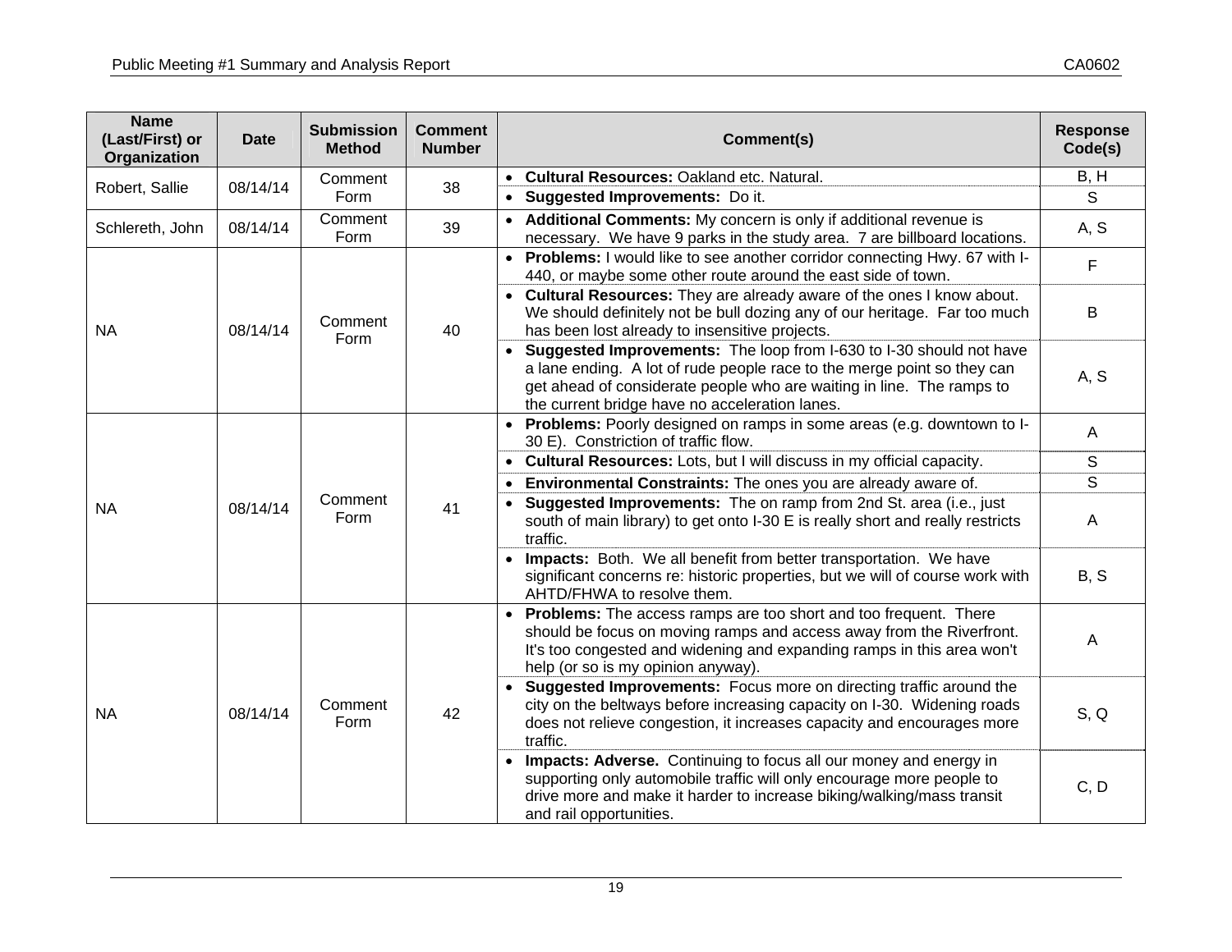| Name (Last/First) or Organization | Date | Submission Method | Comment Number | Comment(s) | Response Code(s) |
|---|---|---|---|---|---|
| Robert, Sallie | 08/14/14 | Comment Form | 38 | • **Cultural Resources:** Oakland etc. Natural. | B, H |
| | | | | • **Suggested Improvements:** Do it. | S |
| Schlereth, John | 08/14/14 | Comment Form | 39 | • **Additional Comments:** My concern is only if additional revenue is necessary. We have 9 parks in the study area. 7 are billboard locations. | A, S |
| NA | 08/14/14 | Comment Form | 40 | • **Problems:** I would like to see another corridor connecting Hwy. 67 with I-440, or maybe some other route around the east side of town. | F |
| | | | | • **Cultural Resources:** They are already aware of the ones I know about. We should definitely not be bull dozing any of our heritage. Far too much has been lost already to insensitive projects. | B |
| | | | | • **Suggested Improvements:** The loop from I-630 to I-30 should not have a lane ending. A lot of rude people race to the merge point so they can get ahead of considerate people who are waiting in line. The ramps to the current bridge have no acceleration lanes. | A, S |
| NA | 08/14/14 | Comment Form | 41 | • **Problems:** Poorly designed on ramps in some areas (e.g. downtown to I-30 E). Constriction of traffic flow. | A |
| | | | | • **Cultural Resources:** Lots, but I will discuss in my official capacity. | S |
| | | | | • **Environmental Constraints:** The ones you are already aware of. | S |
| | | | | • **Suggested Improvements:** The on ramp from 2nd St. area (i.e., just south of main library) to get onto I-30 E is really short and really restricts traffic. | A |
| | | | | • **Impacts:** Both. We all benefit from better transportation. We have significant concerns re: historic properties, but we will of course work with AHTD/FHWA to resolve them. | B, S |
| NA | 08/14/14 | Comment Form | 42 | • **Problems:** The access ramps are too short and too frequent. There should be focus on moving ramps and access away from the Riverfront. It's too congested and widening and expanding ramps in this area won't help (or so is my opinion anyway). | A |
| | | | | • **Suggested Improvements:** Focus more on directing traffic around the city on the beltways before increasing capacity on I-30. Widening roads does not relieve congestion, it increases capacity and encourages more traffic. | S, Q |
| | | | | • **Impacts: Adverse.** Continuing to focus all our money and energy in supporting only automobile traffic will only encourage more people to drive more and make it harder to increase biking/walking/mass transit and rail opportunities. | C, D |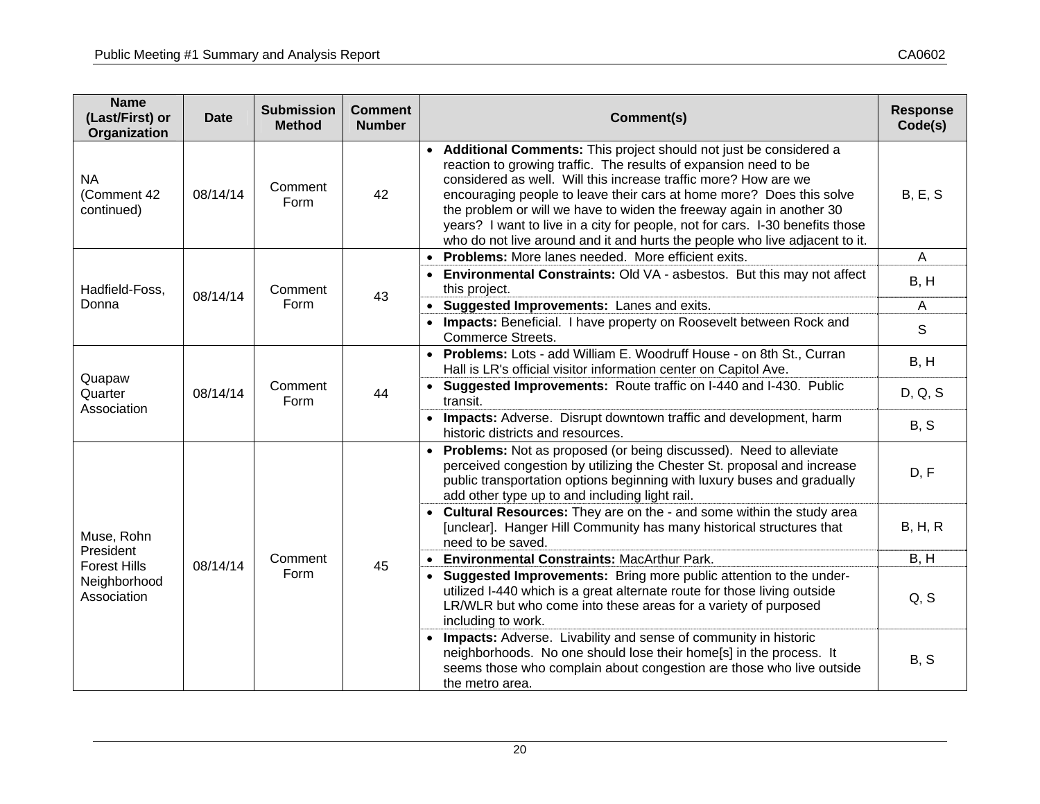| Name (Last/First) or Organization | Date | Submission Method | Comment Number | Comment(s) | Response Code(s) |
|---|---|---|---|---|---|
| NA (Comment 42 continued) | 08/14/14 | Comment Form | 42 | • **Additional Comments:** This project should not just be considered a reaction to growing traffic. The results of expansion need to be considered as well. Will this increase traffic more? How are we encouraging people to leave their cars at home more? Does this solve the problem or will we have to widen the freeway again in another 30 years? I want to live in a city for people, not for cars. I-30 benefits those who do not live around and it and hurts the people who live adjacent to it. | B, E, S |
| Hadfield-Foss, Donna | 08/14/14 | Comment Form | 43 | • **Problems:** More lanes needed. More efficient exits. | A |
| | | | | • **Environmental Constraints:** Old VA - asbestos. But this may not affect this project. | B, H |
| | | | | • **Suggested Improvements:** Lanes and exits. | A |
| | | | | • **Impacts:** Beneficial. I have property on Roosevelt between Rock and Commerce Streets. | S |
| Quapaw Quarter Association | 08/14/14 | Comment Form | 44 | • **Problems:** Lots - add William E. Woodruff House - on 8th St., Curran Hall is LR's official visitor information center on Capitol Ave. | B, H |
| | | | | • **Suggested Improvements:** Route traffic on I-440 and I-430. Public transit. | D, Q, S |
| | | | | • **Impacts:** Adverse. Disrupt downtown traffic and development, harm historic districts and resources. | B, S |
| Muse, Rohn President Forest Hills Neighborhood Association | 08/14/14 | Comment Form | 45 | • **Problems:** Not as proposed (or being discussed). Need to alleviate perceived congestion by utilizing the Chester St. proposal and increase public transportation options beginning with luxury buses and gradually add other type up to and including light rail. | D, F |
| | | | | • **Cultural Resources:** They are on the - and some within the study area [unclear]. Hanger Hill Community has many historical structures that need to be saved. | B, H, R |
| | | | | • **Environmental Constraints:** MacArthur Park. | B, H |
| | | | | • **Suggested Improvements:** Bring more public attention to the under-utilized I-440 which is a great alternate route for those living outside LR/WLR but who come into these areas for a variety of purposed including to work. | Q, S |
| | | | | • **Impacts:** Adverse. Livability and sense of community in historic neighborhoods. No one should lose their home[s] in the process. It seems those who complain about congestion are those who live outside the metro area. | B, S |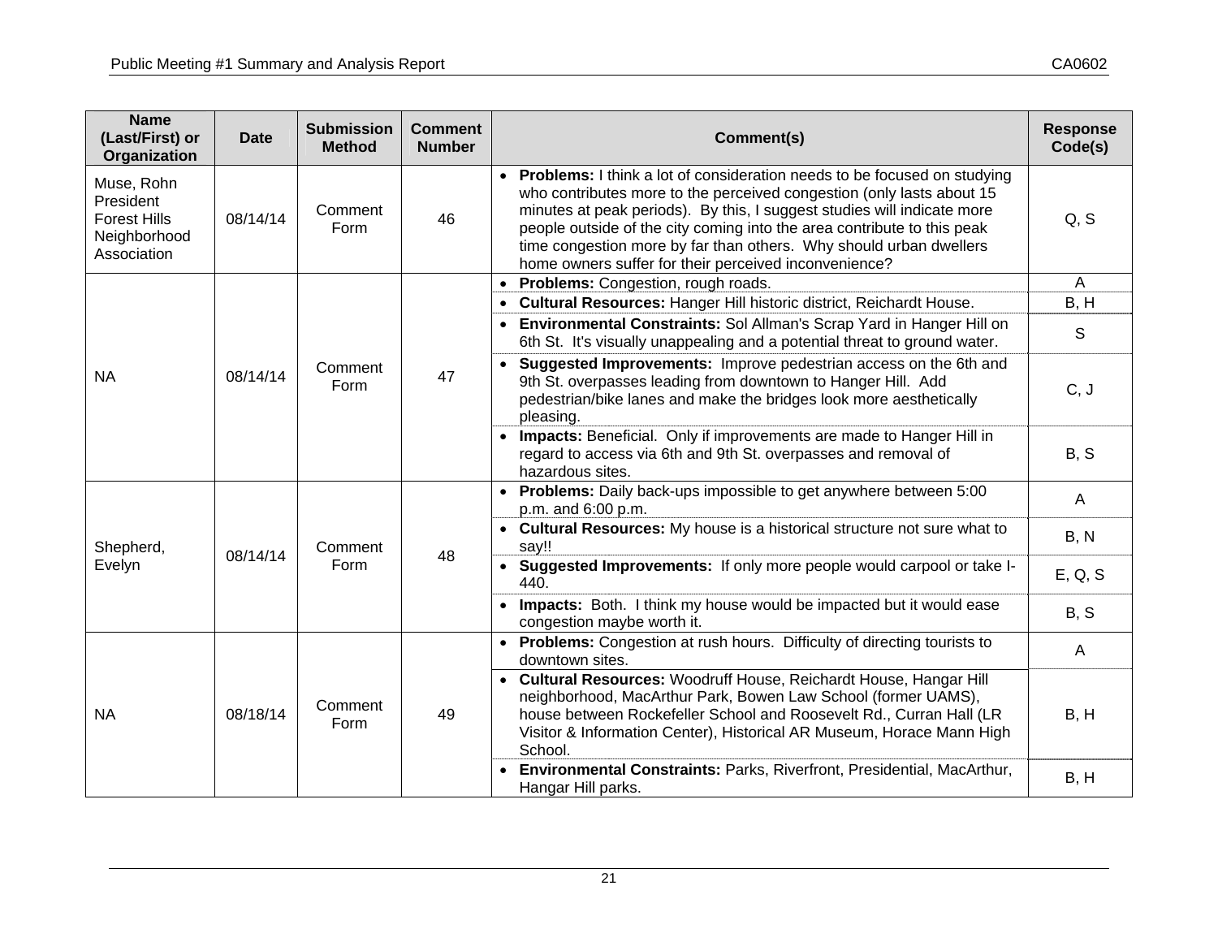| Name (Last/First) or Organization | Date | Submission Method | Comment Number | Comment(s) | Response Code(s) |
|---|---|---|---|---|---|
| Muse, Rohn President Forest Hills Neighborhood Association | 08/14/14 | Comment Form | 46 | • **Problems:** I think a lot of consideration needs to be focused on studying who contributes more to the perceived congestion (only lasts about 15 minutes at peak periods). By this, I suggest studies will indicate more people outside of the city coming into the area contribute to this peak time congestion more by far than others. Why should urban dwellers home owners suffer for their perceived inconvenience? | Q, S |
| NA | 08/14/14 | Comment Form | 47 | • **Problems:** Congestion, rough roads. | A |
| | | | | • **Cultural Resources:** Hanger Hill historic district, Reichardt House. | B, H |
| | | | | • **Environmental Constraints:** Sol Allman's Scrap Yard in Hanger Hill on 6th St. It's visually unappealing and a potential threat to ground water. | S |
| | | | | • **Suggested Improvements:** Improve pedestrian access on the 6th and 9th St. overpasses leading from downtown to Hanger Hill. Add pedestrian/bike lanes and make the bridges look more aesthetically pleasing. | C, J |
| | | | | • **Impacts:** Beneficial. Only if improvements are made to Hanger Hill in regard to access via 6th and 9th St. overpasses and removal of hazardous sites. | B, S |
| Shepherd, Evelyn | 08/14/14 | Comment Form | 48 | • **Problems:** Daily back-ups impossible to get anywhere between 5:00 p.m. and 6:00 p.m. | A |
| | | | | • **Cultural Resources:** My house is a historical structure not sure what to say!! | B, N |
| | | | | • **Suggested Improvements:** If only more people would carpool or take I-440. | E, Q, S |
| | | | | • **Impacts:** Both. I think my house would be impacted but it would ease congestion maybe worth it. | B, S |
| NA | 08/18/14 | Comment Form | 49 | • **Problems:** Congestion at rush hours. Difficulty of directing tourists to downtown sites. | A |
| | | | | • **Cultural Resources:** Woodruff House, Reichardt House, Hangar Hill neighborhood, MacArthur Park, Bowen Law School (former UAMS), house between Rockefeller School and Roosevelt Rd., Curran Hall (LR Visitor & Information Center), Historical AR Museum, Horace Mann High School. | B, H |
| | | | | • **Environmental Constraints:** Parks, Riverfront, Presidential, MacArthur, Hangar Hill parks. | B, H |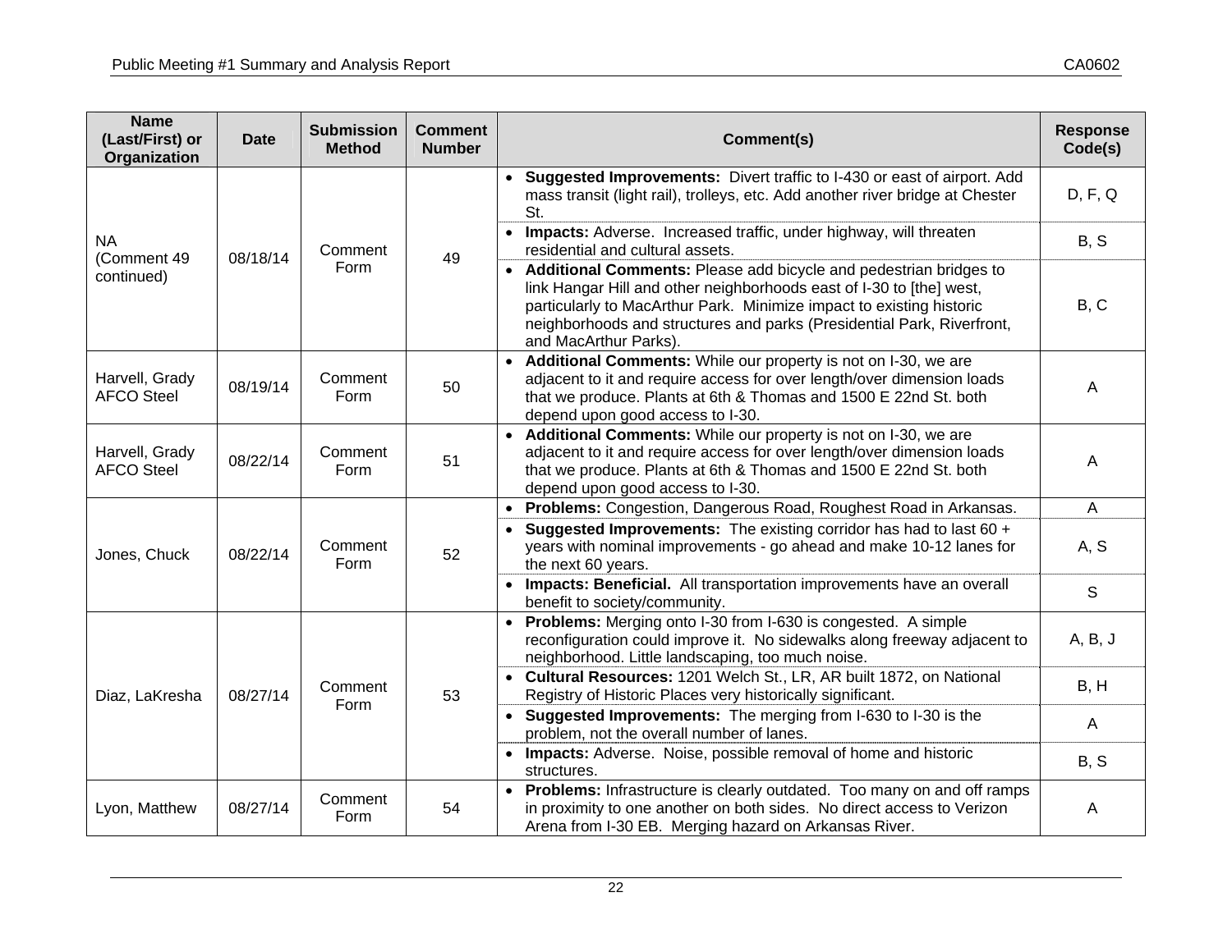| Name (Last/First) or Organization | Date | Submission Method | Comment Number | Comment(s) | Response Code(s) |
|---|---|---|---|---|---|
| NA (Comment 49 continued) | 08/18/14 | Comment Form | 49 | • **Suggested Improvements:** Divert traffic to I-430 or east of airport. Add mass transit (light rail), trolleys, etc. Add another river bridge at Chester St. | D, F, Q |
| | | | | • **Impacts:** Adverse. Increased traffic, under highway, will threaten residential and cultural assets. | B, S |
| | | | | • **Additional Comments:** Please add bicycle and pedestrian bridges to link Hangar Hill and other neighborhoods east of I-30 to [the] west, particularly to MacArthur Park. Minimize impact to existing historic neighborhoods and structures and parks (Presidential Park, Riverfront, and MacArthur Parks). | B, C |
| Harvell, Grady AFCO Steel | 08/19/14 | Comment Form | 50 | • **Additional Comments:** While our property is not on I-30, we are adjacent to it and require access for over length/over dimension loads that we produce. Plants at 6th & Thomas and 1500 E 22nd St. both depend upon good access to I-30. | A |
| Harvell, Grady AFCO Steel | 08/22/14 | Comment Form | 51 | • **Additional Comments:** While our property is not on I-30, we are adjacent to it and require access for over length/over dimension loads that we produce. Plants at 6th & Thomas and 1500 E 22nd St. both depend upon good access to I-30. | A |
| Jones, Chuck | 08/22/14 | Comment Form | 52 | • **Problems:** Congestion, Dangerous Road, Roughest Road in Arkansas. | A |
| | | | | • **Suggested Improvements:** The existing corridor has had to last 60 + years with nominal improvements - go ahead and make 10-12 lanes for the next 60 years. | A, S |
| | | | | • **Impacts: Beneficial.** All transportation improvements have an overall benefit to society/community. | S |
| Diaz, LaKresha | 08/27/14 | Comment Form | 53 | • **Problems:** Merging onto I-30 from I-630 is congested. A simple reconfiguration could improve it. No sidewalks along freeway adjacent to neighborhood. Little landscaping, too much noise. | A, B, J |
| | | | | • **Cultural Resources:** 1201 Welch St., LR, AR built 1872, on National Registry of Historic Places very historically significant. | B, H |
| | | | | • **Suggested Improvements:** The merging from I-630 to I-30 is the problem, not the overall number of lanes. | A |
| | | | | • **Impacts:** Adverse. Noise, possible removal of home and historic structures. | B, S |
| Lyon, Matthew | 08/27/14 | Comment Form | 54 | • **Problems:** Infrastructure is clearly outdated. Too many on and off ramps in proximity to one another on both sides. No direct access to Verizon Arena from I-30 EB. Merging hazard on Arkansas River. | A |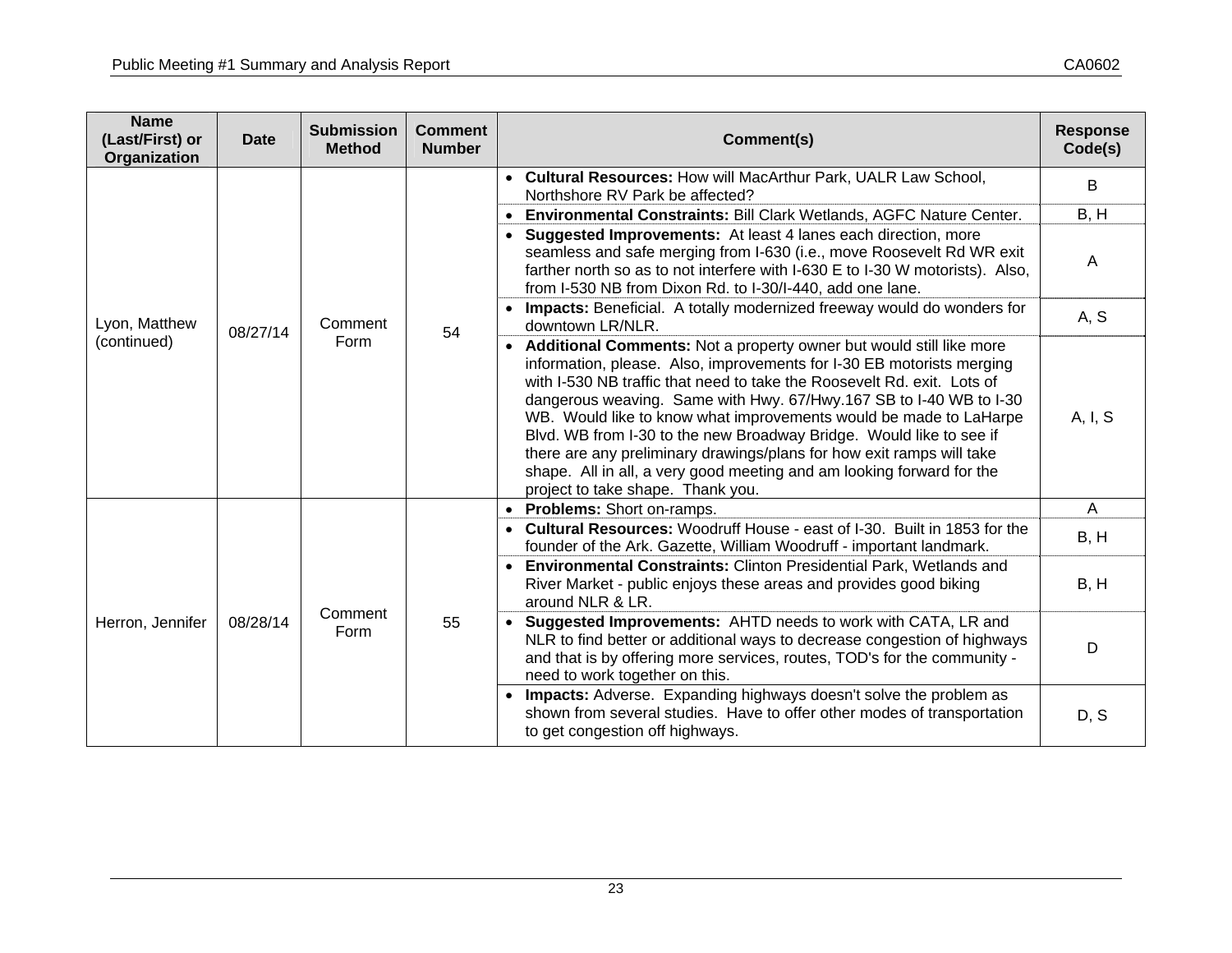| Name (Last/First) or Organization | Date | Submission Method | Comment Number | Comment(s) | Response Code(s) |
|---|---|---|---|---|---|
| Lyon, Matthew (continued) | 08/27/14 | Comment Form | 54 | • **Cultural Resources:** How will MacArthur Park, UALR Law School, Northshore RV Park be affected? | B |
| | | | | • **Environmental Constraints:** Bill Clark Wetlands, AGFC Nature Center. | B, H |
| | | | | • **Suggested Improvements:** At least 4 lanes each direction, more seamless and safe merging from I-630 (i.e., move Roosevelt Rd WR exit farther north so as to not interfere with I-630 E to I-30 W motorists). Also, from I-530 NB from Dixon Rd. to I-30/I-440, add one lane. | A |
| | | | | • **Impacts:** Beneficial. A totally modernized freeway would do wonders for downtown LR/NLR. | A, S |
| | | | | • **Additional Comments:** Not a property owner but would still like more information, please. Also, improvements for I-30 EB motorists merging with I-530 NB traffic that need to take the Roosevelt Rd. exit. Lots of dangerous weaving. Same with Hwy. 67/Hwy.167 SB to I-40 WB to I-30 WB. Would like to know what improvements would be made to LaHarpe Blvd. WB from I-30 to the new Broadway Bridge. Would like to see if there are any preliminary drawings/plans for how exit ramps will take shape. All in all, a very good meeting and am looking forward for the project to take shape. Thank you. | A, I, S |
| Herron, Jennifer | 08/28/14 | Comment Form | 55 | • **Problems:** Short on-ramps. | A |
| | | | | • **Cultural Resources:** Woodruff House - east of I-30. Built in 1853 for the founder of the Ark. Gazette, William Woodruff - important landmark. | B, H |
| | | | | • **Environmental Constraints:** Clinton Presidential Park, Wetlands and River Market - public enjoys these areas and provides good biking around NLR & LR. | B, H |
| | | | | • **Suggested Improvements:** AHTD needs to work with CATA, LR and NLR to find better or additional ways to decrease congestion of highways and that is by offering more services, routes, TOD's for the community - need to work together on this. | D |
| | | | | • **Impacts:** Adverse. Expanding highways doesn't solve the problem as shown from several studies. Have to offer other modes of transportation to get congestion off highways. | D, S |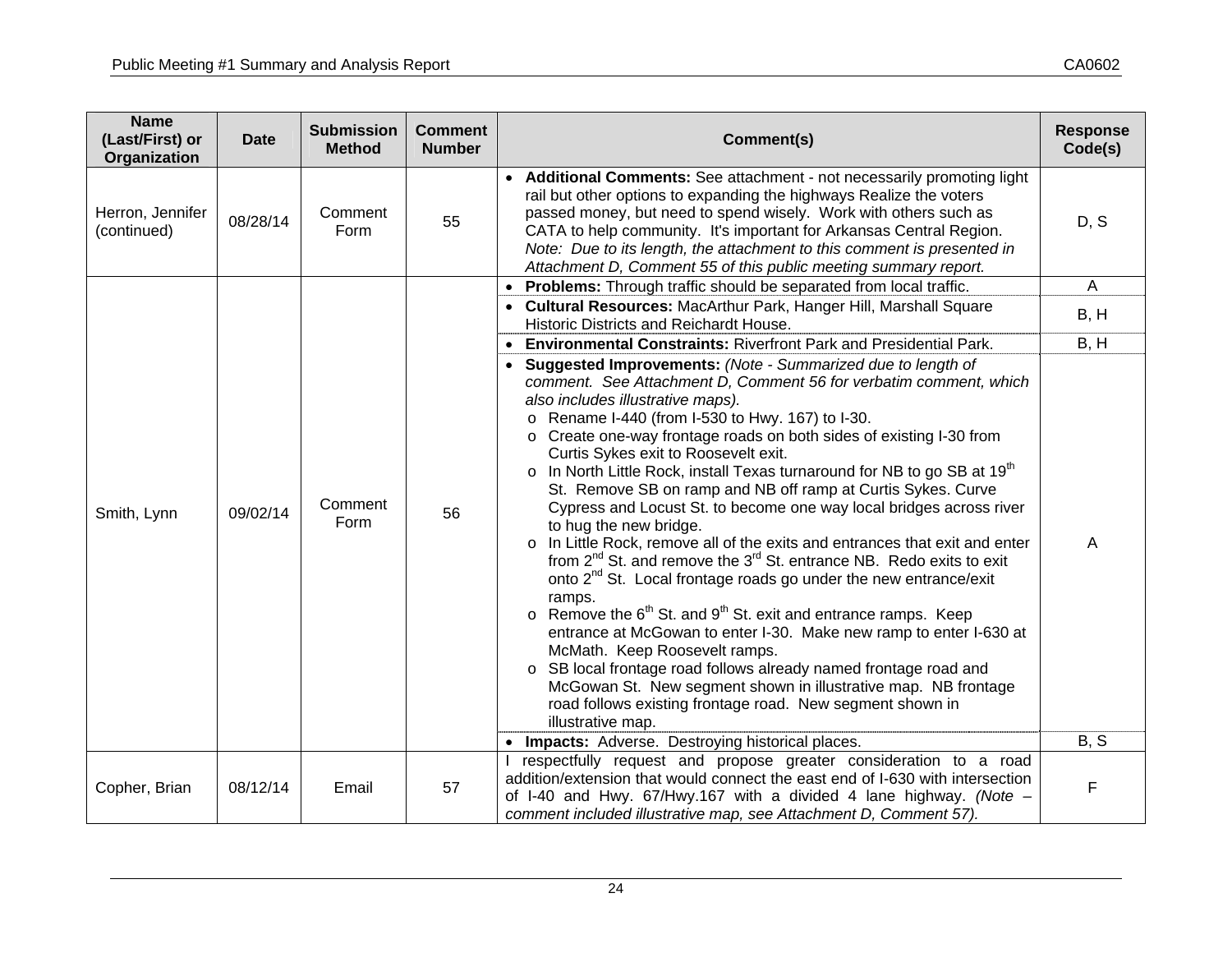| Name (Last/First) or Organization | Date | Submission Method | Comment Number | Comment(s) | Response Code(s) |
|---|---|---|---|---|---|
| Herron, Jennifer (continued) | 08/28/14 | Comment Form | 55 | • **Additional Comments:** See attachment - not necessarily promoting light rail but other options to expanding the highways Realize the voters passed money, but need to spend wisely. Work with others such as CATA to help community. It's important for Arkansas Central Region. *Note: Due to its length, the attachment to this comment is presented in Attachment D, Comment 55 of this public meeting summary report.* | D, S |
| Smith, Lynn | 09/02/14 | Comment Form | 56 | • **Problems:** Through traffic should be separated from local traffic. | A |
| | | | | • **Cultural Resources:** MacArthur Park, Hanger Hill, Marshall Square Historic Districts and Reichardt House. | B, H |
| | | | | • **Environmental Constraints:** Riverfront Park and Presidential Park. | B, H |
| | | | | • **Suggested Improvements:** *(Note - Summarized due to length of comment. See Attachment D, Comment 56 for verbatim comment, which also includes illustrative maps).*<br>o Rename I-440 (from I-530 to Hwy. 167) to I-30.<br>o Create one-way frontage roads on both sides of existing I-30 from Curtis Sykes exit to Roosevelt exit.<br>o In North Little Rock, install Texas turnaround for NB to go SB at 19th St. Remove SB on ramp and NB off ramp at Curtis Sykes. Curve Cypress and Locust St. to become one way local bridges across river to hug the new bridge.<br>o In Little Rock, remove all of the exits and entrances that exit and enter from 2nd St. and remove the 3rd St. entrance NB. Redo exits to exit onto 2nd St. Local frontage roads go under the new entrance/exit ramps.<br>o Remove the 6th St. and 9th St. exit and entrance ramps. Keep entrance at McGowan to enter I-30. Make new ramp to enter I-630 at McMath. Keep Roosevelt ramps.<br>o SB local frontage road follows already named frontage road and McGowan St. New segment shown in illustrative map. NB frontage road follows existing frontage road. New segment shown in illustrative map. | A |
| | | | | • **Impacts:** Adverse. Destroying historical places. | B, S |
| Copher, Brian | 08/12/14 | Email | 57 | I respectfully request and propose greater consideration to a road addition/extension that would connect the east end of I-630 with intersection of I-40 and Hwy. 67/Hwy.167 with a divided 4 lane highway. *(Note – comment included illustrative map, see Attachment D, Comment 57).* | F |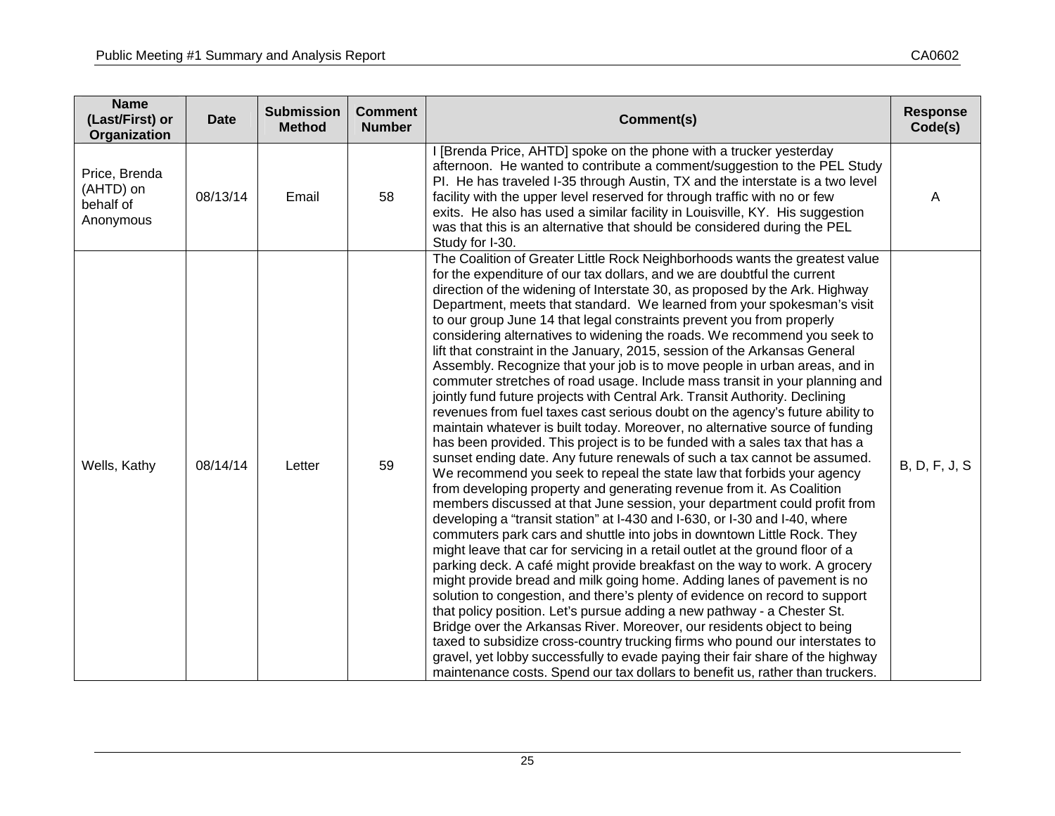| Name (Last/First) or Organization | Date | Submission Method | Comment Number | Comment(s) | Response Code(s) |
|---|---|---|---|---|---|
| Price, Brenda (AHTD) on behalf of Anonymous | 08/13/14 | Email | 58 | I [Brenda Price, AHTD] spoke on the phone with a trucker yesterday afternoon. He wanted to contribute a comment/suggestion to the PEL Study PI. He has traveled I-35 through Austin, TX and the interstate is a two level facility with the upper level reserved for through traffic with no or few exits. He also has used a similar facility in Louisville, KY. His suggestion was that this is an alternative that should be considered during the PEL Study for I-30. | A |
| Wells, Kathy | 08/14/14 | Letter | 59 | The Coalition of Greater Little Rock Neighborhoods wants the greatest value for the expenditure of our tax dollars, and we are doubtful the current direction of the widening of Interstate 30, as proposed by the Ark. Highway Department, meets that standard. We learned from your spokesman's visit to our group June 14 that legal constraints prevent you from properly considering alternatives to widening the roads. We recommend you seek to lift that constraint in the January, 2015, session of the Arkansas General Assembly. Recognize that your job is to move people in urban areas, and in commuter stretches of road usage. Include mass transit in your planning and jointly fund future projects with Central Ark. Transit Authority. Declining revenues from fuel taxes cast serious doubt on the agency's future ability to maintain whatever is built today. Moreover, no alternative source of funding has been provided. This project is to be funded with a sales tax that has a sunset ending date. Any future renewals of such a tax cannot be assumed. We recommend you seek to repeal the state law that forbids your agency from developing property and generating revenue from it. As Coalition members discussed at that June session, your department could profit from developing a "transit station" at I-430 and I-630, or I-30 and I-40, where commuters park cars and shuttle into jobs in downtown Little Rock. They might leave that car for servicing in a retail outlet at the ground floor of a parking deck. A café might provide breakfast on the way to work. A grocery might provide bread and milk going home. Adding lanes of pavement is no solution to congestion, and there's plenty of evidence on record to support that policy position. Let's pursue adding a new pathway - a Chester St. Bridge over the Arkansas River. Moreover, our residents object to being taxed to subsidize cross-country trucking firms who pound our interstates to gravel, yet lobby successfully to evade paying their fair share of the highway maintenance costs. Spend our tax dollars to benefit us, rather than truckers. | B, D, F, J, S |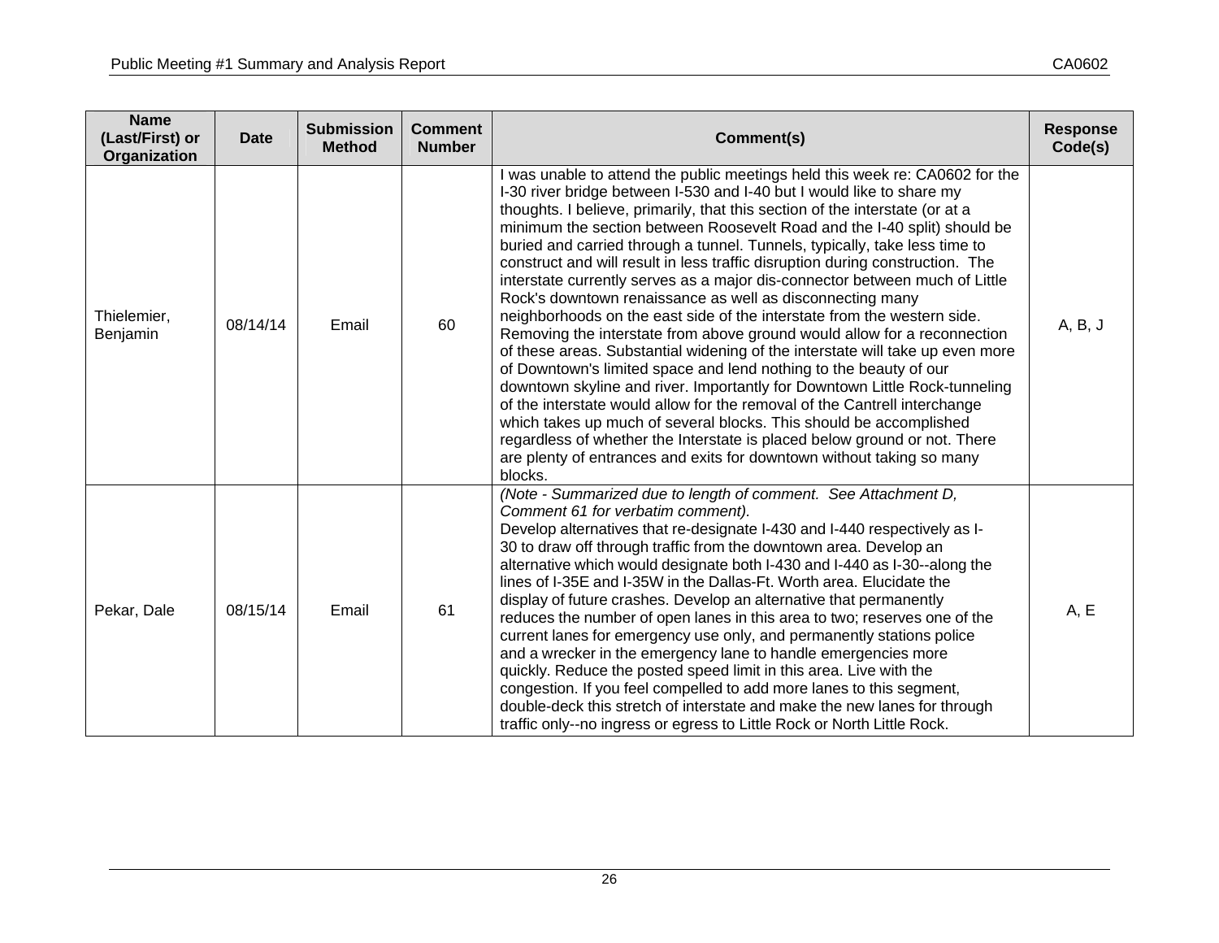| Name (Last/First) or Organization | Date | Submission Method | Comment Number | Comment(s) | Response Code(s) |
|---|---|---|---|---|---|
| Thielemier, Benjamin | 08/14/14 | Email | 60 | I was unable to attend the public meetings held this week re: CA0602 for the I-30 river bridge between I-530 and I-40 but I would like to share my thoughts. I believe, primarily, that this section of the interstate (or at a minimum the section between Roosevelt Road and the I-40 split) should be buried and carried through a tunnel. Tunnels, typically, take less time to construct and will result in less traffic disruption during construction. The interstate currently serves as a major dis-connector between much of Little Rock's downtown renaissance as well as disconnecting many neighborhoods on the east side of the interstate from the western side. Removing the interstate from above ground would allow for a reconnection of these areas. Substantial widening of the interstate will take up even more of Downtown's limited space and lend nothing to the beauty of our downtown skyline and river. Importantly for Downtown Little Rock-tunneling of the interstate would allow for the removal of the Cantrell interchange which takes up much of several blocks. This should be accomplished regardless of whether the Interstate is placed below ground or not. There are plenty of entrances and exits for downtown without taking so many blocks. | A, B, J |
| Pekar, Dale | 08/15/14 | Email | 61 | *(Note - Summarized due to length of comment. See Attachment D, Comment 61 for verbatim comment).* Develop alternatives that re-designate I-430 and I-440 respectively as I-30 to draw off through traffic from the downtown area. Develop an alternative which would designate both I-430 and I-440 as I-30--along the lines of I-35E and I-35W in the Dallas-Ft. Worth area. Elucidate the display of future crashes. Develop an alternative that permanently reduces the number of open lanes in this area to two; reserves one of the current lanes for emergency use only, and permanently stations police and a wrecker in the emergency lane to handle emergencies more quickly. Reduce the posted speed limit in this area. Live with the congestion. If you feel compelled to add more lanes to this segment, double-deck this stretch of interstate and make the new lanes for through traffic only--no ingress or egress to Little Rock or North Little Rock. | A, E |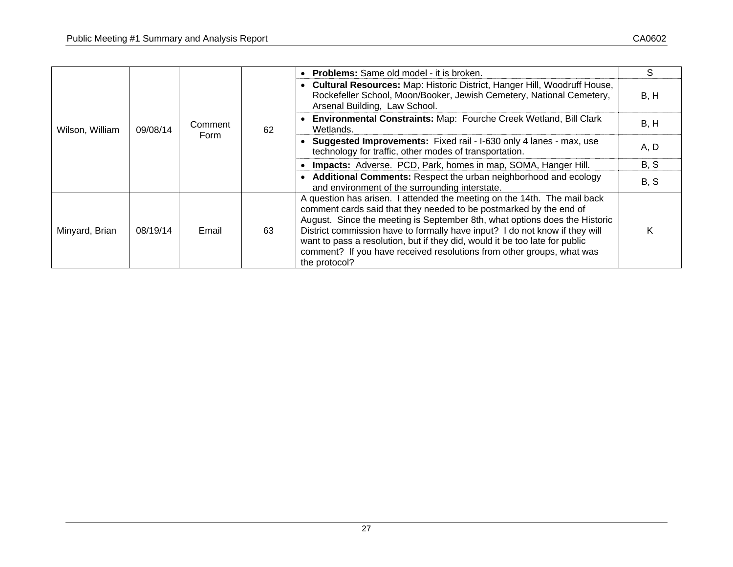| | | | | | |
|---|---|---|---|---|---|
| Wilson, William | 09/08/14 | Comment Form | 62 | • **Problems:** Same old model - it is broken. | S |
| | | | | • **Cultural Resources:** Map: Historic District, Hanger Hill, Woodruff House, Rockefeller School, Moon/Booker, Jewish Cemetery, National Cemetery, Arsenal Building, Law School. | B, H |
| | | | | • **Environmental Constraints:** Map: Fourche Creek Wetland, Bill Clark Wetlands. | B, H |
| | | | | • **Suggested Improvements:** Fixed rail - I-630 only 4 lanes - max, use technology for traffic, other modes of transportation. | A, D |
| | | | | • **Impacts:** Adverse. PCD, Park, homes in map, SOMA, Hanger Hill. | B, S |
| | | | | • **Additional Comments:** Respect the urban neighborhood and ecology and environment of the surrounding interstate. | B, S |
| Minyard, Brian | 08/19/14 | Email | 63 | A question has arisen. I attended the meeting on the 14th. The mail back comment cards said that they needed to be postmarked by the end of August. Since the meeting is September 8th, what options does the Historic District commission have to formally have input? I do not know if they will want to pass a resolution, but if they did, would it be too late for public comment? If you have received resolutions from other groups, what was the protocol? | K |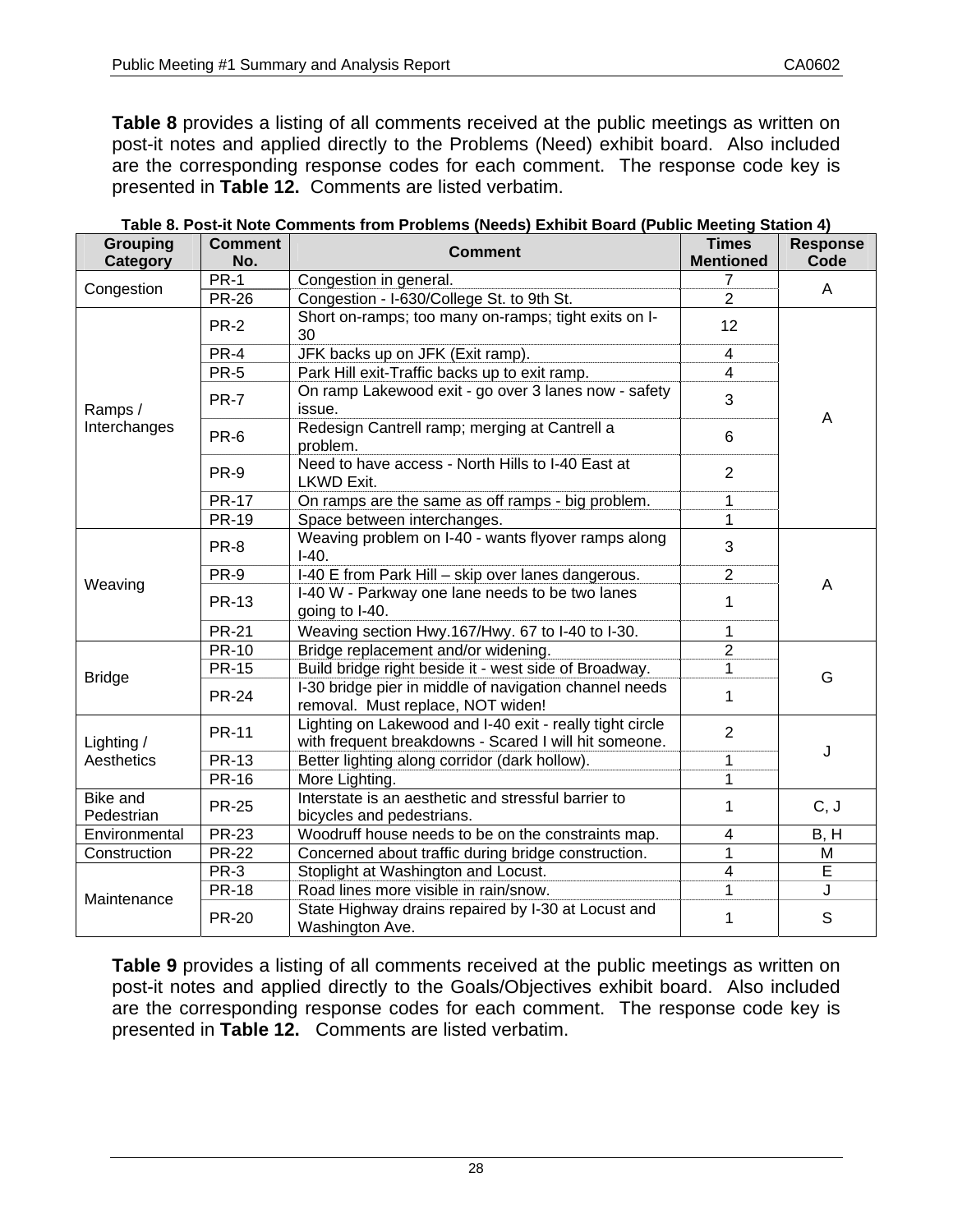**Table 8** provides a listing of all comments received at the public meetings as written on post-it notes and applied directly to the Problems (Need) exhibit board. Also included are the corresponding response codes for each comment. The response code key is presented in **Table 12.** Comments are listed verbatim.

**Table 8. Post-it Note Comments from Problems (Needs) Exhibit Board (Public Meeting Station 4)**

| Grouping Category | Comment No. | Comment | Times Mentioned | Response Code |
|---|---|---|---|---|
| Congestion | PR-1 | Congestion in general. | 7 | A |
| | PR-26 | Congestion - I-630/College St. to 9th St. | 2 | |
| Ramps / Interchanges | PR-2 | Short on-ramps; too many on-ramps; tight exits on I-30 | 12 | A |
| | PR-4 | JFK backs up on JFK (Exit ramp). | 4 | |
| | PR-5 | Park Hill exit-Traffic backs up to exit ramp. | 4 | |
| | PR-7 | On ramp Lakewood exit - go over 3 lanes now - safety issue. | 3 | |
| | PR-6 | Redesign Cantrell ramp; merging at Cantrell a problem. | 6 | |
| | PR-9 | Need to have access - North Hills to I-40 East at LKWD Exit. | 2 | |
| | PR-17 | On ramps are the same as off ramps - big problem. | 1 | |
| | PR-19 | Space between interchanges. | 1 | |
| Weaving | PR-8 | Weaving problem on I-40 - wants flyover ramps along I-40. | 3 | A |
| | PR-9 | I-40 E from Park Hill – skip over lanes dangerous. | 2 | |
| | PR-13 | I-40 W - Parkway one lane needs to be two lanes going to I-40. | 1 | |
| | PR-21 | Weaving section Hwy.167/Hwy. 67 to I-40 to I-30. | 1 | |
| Bridge | PR-10 | Bridge replacement and/or widening. | 2 | G |
| | PR-15 | Build bridge right beside it - west side of Broadway. | 1 | |
| | PR-24 | I-30 bridge pier in middle of navigation channel needs removal. Must replace, NOT widen! | 1 | |
| Lighting / Aesthetics | PR-11 | Lighting on Lakewood and I-40 exit - really tight circle with frequent breakdowns - Scared I will hit someone. | 2 | J |
| | PR-13 | Better lighting along corridor (dark hollow). | 1 | |
| | PR-16 | More Lighting. | 1 | |
| Bike and Pedestrian | PR-25 | Interstate is an aesthetic and stressful barrier to bicycles and pedestrians. | 1 | C, J |
| Environmental | PR-23 | Woodruff house needs to be on the constraints map. | 4 | B, H |
| Construction | PR-22 | Concerned about traffic during bridge construction. | 1 | M |
| Maintenance | PR-3 | Stoplight at Washington and Locust. | 4 | E |
| | PR-18 | Road lines more visible in rain/snow. | 1 | J |
| | PR-20 | State Highway drains repaired by I-30 at Locust and Washington Ave. | 1 | S |

**Table 9** provides a listing of all comments received at the public meetings as written on post-it notes and applied directly to the Goals/Objectives exhibit board. Also included are the corresponding response codes for each comment. The response code key is presented in **Table 12.** Comments are listed verbatim.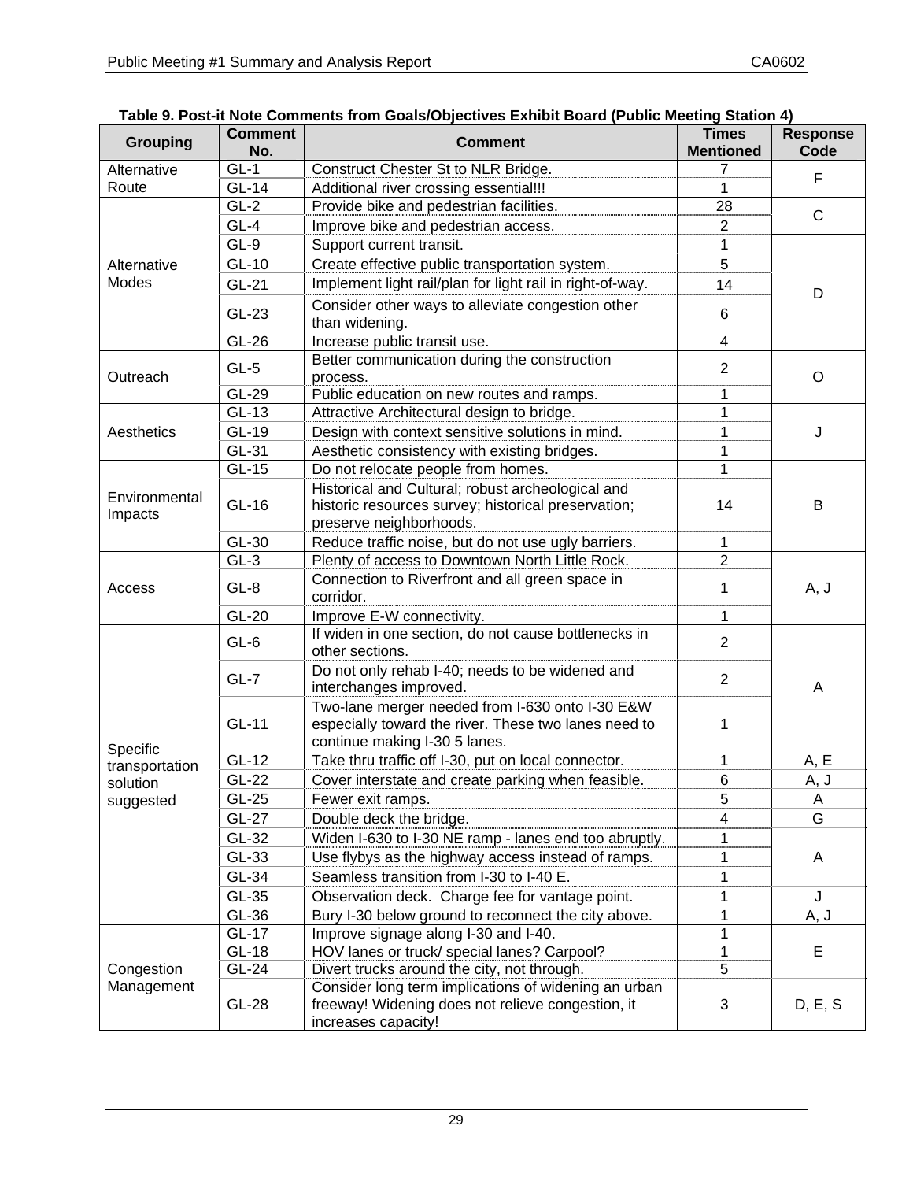**Table 9. Post-it Note Comments from Goals/Objectives Exhibit Board (Public Meeting Station 4)**

| Grouping | Comment No. | Comment | Times Mentioned | Response Code |
|---|---|---|---|---|
| Alternative Route | GL-1 | Construct Chester St to NLR Bridge. | 7 | F |
| | GL-14 | Additional river crossing essential!!! | 1 | |
| Alternative Modes | GL-2 | Provide bike and pedestrian facilities. | 28 | C |
| | GL-4 | Improve bike and pedestrian access. | 2 | |
| | GL-9 | Support current transit. | 1 | D |
| | GL-10 | Create effective public transportation system. | 5 | |
| | GL-21 | Implement light rail/plan for light rail in right-of-way. | 14 | |
| | GL-23 | Consider other ways to alleviate congestion other than widening. | 6 | |
| | GL-26 | Increase public transit use. | 4 | |
| Outreach | GL-5 | Better communication during the construction process. | 2 | O |
| | GL-29 | Public education on new routes and ramps. | 1 | |
| Aesthetics | GL-13 | Attractive Architectural design to bridge. | 1 | J |
| | GL-19 | Design with context sensitive solutions in mind. | 1 | |
| | GL-31 | Aesthetic consistency with existing bridges. | 1 | |
| Environmental Impacts | GL-15 | Do not relocate people from homes. | 1 | B |
| | GL-16 | Historical and Cultural; robust archeological and historic resources survey; historical preservation; preserve neighborhoods. | 14 | |
| | GL-30 | Reduce traffic noise, but do not use ugly barriers. | 1 | |
| Access | GL-3 | Plenty of access to Downtown North Little Rock. | 2 | A, J |
| | GL-8 | Connection to Riverfront and all green space in corridor. | 1 | |
| | GL-20 | Improve E-W connectivity. | 1 | |
| Specific transportation solution suggested | GL-6 | If widen in one section, do not cause bottlenecks in other sections. | 2 | A |
| | GL-7 | Do not only rehab I-40; needs to be widened and interchanges improved. | 2 | |
| | GL-11 | Two-lane merger needed from I-630 onto I-30 E&W especially toward the river. These two lanes need to continue making I-30 5 lanes. | 1 | |
| | GL-12 | Take thru traffic off I-30, put on local connector. | 1 | A, E |
| | GL-22 | Cover interstate and create parking when feasible. | 6 | A, J |
| | GL-25 | Fewer exit ramps. | 5 | A |
| | GL-27 | Double deck the bridge. | 4 | G |
| | GL-32 | Widen I-630 to I-30 NE ramp - lanes end too abruptly. | 1 | A |
| | GL-33 | Use flybys as the highway access instead of ramps. | 1 | |
| | GL-34 | Seamless transition from I-30 to I-40 E. | 1 | |
| | GL-35 | Observation deck. Charge fee for vantage point. | 1 | J |
| | GL-36 | Bury I-30 below ground to reconnect the city above. | 1 | A, J |
| Congestion Management | GL-17 | Improve signage along I-30 and I-40. | 1 | E |
| | GL-18 | HOV lanes or truck/ special lanes? Carpool? | 1 | |
| | GL-24 | Divert trucks around the city, not through. | 5 | |
| | GL-28 | Consider long term implications of widening an urban freeway! Widening does not relieve congestion, it increases capacity! | 3 | D, E, S |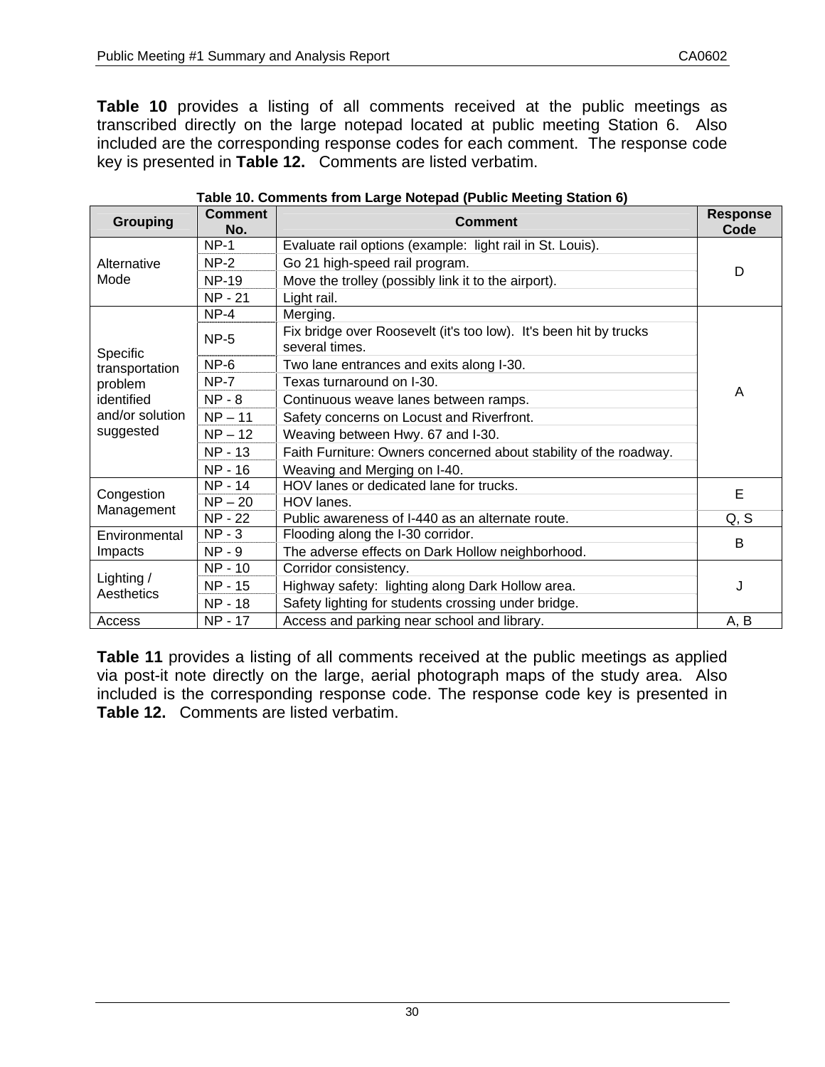**Table 10** provides a listing of all comments received at the public meetings as transcribed directly on the large notepad located at public meeting Station 6. Also included are the corresponding response codes for each comment. The response code key is presented in **Table 12.** Comments are listed verbatim.

**Table 10. Comments from Large Notepad (Public Meeting Station 6)**

| Grouping | Comment No. | Comment | Response Code |
|---|---|---|---|
| Alternative Mode | NP-1 | Evaluate rail options (example: light rail in St. Louis). | D |
| | NP-2 | Go 21 high-speed rail program. | |
| | NP-19 | Move the trolley (possibly link it to the airport). | |
| | NP - 21 | Light rail. | |
| Specific transportation problem identified and/or solution suggested | NP-4 | Merging. | A |
| | NP-5 | Fix bridge over Roosevelt (it's too low). It's been hit by trucks several times. | |
| | NP-6 | Two lane entrances and exits along I-30. | |
| | NP-7 | Texas turnaround on I-30. | |
| | NP - 8 | Continuous weave lanes between ramps. | |
| | NP – 11 | Safety concerns on Locust and Riverfront. | |
| | NP – 12 | Weaving between Hwy. 67 and I-30. | |
| | NP - 13 | Faith Furniture: Owners concerned about stability of the roadway. | |
| | NP - 16 | Weaving and Merging on I-40. | |
| Congestion Management | NP - 14 | HOV lanes or dedicated lane for trucks. | E |
| | NP – 20 | HOV lanes. | |
| | NP - 22 | Public awareness of I-440 as an alternate route. | Q, S |
| Environmental Impacts | NP - 3 | Flooding along the I-30 corridor. | B |
| | NP - 9 | The adverse effects on Dark Hollow neighborhood. | |
| Lighting / Aesthetics | NP - 10 | Corridor consistency. | J |
| | NP - 15 | Highway safety: lighting along Dark Hollow area. | |
| | NP - 18 | Safety lighting for students crossing under bridge. | |
| Access | NP - 17 | Access and parking near school and library. | A, B |

**Table 11** provides a listing of all comments received at the public meetings as applied via post-it note directly on the large, aerial photograph maps of the study area. Also included is the corresponding response code. The response code key is presented in **Table 12.** Comments are listed verbatim.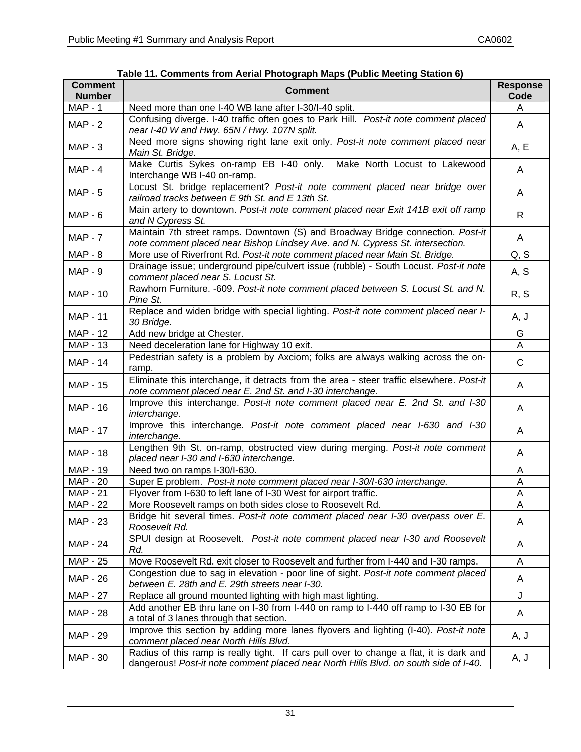**Table 11. Comments from Aerial Photograph Maps (Public Meeting Station 6)**

| Comment Number | Comment | Response Code |
|---|---|---|
| MAP - 1 | Need more than one I-40 WB lane after I-30/I-40 split. | A |
| MAP - 2 | Confusing diverge. I-40 traffic often goes to Park Hill. *Post-it note comment placed near I-40 W and Hwy. 65N / Hwy. 107N split.* | A |
| MAP - 3 | Need more signs showing right lane exit only. *Post-it note comment placed near Main St. Bridge.* | A, E |
| MAP - 4 | Make Curtis Sykes on-ramp EB I-40 only. Make North Locust to Lakewood Interchange WB I-40 on-ramp. | A |
| MAP - 5 | Locust St. bridge replacement? *Post-it note comment placed near bridge over railroad tracks between E 9th St. and E 13th St.* | A |
| MAP - 6 | Main artery to downtown. *Post-it note comment placed near Exit 141B exit off ramp and N Cypress St.* | R |
| MAP - 7 | Maintain 7th street ramps. Downtown (S) and Broadway Bridge connection. *Post-it note comment placed near Bishop Lindsey Ave. and N. Cypress St. intersection.* | A |
| MAP - 8 | More use of Riverfront Rd. *Post-it note comment placed near Main St. Bridge.* | Q, S |
| MAP - 9 | Drainage issue; underground pipe/culvert issue (rubble) - South Locust. *Post-it note comment placed near S. Locust St.* | A, S |
| MAP - 10 | Rawhorn Furniture. -609. *Post-it note comment placed between S. Locust St. and N. Pine St.* | R, S |
| MAP - 11 | Replace and widen bridge with special lighting. *Post-it note comment placed near I-30 Bridge.* | A, J |
| MAP - 12 | Add new bridge at Chester. | G |
| MAP - 13 | Need deceleration lane for Highway 10 exit. | A |
| MAP - 14 | Pedestrian safety is a problem by Axciom; folks are always walking across the on-ramp. | C |
| MAP - 15 | Eliminate this interchange, it detracts from the area - steer traffic elsewhere. *Post-it note comment placed near E. 2nd St. and I-30 interchange.* | A |
| MAP - 16 | Improve this interchange. *Post-it note comment placed near E. 2nd St. and I-30 interchange.* | A |
| MAP - 17 | Improve this interchange. *Post-it note comment placed near I-630 and I-30 interchange.* | A |
| MAP - 18 | Lengthen 9th St. on-ramp, obstructed view during merging. *Post-it note comment placed near I-30 and I-630 interchange.* | A |
| MAP - 19 | Need two on ramps I-30/I-630. | A |
| MAP - 20 | Super E problem. *Post-it note comment placed near I-30/I-630 interchange.* | A |
| MAP - 21 | Flyover from I-630 to left lane of I-30 West for airport traffic. | A |
| MAP - 22 | More Roosevelt ramps on both sides close to Roosevelt Rd. | A |
| MAP - 23 | Bridge hit several times. *Post-it note comment placed near I-30 overpass over E. Roosevelt Rd.* | A |
| MAP - 24 | SPUI design at Roosevelt. *Post-it note comment placed near I-30 and Roosevelt Rd.* | A |
| MAP - 25 | Move Roosevelt Rd. exit closer to Roosevelt and further from I-440 and I-30 ramps. | A |
| MAP - 26 | Congestion due to sag in elevation - poor line of sight. *Post-it note comment placed between E. 28th and E. 29th streets near I-30.* | A |
| MAP - 27 | Replace all ground mounted lighting with high mast lighting. | J |
| MAP - 28 | Add another EB thru lane on I-30 from I-440 on ramp to I-440 off ramp to I-30 EB for a total of 3 lanes through that section. | A |
| MAP - 29 | Improve this section by adding more lanes flyovers and lighting (I-40). *Post-it note comment placed near North Hills Blvd.* | A, J |
| MAP - 30 | Radius of this ramp is really tight. If cars pull over to change a flat, it is dark and dangerous! *Post-it note comment placed near North Hills Blvd. on south side of I-40.* | A, J |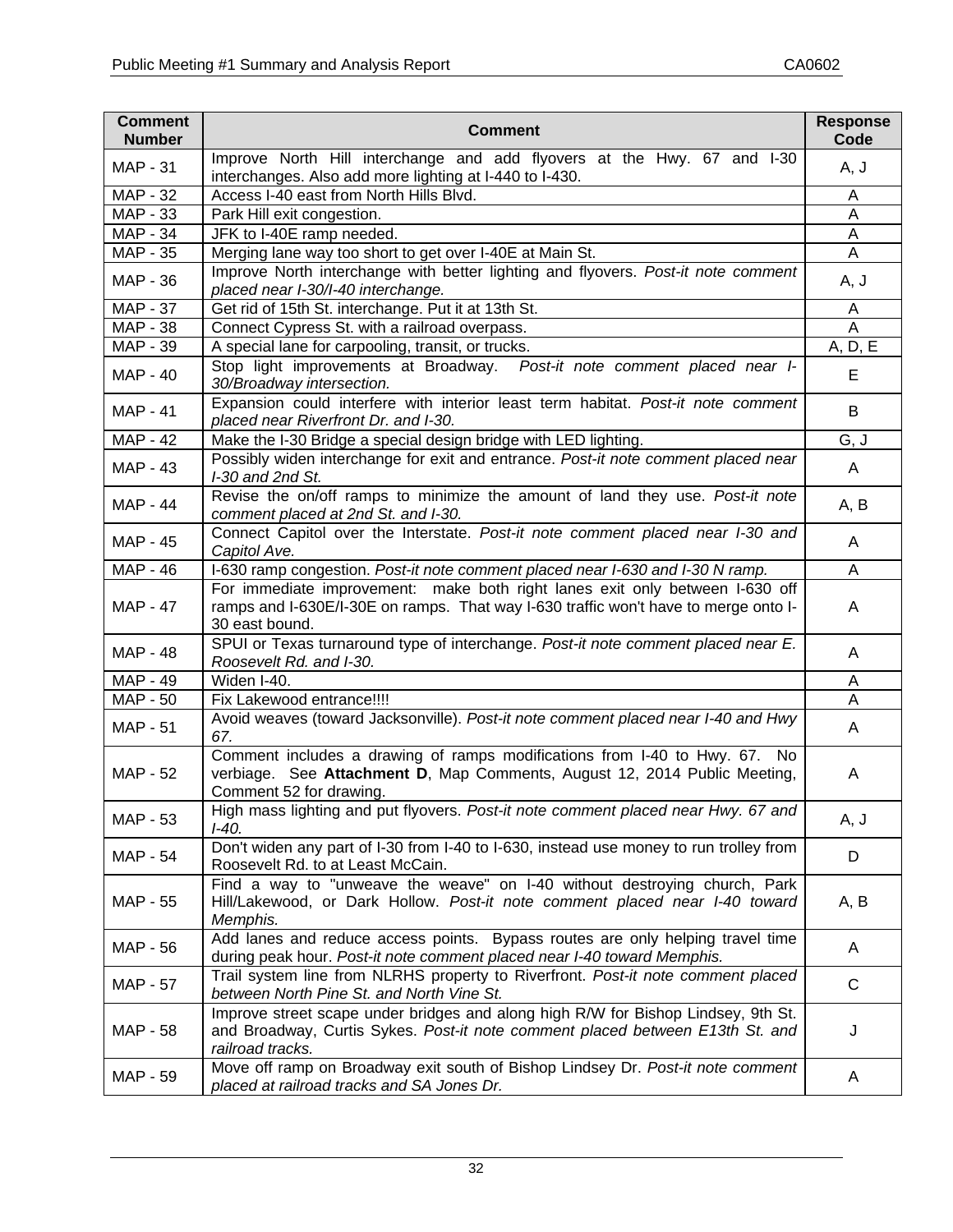| Comment Number | Comment | Response Code |
|---|---|---|
| MAP - 31 | Improve North Hill interchange and add flyovers at the Hwy. 67 and I-30 interchanges. Also add more lighting at I-440 to I-430. | A, J |
| MAP - 32 | Access I-40 east from North Hills Blvd. | A |
| MAP - 33 | Park Hill exit congestion. | A |
| MAP - 34 | JFK to I-40E ramp needed. | A |
| MAP - 35 | Merging lane way too short to get over I-40E at Main St. | A |
| MAP - 36 | Improve North interchange with better lighting and flyovers. *Post-it note comment placed near I-30/I-40 interchange.* | A, J |
| MAP - 37 | Get rid of 15th St. interchange. Put it at 13th St. | A |
| MAP - 38 | Connect Cypress St. with a railroad overpass. | A |
| MAP - 39 | A special lane for carpooling, transit, or trucks. | A, D, E |
| MAP - 40 | Stop light improvements at Broadway. *Post-it note comment placed near I-30/Broadway intersection.* | E |
| MAP - 41 | Expansion could interfere with interior least term habitat. *Post-it note comment placed near Riverfront Dr. and I-30.* | B |
| MAP - 42 | Make the I-30 Bridge a special design bridge with LED lighting. | G, J |
| MAP - 43 | Possibly widen interchange for exit and entrance. *Post-it note comment placed near I-30 and 2nd St.* | A |
| MAP - 44 | Revise the on/off ramps to minimize the amount of land they use. *Post-it note comment placed at 2nd St. and I-30.* | A, B |
| MAP - 45 | Connect Capitol over the Interstate. *Post-it note comment placed near I-30 and Capitol Ave.* | A |
| MAP - 46 | I-630 ramp congestion. *Post-it note comment placed near I-630 and I-30 N ramp.* | A |
| MAP - 47 | For immediate improvement: make both right lanes exit only between I-630 off ramps and I-630E/I-30E on ramps. That way I-630 traffic won't have to merge onto I-30 east bound. | A |
| MAP - 48 | SPUI or Texas turnaround type of interchange. *Post-it note comment placed near E. Roosevelt Rd. and I-30.* | A |
| MAP - 49 | Widen I-40. | A |
| MAP - 50 | Fix Lakewood entrance!!!! | A |
| MAP - 51 | Avoid weaves (toward Jacksonville). *Post-it note comment placed near I-40 and Hwy 67.* | A |
| MAP - 52 | Comment includes a drawing of ramps modifications from I-40 to Hwy. 67. No verbiage. See **Attachment D**, Map Comments, August 12, 2014 Public Meeting, Comment 52 for drawing. | A |
| MAP - 53 | High mass lighting and put flyovers. *Post-it note comment placed near Hwy. 67 and I-40.* | A, J |
| MAP - 54 | Don't widen any part of I-30 from I-40 to I-630, instead use money to run trolley from Roosevelt Rd. to at Least McCain. | D |
| MAP - 55 | Find a way to "unweave the weave" on I-40 without destroying church, Park Hill/Lakewood, or Dark Hollow. *Post-it note comment placed near I-40 toward Memphis.* | A, B |
| MAP - 56 | Add lanes and reduce access points. Bypass routes are only helping travel time during peak hour. *Post-it note comment placed near I-40 toward Memphis.* | A |
| MAP - 57 | Trail system line from NLRHS property to Riverfront. *Post-it note comment placed between North Pine St. and North Vine St.* | C |
| MAP - 58 | Improve street scape under bridges and along high R/W for Bishop Lindsey, 9th St. and Broadway, Curtis Sykes. *Post-it note comment placed between E13th St. and railroad tracks.* | J |
| MAP - 59 | Move off ramp on Broadway exit south of Bishop Lindsey Dr. *Post-it note comment placed at railroad tracks and SA Jones Dr.* | A |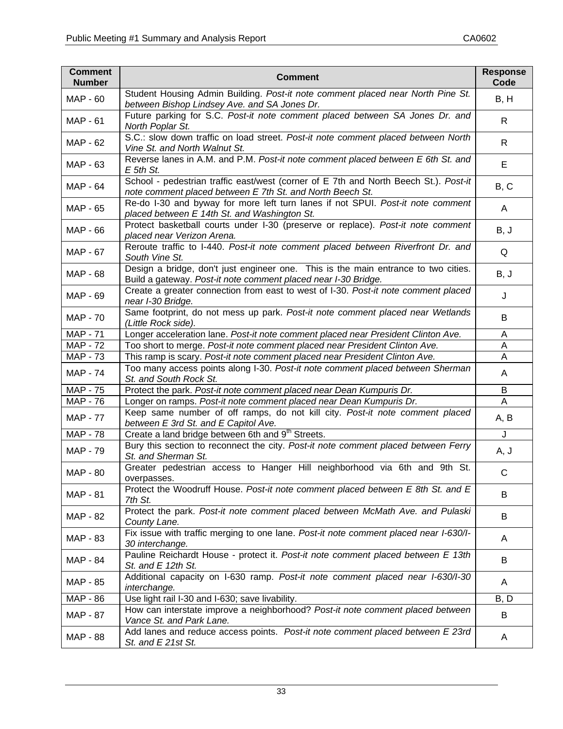| Comment Number | Comment | Response Code |
|---|---|---|
| MAP - 60 | Student Housing Admin Building. *Post-it note comment placed near North Pine St. between Bishop Lindsey Ave. and SA Jones Dr.* | B, H |
| MAP - 61 | Future parking for S.C. *Post-it note comment placed between SA Jones Dr. and North Poplar St.* | R |
| MAP - 62 | S.C.: slow down traffic on load street. *Post-it note comment placed between North Vine St. and North Walnut St.* | R |
| MAP - 63 | Reverse lanes in A.M. and P.M. *Post-it note comment placed between E 6th St. and E 5th St.* | E |
| MAP - 64 | School - pedestrian traffic east/west (corner of E 7th and North Beech St.). *Post-it note comment placed between E 7th St. and North Beech St.* | B, C |
| MAP - 65 | Re-do I-30 and byway for more left turn lanes if not SPUI. *Post-it note comment placed between E 14th St. and Washington St.* | A |
| MAP - 66 | Protect basketball courts under I-30 (preserve or replace). *Post-it note comment placed near Verizon Arena.* | B, J |
| MAP - 67 | Reroute traffic to I-440. *Post-it note comment placed between Riverfront Dr. and South Vine St.* | Q |
| MAP - 68 | Design a bridge, don't just engineer one. This is the main entrance to two cities. Build a gateway. *Post-it note comment placed near I-30 Bridge.* | B, J |
| MAP - 69 | Create a greater connection from east to west of I-30. *Post-it note comment placed near I-30 Bridge.* | J |
| MAP - 70 | Same footprint, do not mess up park. *Post-it note comment placed near Wetlands (Little Rock side).* | B |
| MAP - 71 | Longer acceleration lane. *Post-it note comment placed near President Clinton Ave.* | A |
| MAP - 72 | Too short to merge. *Post-it note comment placed near President Clinton Ave.* | A |
| MAP - 73 | This ramp is scary. *Post-it note comment placed near President Clinton Ave.* | A |
| MAP - 74 | Too many access points along I-30. *Post-it note comment placed between Sherman St. and South Rock St.* | A |
| MAP - 75 | Protect the park. *Post-it note comment placed near Dean Kumpuris Dr.* | B |
| MAP - 76 | Longer on ramps. *Post-it note comment placed near Dean Kumpuris Dr.* | A |
| MAP - 77 | Keep same number of off ramps, do not kill city. *Post-it note comment placed between E 3rd St. and E Capitol Ave.* | A, B |
| MAP - 78 | Create a land bridge between 6th and 9th Streets. | J |
| MAP - 79 | Bury this section to reconnect the city. *Post-it note comment placed between Ferry St. and Sherman St.* | A, J |
| MAP - 80 | Greater pedestrian access to Hanger Hill neighborhood via 6th and 9th St. overpasses. | C |
| MAP - 81 | Protect the Woodruff House. *Post-it note comment placed between E 8th St. and E 7th St.* | B |
| MAP - 82 | Protect the park. *Post-it note comment placed between McMath Ave. and Pulaski County Lane.* | B |
| MAP - 83 | Fix issue with traffic merging to one lane. *Post-it note comment placed near I-630/I-30 interchange.* | A |
| MAP - 84 | Pauline Reichardt House - protect it. *Post-it note comment placed between E 13th St. and E 12th St.* | B |
| MAP - 85 | Additional capacity on I-630 ramp. *Post-it note comment placed near I-630/I-30 interchange.* | A |
| MAP - 86 | Use light rail I-30 and I-630; save livability. | B, D |
| MAP - 87 | How can interstate improve a neighborhood? *Post-it note comment placed between Vance St. and Park Lane.* | B |
| MAP - 88 | Add lanes and reduce access points. *Post-it note comment placed between E 23rd St. and E 21st St.* | A |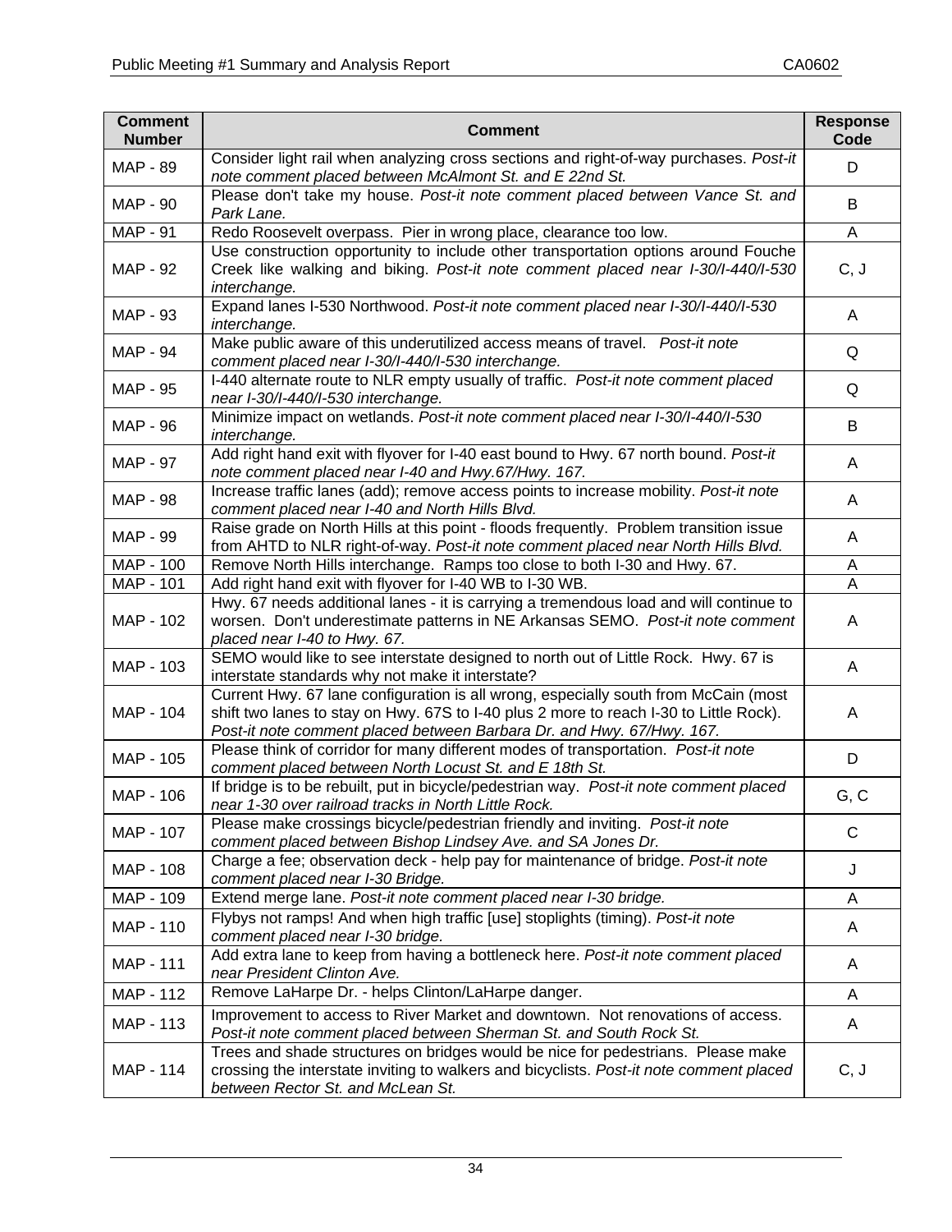| Comment Number | Comment | Response Code |
|---|---|---|
| MAP - 89 | Consider light rail when analyzing cross sections and right-of-way purchases. *Post-it note comment placed between McAlmont St. and E 22nd St.* | D |
| MAP - 90 | Please don't take my house. *Post-it note comment placed between Vance St. and Park Lane.* | B |
| MAP - 91 | Redo Roosevelt overpass. Pier in wrong place, clearance too low. | A |
| MAP - 92 | Use construction opportunity to include other transportation options around Fouche Creek like walking and biking. *Post-it note comment placed near I-30/I-440/I-530 interchange.* | C, J |
| MAP - 93 | Expand lanes I-530 Northwood. *Post-it note comment placed near I-30/I-440/I-530 interchange.* | A |
| MAP - 94 | Make public aware of this underutilized access means of travel. *Post-it note comment placed near I-30/I-440/I-530 interchange.* | Q |
| MAP - 95 | I-440 alternate route to NLR empty usually of traffic. *Post-it note comment placed near I-30/I-440/I-530 interchange.* | Q |
| MAP - 96 | Minimize impact on wetlands. *Post-it note comment placed near I-30/I-440/I-530 interchange.* | B |
| MAP - 97 | Add right hand exit with flyover for I-40 east bound to Hwy. 67 north bound. *Post-it note comment placed near I-40 and Hwy.67/Hwy. 167.* | A |
| MAP - 98 | Increase traffic lanes (add); remove access points to increase mobility. *Post-it note comment placed near I-40 and North Hills Blvd.* | A |
| MAP - 99 | Raise grade on North Hills at this point - floods frequently. Problem transition issue from AHTD to NLR right-of-way. *Post-it note comment placed near North Hills Blvd.* | A |
| MAP - 100 | Remove North Hills interchange. Ramps too close to both I-30 and Hwy. 67. | A |
| MAP - 101 | Add right hand exit with flyover for I-40 WB to I-30 WB. | A |
| MAP - 102 | Hwy. 67 needs additional lanes - it is carrying a tremendous load and will continue to worsen. Don't underestimate patterns in NE Arkansas SEMO. *Post-it note comment placed near I-40 to Hwy. 67.* | A |
| MAP - 103 | SEMO would like to see interstate designed to north out of Little Rock. Hwy. 67 is interstate standards why not make it interstate? | A |
| MAP - 104 | Current Hwy. 67 lane configuration is all wrong, especially south from McCain (most shift two lanes to stay on Hwy. 67S to I-40 plus 2 more to reach I-30 to Little Rock). *Post-it note comment placed between Barbara Dr. and Hwy. 67/Hwy. 167.* | A |
| MAP - 105 | Please think of corridor for many different modes of transportation. *Post-it note comment placed between North Locust St. and E 18th St.* | D |
| MAP - 106 | If bridge is to be rebuilt, put in bicycle/pedestrian way. *Post-it note comment placed near 1-30 over railroad tracks in North Little Rock.* | G, C |
| MAP - 107 | Please make crossings bicycle/pedestrian friendly and inviting. *Post-it note comment placed between Bishop Lindsey Ave. and SA Jones Dr.* | C |
| MAP - 108 | Charge a fee; observation deck - help pay for maintenance of bridge. *Post-it note comment placed near I-30 Bridge.* | J |
| MAP - 109 | Extend merge lane. *Post-it note comment placed near I-30 bridge.* | A |
| MAP - 110 | Flybys not ramps! And when high traffic [use] stoplights (timing). *Post-it note comment placed near I-30 bridge.* | A |
| MAP - 111 | Add extra lane to keep from having a bottleneck here. *Post-it note comment placed near President Clinton Ave.* | A |
| MAP - 112 | Remove LaHarpe Dr. - helps Clinton/LaHarpe danger. | A |
| MAP - 113 | Improvement to access to River Market and downtown. Not renovations of access. *Post-it note comment placed between Sherman St. and South Rock St.* | A |
| MAP - 114 | Trees and shade structures on bridges would be nice for pedestrians. Please make crossing the interstate inviting to walkers and bicyclists. *Post-it note comment placed between Rector St. and McLean St.* | C, J |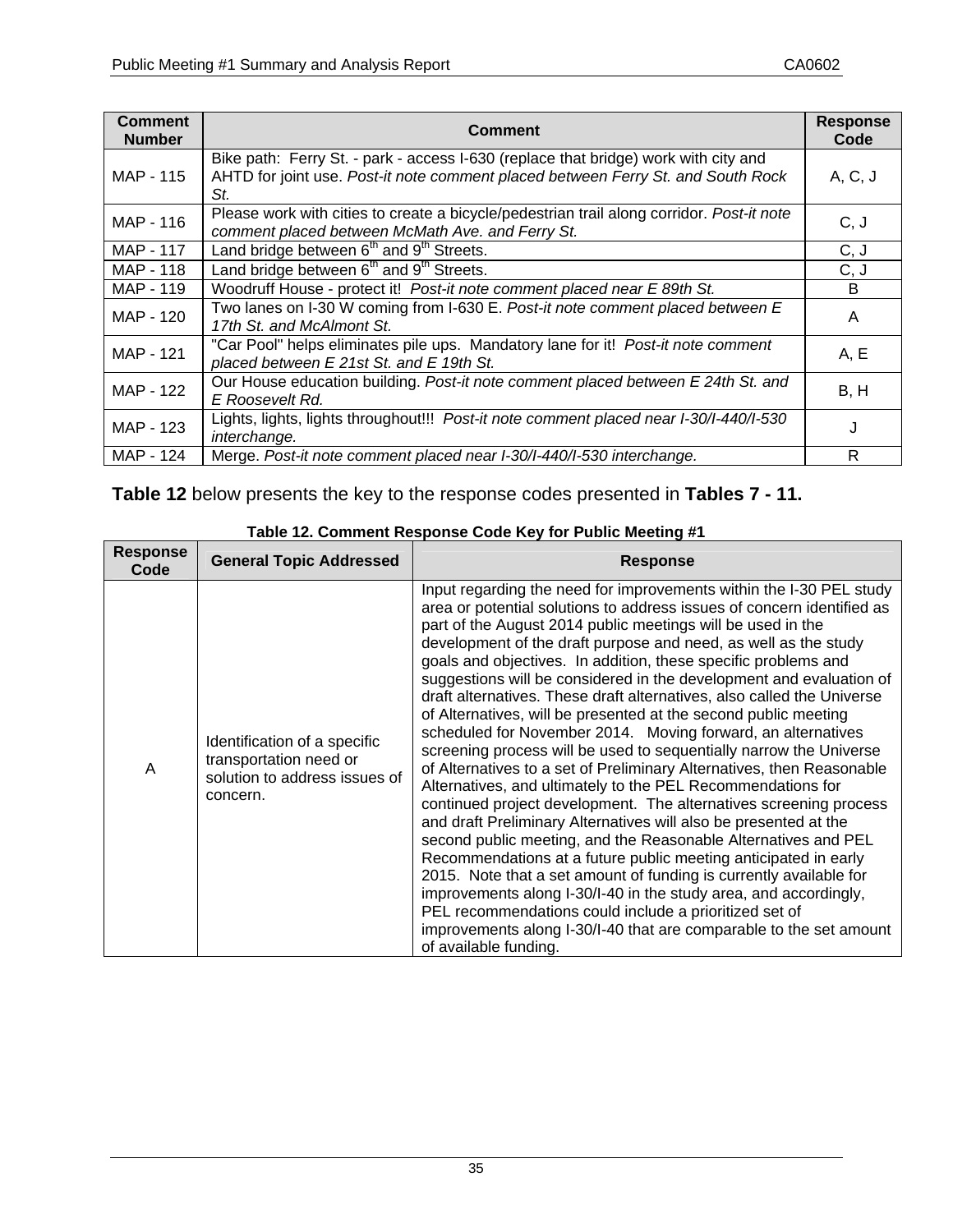| Comment Number | Comment | Response Code |
|---|---|---|
| MAP - 115 | Bike path: Ferry St. - park - access I-630 (replace that bridge) work with city and AHTD for joint use. *Post-it note comment placed between Ferry St. and South Rock St.* | A, C, J |
| MAP - 116 | Please work with cities to create a bicycle/pedestrian trail along corridor. *Post-it note comment placed between McMath Ave. and Ferry St.* | C, J |
| MAP - 117 | Land bridge between 6th and 9th Streets. | C, J |
| MAP - 118 | Land bridge between 6th and 9th Streets. | C, J |
| MAP - 119 | Woodruff House - protect it! *Post-it note comment placed near E 89th St.* | B |
| MAP - 120 | Two lanes on I-30 W coming from I-630 E. *Post-it note comment placed between E 17th St. and McAlmont St.* | A |
| MAP - 121 | "Car Pool" helps eliminates pile ups. Mandatory lane for it! *Post-it note comment placed between E 21st St. and E 19th St.* | A, E |
| MAP - 122 | Our House education building. *Post-it note comment placed between E 24th St. and E Roosevelt Rd.* | B, H |
| MAP - 123 | Lights, lights, lights throughout!!! *Post-it note comment placed near I-30/I-440/I-530 interchange.* | J |
| MAP - 124 | Merge. *Post-it note comment placed near I-30/I-440/I-530 interchange.* | R |

**Table 12** below presents the key to the response codes presented in **Tables 7 - 11.**

**Table 12. Comment Response Code Key for Public Meeting #1**

| Response Code | General Topic Addressed | Response |
|---|---|---|
| A | Identification of a specific transportation need or solution to address issues of concern. | Input regarding the need for improvements within the I-30 PEL study area or potential solutions to address issues of concern identified as part of the August 2014 public meetings will be used in the development of the draft purpose and need, as well as the study goals and objectives. In addition, these specific problems and suggestions will be considered in the development and evaluation of draft alternatives. These draft alternatives, also called the Universe of Alternatives, will be presented at the second public meeting scheduled for November 2014. Moving forward, an alternatives screening process will be used to sequentially narrow the Universe of Alternatives to a set of Preliminary Alternatives, then Reasonable Alternatives, and ultimately to the PEL Recommendations for continued project development. The alternatives screening process and draft Preliminary Alternatives will also be presented at the second public meeting, and the Reasonable Alternatives and PEL Recommendations at a future public meeting anticipated in early 2015. Note that a set amount of funding is currently available for improvements along I-30/I-40 in the study area, and accordingly, PEL recommendations could include a prioritized set of improvements along I-30/I-40 that are comparable to the set amount of available funding. |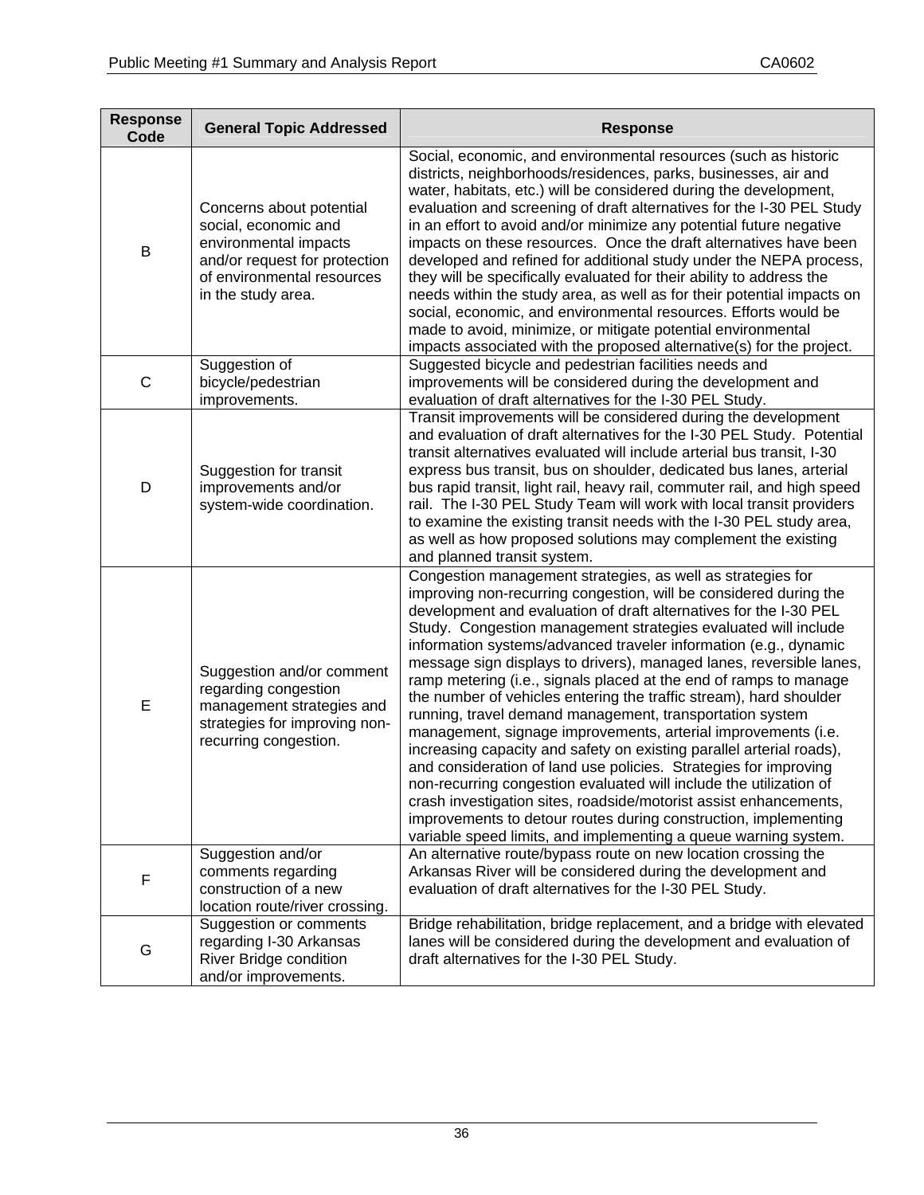| Response Code | General Topic Addressed | Response |
|---|---|---|
| B | Concerns about potential social, economic and environmental impacts and/or request for protection of environmental resources in the study area. | Social, economic, and environmental resources (such as historic districts, neighborhoods/residences, parks, businesses, air and water, habitats, etc.) will be considered during the development, evaluation and screening of draft alternatives for the I-30 PEL Study in an effort to avoid and/or minimize any potential future negative impacts on these resources. Once the draft alternatives have been developed and refined for additional study under the NEPA process, they will be specifically evaluated for their ability to address the needs within the study area, as well as for their potential impacts on social, economic, and environmental resources. Efforts would be made to avoid, minimize, or mitigate potential environmental impacts associated with the proposed alternative(s) for the project. |
| C | Suggestion of bicycle/pedestrian improvements. | Suggested bicycle and pedestrian facilities needs and improvements will be considered during the development and evaluation of draft alternatives for the I-30 PEL Study. |
| D | Suggestion for transit improvements and/or system-wide coordination. | Transit improvements will be considered during the development and evaluation of draft alternatives for the I-30 PEL Study. Potential transit alternatives evaluated will include arterial bus transit, I-30 express bus transit, bus on shoulder, dedicated bus lanes, arterial bus rapid transit, light rail, heavy rail, commuter rail, and high speed rail. The I-30 PEL Study Team will work with local transit providers to examine the existing transit needs with the I-30 PEL study area, as well as how proposed solutions may complement the existing and planned transit system. |
| E | Suggestion and/or comment regarding congestion management strategies and strategies for improving non-recurring congestion. | Congestion management strategies, as well as strategies for improving non-recurring congestion, will be considered during the development and evaluation of draft alternatives for the I-30 PEL Study. Congestion management strategies evaluated will include information systems/advanced traveler information (e.g., dynamic message sign displays to drivers), managed lanes, reversible lanes, ramp metering (i.e., signals placed at the end of ramps to manage the number of vehicles entering the traffic stream), hard shoulder running, travel demand management, transportation system management, signage improvements, arterial improvements (i.e. increasing capacity and safety on existing parallel arterial roads), and consideration of land use policies. Strategies for improving non-recurring congestion evaluated will include the utilization of crash investigation sites, roadside/motorist assist enhancements, improvements to detour routes during construction, implementing variable speed limits, and implementing a queue warning system. |
| F | Suggestion and/or comments regarding construction of a new location route/river crossing. | An alternative route/bypass route on new location crossing the Arkansas River will be considered during the development and evaluation of draft alternatives for the I-30 PEL Study. |
| G | Suggestion or comments regarding I-30 Arkansas River Bridge condition and/or improvements. | Bridge rehabilitation, bridge replacement, and a bridge with elevated lanes will be considered during the development and evaluation of draft alternatives for the I-30 PEL Study. |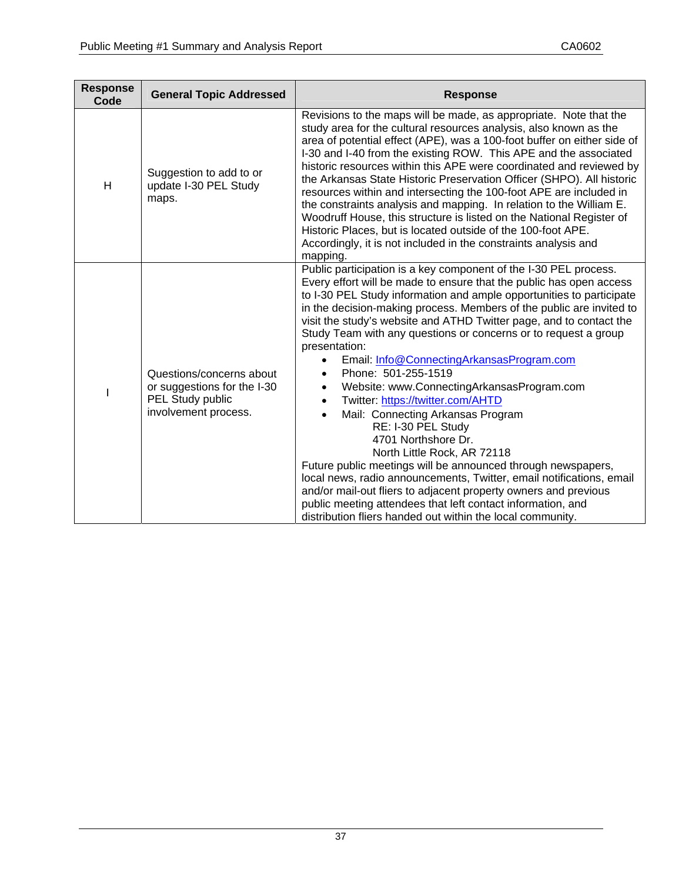| Response Code | General Topic Addressed | Response |
|---|---|---|
| H | Suggestion to add to or update I-30 PEL Study maps. | Revisions to the maps will be made, as appropriate. Note that the study area for the cultural resources analysis, also known as the area of potential effect (APE), was a 100-foot buffer on either side of I-30 and I-40 from the existing ROW. This APE and the associated historic resources within this APE were coordinated and reviewed by the Arkansas State Historic Preservation Officer (SHPO). All historic resources within and intersecting the 100-foot APE are included in the constraints analysis and mapping. In relation to the William E. Woodruff House, this structure is listed on the National Register of Historic Places, but is located outside of the 100-foot APE. Accordingly, it is not included in the constraints analysis and mapping. |
| I | Questions/concerns about or suggestions for the I-30 PEL Study public involvement process. | Public participation is a key component of the I-30 PEL process. Every effort will be made to ensure that the public has open access to I-30 PEL Study information and ample opportunities to participate in the decision-making process. Members of the public are invited to visit the study's website and ATHD Twitter page, and to contact the Study Team with any questions or concerns or to request a group presentation:<br>• Email: Info@ConnectingArkansasProgram.com<br>• Phone: 501-255-1519<br>• Website: www.ConnectingArkansasProgram.com<br>• Twitter: https://twitter.com/AHTD<br>• Mail: Connecting Arkansas Program<br>RE: I-30 PEL Study<br>4701 Northshore Dr.<br>North Little Rock, AR 72118<br>Future public meetings will be announced through newspapers, local news, radio announcements, Twitter, email notifications, email and/or mail-out fliers to adjacent property owners and previous public meeting attendees that left contact information, and distribution fliers handed out within the local community. |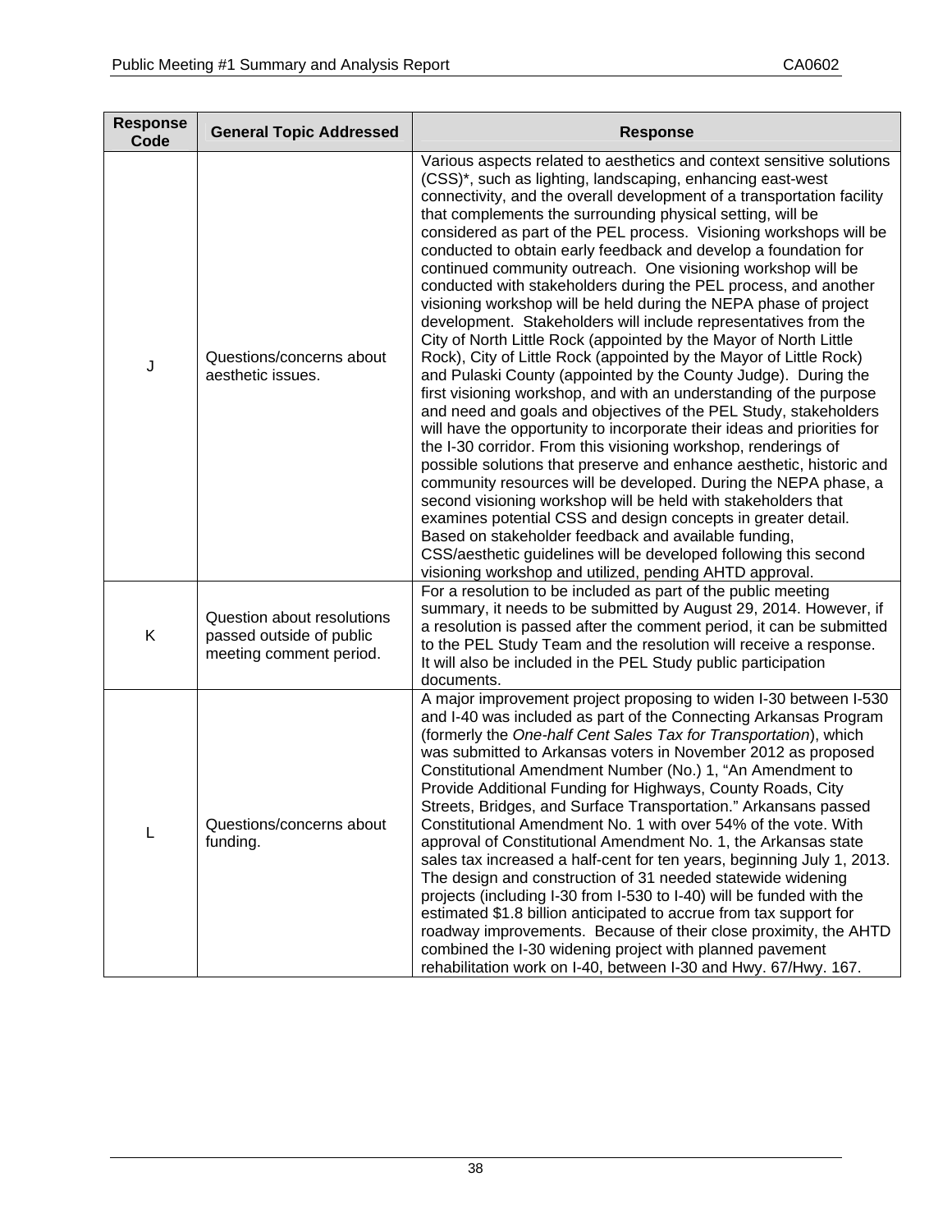| Response Code | General Topic Addressed | Response |
|---|---|---|
| J | Questions/concerns about aesthetic issues. | Various aspects related to aesthetics and context sensitive solutions (CSS)*, such as lighting, landscaping, enhancing east-west connectivity, and the overall development of a transportation facility that complements the surrounding physical setting, will be considered as part of the PEL process. Visioning workshops will be conducted to obtain early feedback and develop a foundation for continued community outreach. One visioning workshop will be conducted with stakeholders during the PEL process, and another visioning workshop will be held during the NEPA phase of project development. Stakeholders will include representatives from the City of North Little Rock (appointed by the Mayor of North Little Rock), City of Little Rock (appointed by the Mayor of Little Rock) and Pulaski County (appointed by the County Judge). During the first visioning workshop, and with an understanding of the purpose and need and goals and objectives of the PEL Study, stakeholders will have the opportunity to incorporate their ideas and priorities for the I-30 corridor. From this visioning workshop, renderings of possible solutions that preserve and enhance aesthetic, historic and community resources will be developed. During the NEPA phase, a second visioning workshop will be held with stakeholders that examines potential CSS and design concepts in greater detail. Based on stakeholder feedback and available funding, CSS/aesthetic guidelines will be developed following this second visioning workshop and utilized, pending AHTD approval. |
| K | Question about resolutions passed outside of public meeting comment period. | For a resolution to be included as part of the public meeting summary, it needs to be submitted by August 29, 2014. However, if a resolution is passed after the comment period, it can be submitted to the PEL Study Team and the resolution will receive a response. It will also be included in the PEL Study public participation documents. |
| L | Questions/concerns about funding. | A major improvement project proposing to widen I-30 between I-530 and I-40 was included as part of the Connecting Arkansas Program (formerly the *One-half Cent Sales Tax for Transportation*), which was submitted to Arkansas voters in November 2012 as proposed Constitutional Amendment Number (No.) 1, "An Amendment to Provide Additional Funding for Highways, County Roads, City Streets, Bridges, and Surface Transportation." Arkansans passed Constitutional Amendment No. 1 with over 54% of the vote. With approval of Constitutional Amendment No. 1, the Arkansas state sales tax increased a half-cent for ten years, beginning July 1, 2013. The design and construction of 31 needed statewide widening projects (including I-30 from I-530 to I-40) will be funded with the estimated $1.8 billion anticipated to accrue from tax support for roadway improvements. Because of their close proximity, the AHTD combined the I-30 widening project with planned pavement rehabilitation work on I-40, between I-30 and Hwy. 67/Hwy. 167. |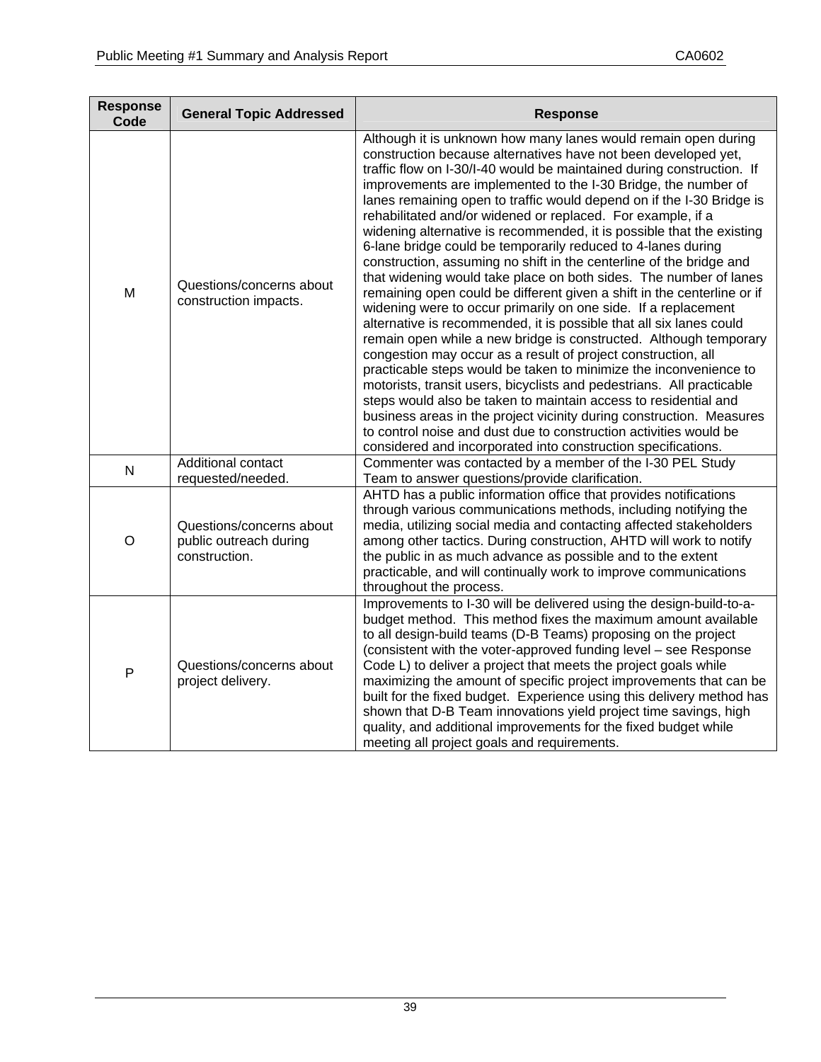| Response Code | General Topic Addressed | Response |
|---|---|---|
| M | Questions/concerns about construction impacts. | Although it is unknown how many lanes would remain open during construction because alternatives have not been developed yet, traffic flow on I-30/I-40 would be maintained during construction. If improvements are implemented to the I-30 Bridge, the number of lanes remaining open to traffic would depend on if the I-30 Bridge is rehabilitated and/or widened or replaced. For example, if a widening alternative is recommended, it is possible that the existing 6-lane bridge could be temporarily reduced to 4-lanes during construction, assuming no shift in the centerline of the bridge and that widening would take place on both sides. The number of lanes remaining open could be different given a shift in the centerline or if widening were to occur primarily on one side. If a replacement alternative is recommended, it is possible that all six lanes could remain open while a new bridge is constructed. Although temporary congestion may occur as a result of project construction, all practicable steps would be taken to minimize the inconvenience to motorists, transit users, bicyclists and pedestrians. All practicable steps would also be taken to maintain access to residential and business areas in the project vicinity during construction. Measures to control noise and dust due to construction activities would be considered and incorporated into construction specifications. |
| N | Additional contact requested/needed. | Commenter was contacted by a member of the I-30 PEL Study Team to answer questions/provide clarification. |
| O | Questions/concerns about public outreach during construction. | AHTD has a public information office that provides notifications through various communications methods, including notifying the media, utilizing social media and contacting affected stakeholders among other tactics. During construction, AHTD will work to notify the public in as much advance as possible and to the extent practicable, and will continually work to improve communications throughout the process. |
| P | Questions/concerns about project delivery. | Improvements to I-30 will be delivered using the design-build-to-a-budget method. This method fixes the maximum amount available to all design-build teams (D-B Teams) proposing on the project (consistent with the voter-approved funding level – see Response Code L) to deliver a project that meets the project goals while maximizing the amount of specific project improvements that can be built for the fixed budget. Experience using this delivery method has shown that D-B Team innovations yield project time savings, high quality, and additional improvements for the fixed budget while meeting all project goals and requirements. |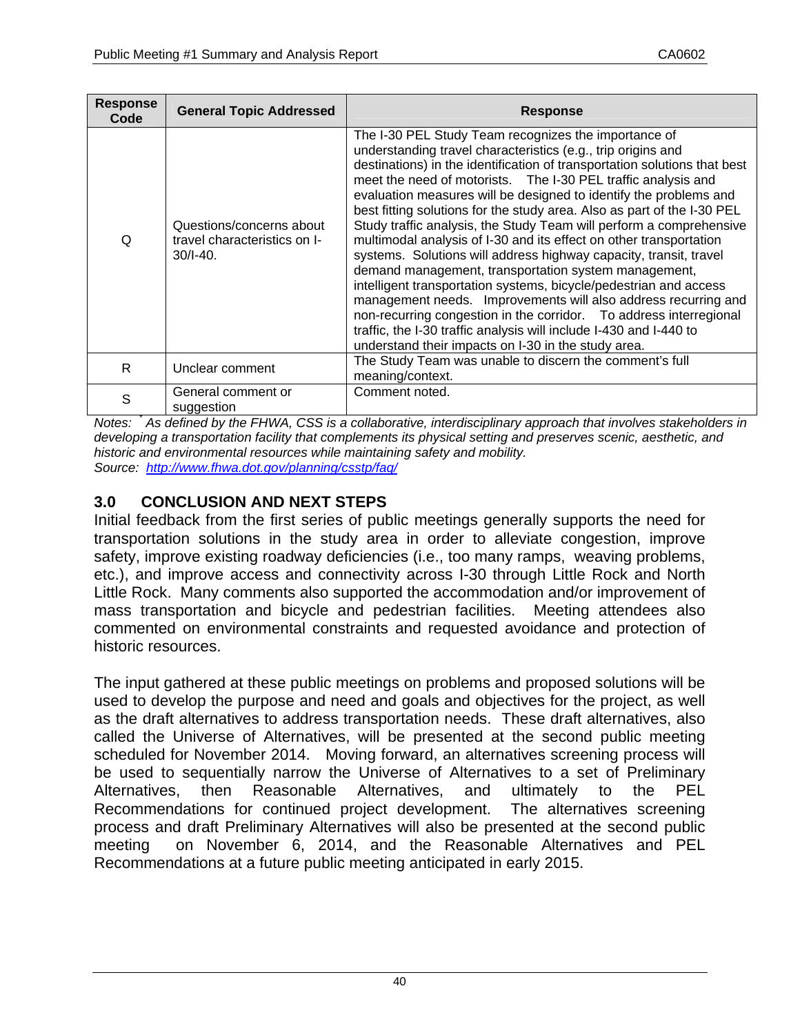| Response Code | General Topic Addressed | Response |
|---|---|---|
| Q | Questions/concerns about travel characteristics on I-30/I-40. | The I-30 PEL Study Team recognizes the importance of understanding travel characteristics (e.g., trip origins and destinations) in the identification of transportation solutions that best meet the need of motorists. The I-30 PEL traffic analysis and evaluation measures will be designed to identify the problems and best fitting solutions for the study area. Also as part of the I-30 PEL Study traffic analysis, the Study Team will perform a comprehensive multimodal analysis of I-30 and its effect on other transportation systems. Solutions will address highway capacity, transit, travel demand management, transportation system management, intelligent transportation systems, bicycle/pedestrian and access management needs. Improvements will also address recurring and non-recurring congestion in the corridor. To address interregional traffic, the I-30 traffic analysis will include I-430 and I-440 to understand their impacts on I-30 in the study area. |
| R | Unclear comment | The Study Team was unable to discern the comment's full meaning/context. |
| S | General comment or suggestion | Comment noted. |

*Notes:* * *As defined by the FHWA, CSS is a collaborative, interdisciplinary approach that involves stakeholders in developing a transportation facility that complements its physical setting and preserves scenic, aesthetic, and historic and environmental resources while maintaining safety and mobility.*
*Source:* *http://www.fhwa.dot.gov/planning/csstp/faq/*

## 3.0 CONCLUSION AND NEXT STEPS

Initial feedback from the first series of public meetings generally supports the need for transportation solutions in the study area in order to alleviate congestion, improve safety, improve existing roadway deficiencies (i.e., too many ramps, weaving problems, etc.), and improve access and connectivity across I-30 through Little Rock and North Little Rock. Many comments also supported the accommodation and/or improvement of mass transportation and bicycle and pedestrian facilities. Meeting attendees also commented on environmental constraints and requested avoidance and protection of historic resources.

The input gathered at these public meetings on problems and proposed solutions will be used to develop the purpose and need and goals and objectives for the project, as well as the draft alternatives to address transportation needs. These draft alternatives, also called the Universe of Alternatives, will be presented at the second public meeting scheduled for November 2014. Moving forward, an alternatives screening process will be used to sequentially narrow the Universe of Alternatives to a set of Preliminary Alternatives, then Reasonable Alternatives, and ultimately to the PEL Recommendations for continued project development. The alternatives screening process and draft Preliminary Alternatives will also be presented at the second public meeting on November 6, 2014, and the Reasonable Alternatives and PEL Recommendations at a future public meeting anticipated in early 2015.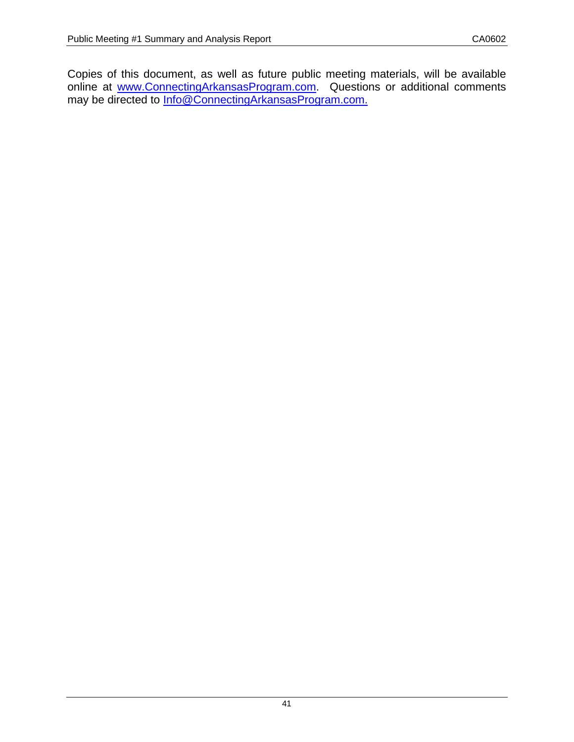Copies of this document, as well as future public meeting materials, will be available online at [www.ConnectingArkansasProgram.com](http://www.ConnectingArkansasProgram.com). Questions or additional comments may be directed to [Info@ConnectingArkansasProgram.com.](mailto:Info@ConnectingArkansasProgram.com)